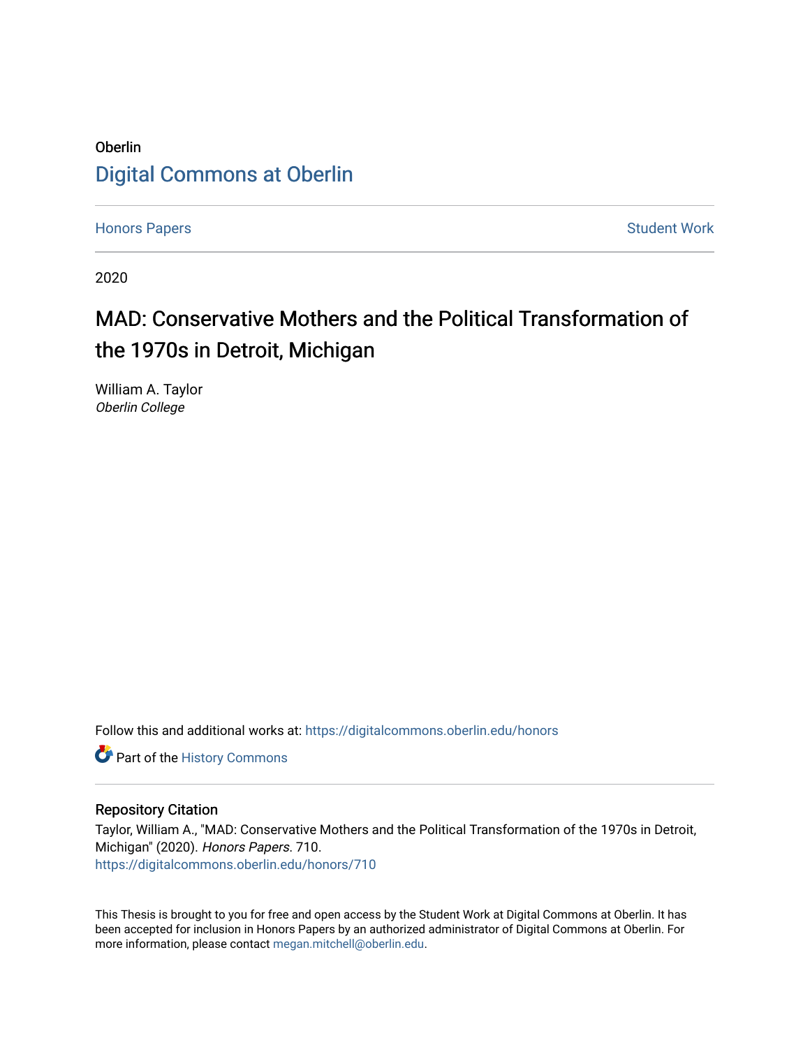Oberlin

Digital Commons at Oberlin

Honors Papers | Student Work

2020

# MAD: Conservative Mothers and the Political Transformation of the 1970s in Detroit, Michigan

William A. Taylor
*Oberlin College*

Follow this and additional works at: https://digitalcommons.oberlin.edu/honors

Part of the History Commons

## Repository Citation

Taylor, William A., "MAD: Conservative Mothers and the Political Transformation of the 1970s in Detroit, Michigan" (2020). *Honors Papers*. 710.
https://digitalcommons.oberlin.edu/honors/710

This Thesis is brought to you for free and open access by the Student Work at Digital Commons at Oberlin. It has been accepted for inclusion in Honors Papers by an authorized administrator of Digital Commons at Oberlin. For more information, please contact megan.mitchell@oberlin.edu.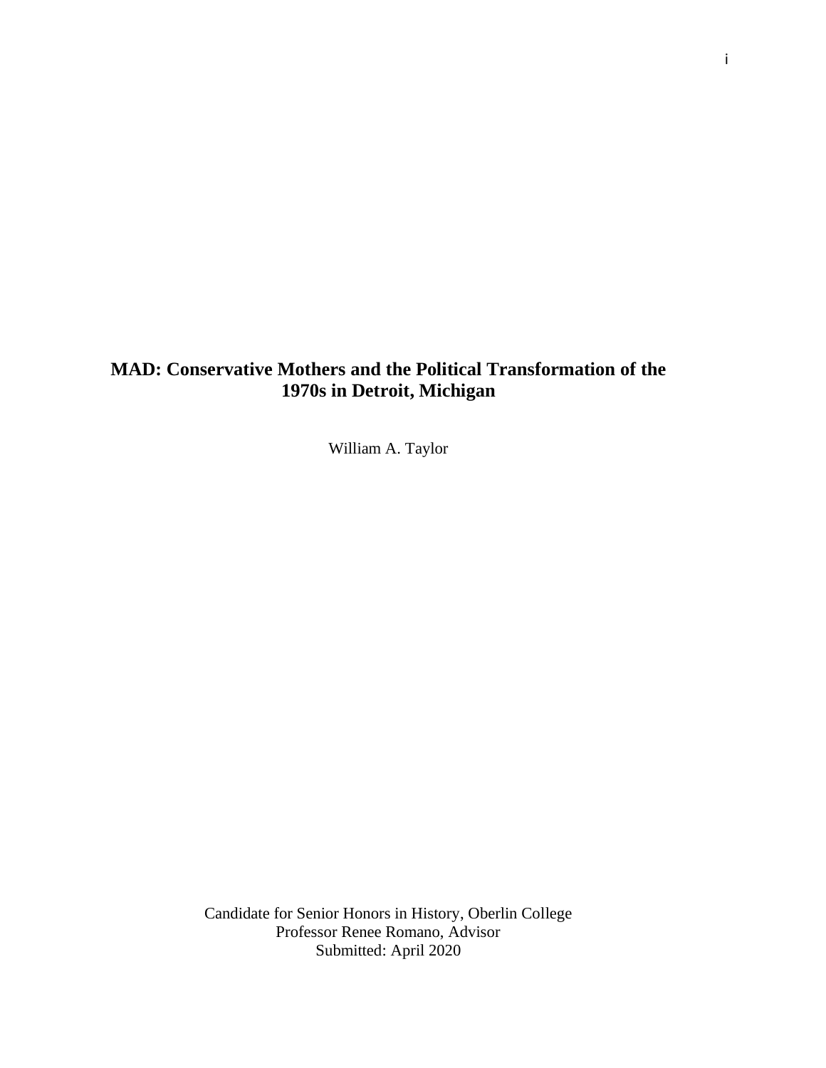**MAD: Conservative Mothers and the Political Transformation of the 1970s in Detroit, Michigan**

William A. Taylor

Candidate for Senior Honors in History, Oberlin College
Professor Renee Romano, Advisor
Submitted: April 2020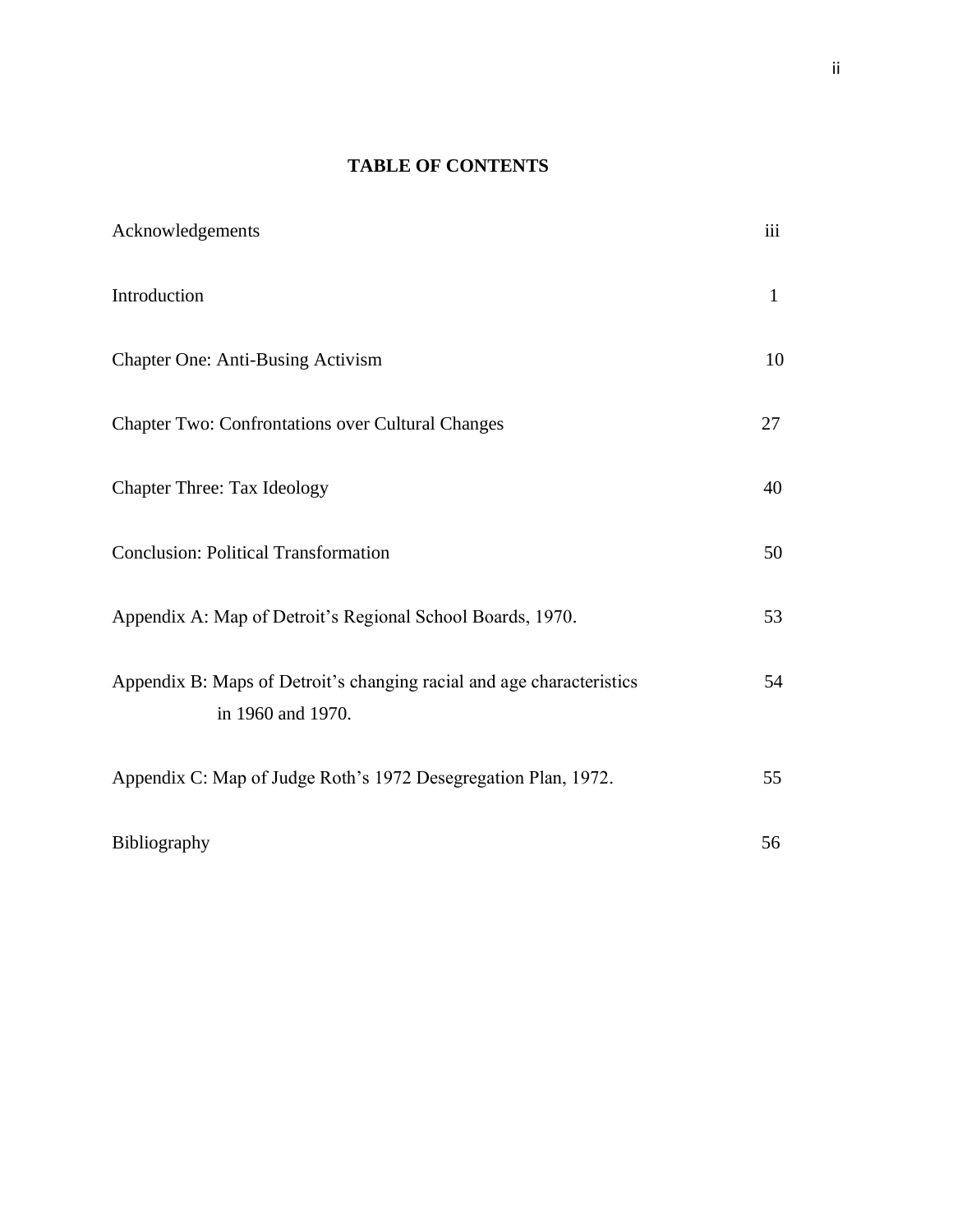**TABLE OF CONTENTS**

| | |
|---|---|
| Acknowledgements | iii |
| Introduction | 1 |
| Chapter One: Anti-Busing Activism | 10 |
| Chapter Two: Confrontations over Cultural Changes | 27 |
| Chapter Three: Tax Ideology | 40 |
| Conclusion: Political Transformation | 50 |
| Appendix A: Map of Detroit's Regional School Boards, 1970. | 53 |
| Appendix B: Maps of Detroit's changing racial and age characteristics in 1960 and 1970. | 54 |
| Appendix C: Map of Judge Roth's 1972 Desegregation Plan, 1972. | 55 |
| Bibliography | 56 |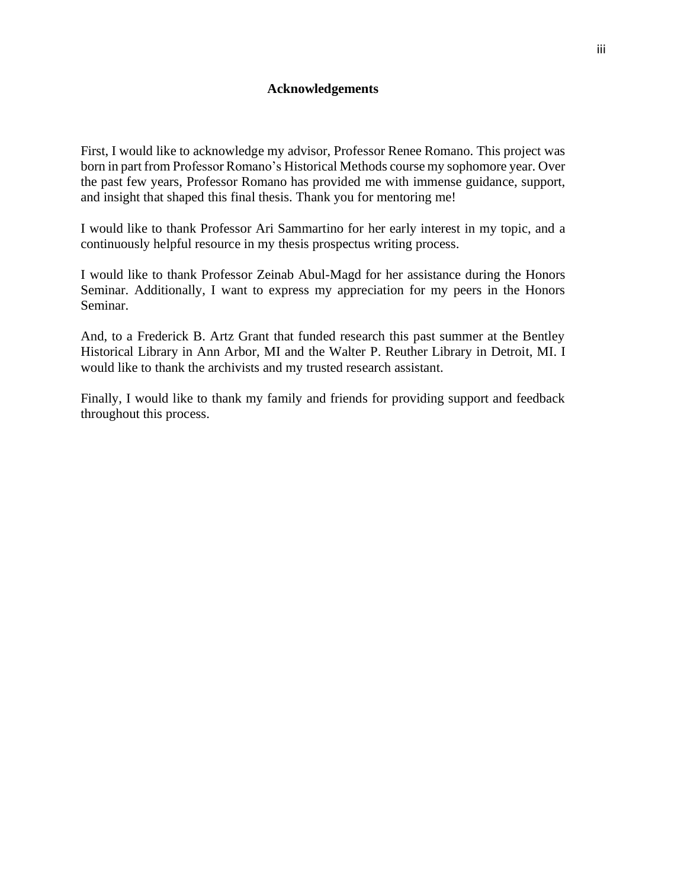## Acknowledgements

First, I would like to acknowledge my advisor, Professor Renee Romano. This project was born in part from Professor Romano's Historical Methods course my sophomore year. Over the past few years, Professor Romano has provided me with immense guidance, support, and insight that shaped this final thesis. Thank you for mentoring me!

I would like to thank Professor Ari Sammartino for her early interest in my topic, and a continuously helpful resource in my thesis prospectus writing process.

I would like to thank Professor Zeinab Abul-Magd for her assistance during the Honors Seminar. Additionally, I want to express my appreciation for my peers in the Honors Seminar.

And, to a Frederick B. Artz Grant that funded research this past summer at the Bentley Historical Library in Ann Arbor, MI and the Walter P. Reuther Library in Detroit, MI. I would like to thank the archivists and my trusted research assistant.

Finally, I would like to thank my family and friends for providing support and feedback throughout this process.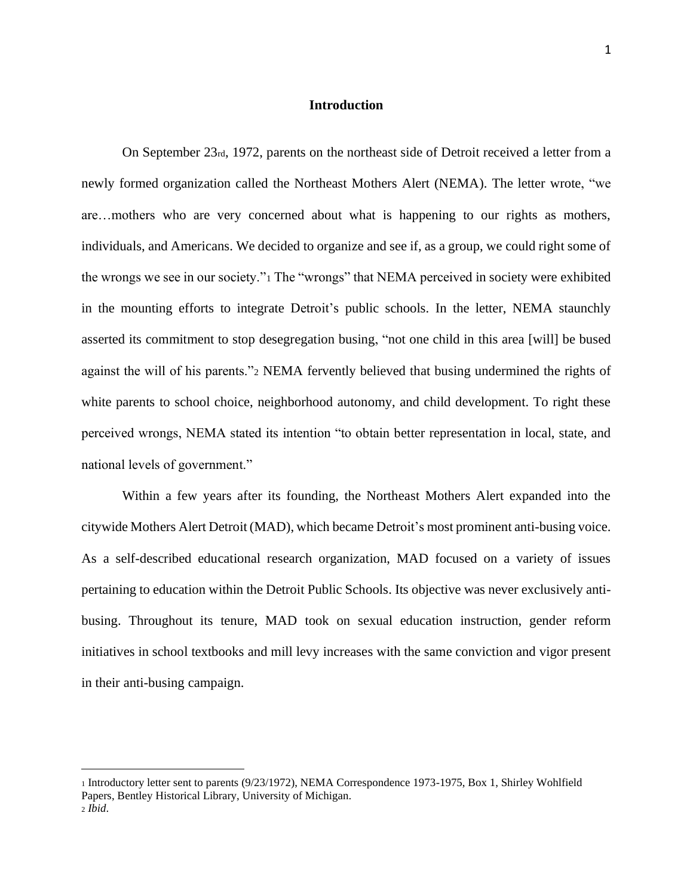## Introduction

On September 23rd, 1972, parents on the northeast side of Detroit received a letter from a newly formed organization called the Northeast Mothers Alert (NEMA). The letter wrote, "we are…mothers who are very concerned about what is happening to our rights as mothers, individuals, and Americans. We decided to organize and see if, as a group, we could right some of the wrongs we see in our society."[1] The "wrongs" that NEMA perceived in society were exhibited in the mounting efforts to integrate Detroit's public schools. In the letter, NEMA staunchly asserted its commitment to stop desegregation busing, "not one child in this area [will] be bused against the will of his parents."[2] NEMA fervently believed that busing undermined the rights of white parents to school choice, neighborhood autonomy, and child development. To right these perceived wrongs, NEMA stated its intention "to obtain better representation in local, state, and national levels of government."

Within a few years after its founding, the Northeast Mothers Alert expanded into the citywide Mothers Alert Detroit (MAD), which became Detroit's most prominent anti-busing voice. As a self-described educational research organization, MAD focused on a variety of issues pertaining to education within the Detroit Public Schools. Its objective was never exclusively anti-busing. Throughout its tenure, MAD took on sexual education instruction, gender reform initiatives in school textbooks and mill levy increases with the same conviction and vigor present in their anti-busing campaign.

---

[1] Introductory letter sent to parents (9/23/1972), NEMA Correspondence 1973-1975, Box 1, Shirley Wohlfield Papers, Bentley Historical Library, University of Michigan.

[2] *Ibid*.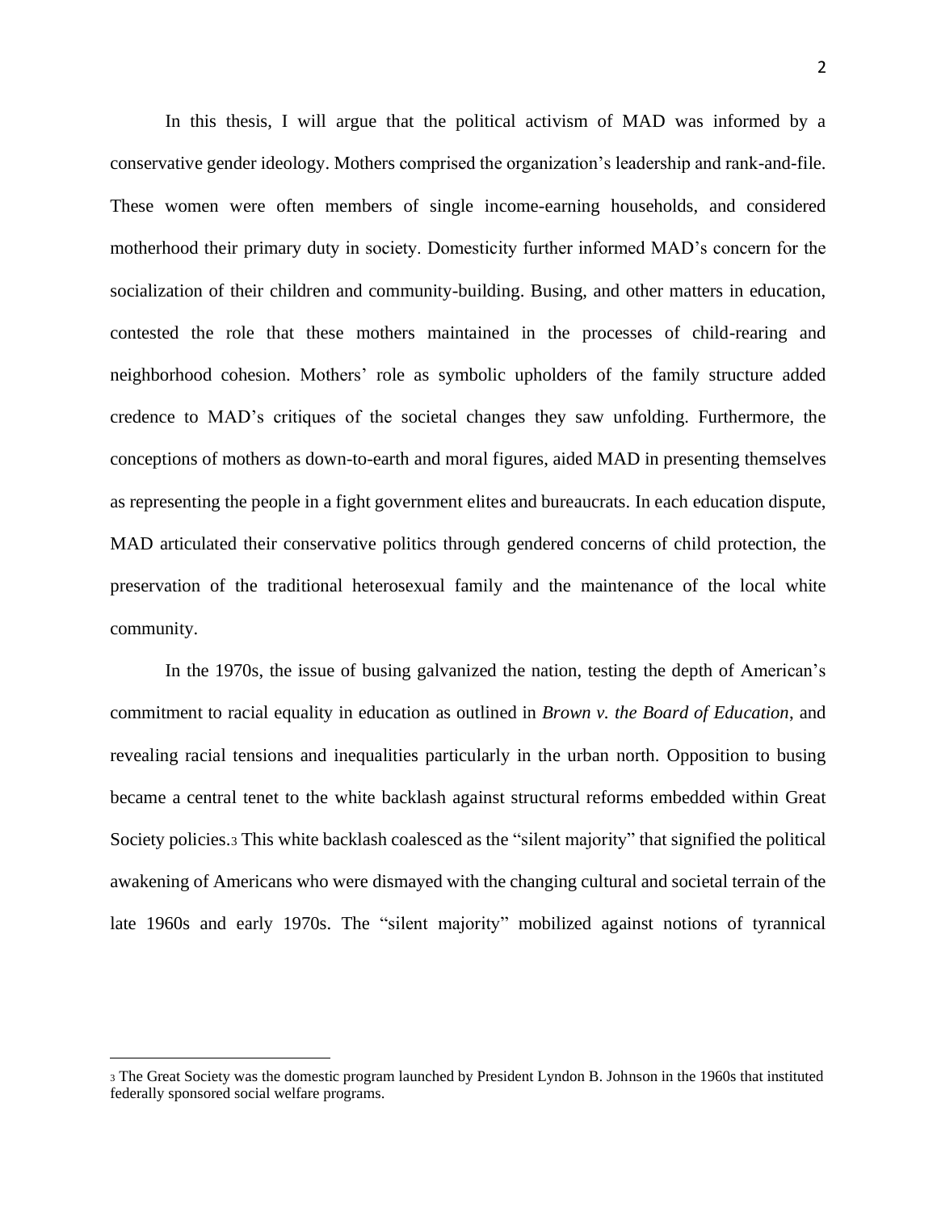In this thesis, I will argue that the political activism of MAD was informed by a conservative gender ideology. Mothers comprised the organization's leadership and rank-and-file. These women were often members of single income-earning households, and considered motherhood their primary duty in society. Domesticity further informed MAD's concern for the socialization of their children and community-building. Busing, and other matters in education, contested the role that these mothers maintained in the processes of child-rearing and neighborhood cohesion. Mothers' role as symbolic upholders of the family structure added credence to MAD's critiques of the societal changes they saw unfolding. Furthermore, the conceptions of mothers as down-to-earth and moral figures, aided MAD in presenting themselves as representing the people in a fight government elites and bureaucrats. In each education dispute, MAD articulated their conservative politics through gendered concerns of child protection, the preservation of the traditional heterosexual family and the maintenance of the local white community.

In the 1970s, the issue of busing galvanized the nation, testing the depth of American's commitment to racial equality in education as outlined in *Brown v. the Board of Education*, and revealing racial tensions and inequalities particularly in the urban north. Opposition to busing became a central tenet to the white backlash against structural reforms embedded within Great Society policies.[3] This white backlash coalesced as the "silent majority" that signified the political awakening of Americans who were dismayed with the changing cultural and societal terrain of the late 1960s and early 1970s. The "silent majority" mobilized against notions of tyrannical

---

[3] The Great Society was the domestic program launched by President Lyndon B. Johnson in the 1960s that instituted federally sponsored social welfare programs.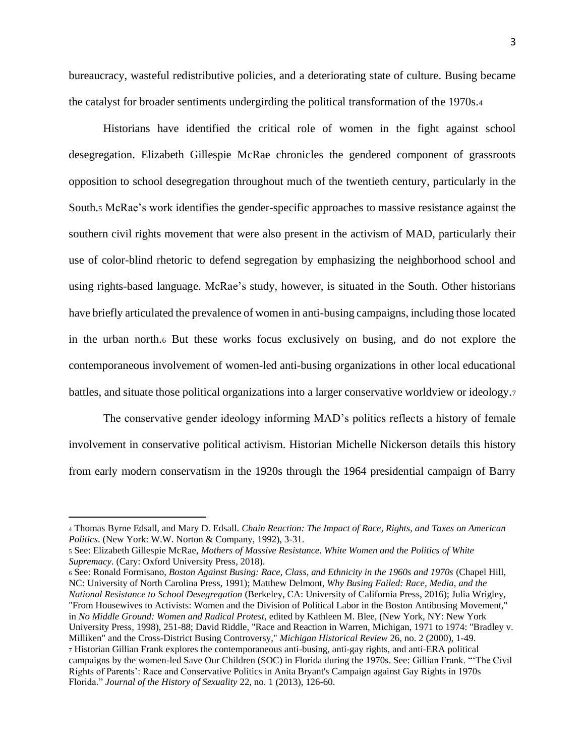bureaucracy, wasteful redistributive policies, and a deteriorating state of culture. Busing became the catalyst for broader sentiments undergirding the political transformation of the 1970s.[4]

Historians have identified the critical role of women in the fight against school desegregation. Elizabeth Gillespie McRae chronicles the gendered component of grassroots opposition to school desegregation throughout much of the twentieth century, particularly in the South.[5] McRae's work identifies the gender-specific approaches to massive resistance against the southern civil rights movement that were also present in the activism of MAD, particularly their use of color-blind rhetoric to defend segregation by emphasizing the neighborhood school and using rights-based language. McRae's study, however, is situated in the South. Other historians have briefly articulated the prevalence of women in anti-busing campaigns, including those located in the urban north.[6] But these works focus exclusively on busing, and do not explore the contemporaneous involvement of women-led anti-busing organizations in other local educational battles, and situate those political organizations into a larger conservative worldview or ideology.[7]

The conservative gender ideology informing MAD's politics reflects a history of female involvement in conservative political activism. Historian Michelle Nickerson details this history from early modern conservatism in the 1920s through the 1964 presidential campaign of Barry

---

[4] Thomas Byrne Edsall, and Mary D. Edsall. *Chain Reaction: The Impact of Race, Rights, and Taxes on American Politics*. (New York: W.W. Norton & Company, 1992), 3-31.

[5] See: Elizabeth Gillespie McRae, *Mothers of Massive Resistance. White Women and the Politics of White Supremacy*. (Cary: Oxford University Press, 2018).

[6] See: Ronald Formisano, *Boston Against Busing: Race, Class, and Ethnicity in the 1960s and 1970s* (Chapel Hill, NC: University of North Carolina Press, 1991); Matthew Delmont, *Why Busing Failed: Race, Media, and the National Resistance to School Desegregation* (Berkeley, CA: University of California Press, 2016); Julia Wrigley, "From Housewives to Activists: Women and the Division of Political Labor in the Boston Antibusing Movement," in *No Middle Ground: Women and Radical Protest*, edited by Kathleen M. Blee, (New York, NY: New York University Press, 1998), 251-88; David Riddle, "Race and Reaction in Warren, Michigan, 1971 to 1974: "Bradley v. Milliken" and the Cross-District Busing Controversy," *Michigan Historical Review* 26, no. 2 (2000), 1-49.

[7] Historian Gillian Frank explores the contemporaneous anti-busing, anti-gay rights, and anti-ERA political campaigns by the women-led Save Our Children (SOC) in Florida during the 1970s. See: Gillian Frank. "'The Civil Rights of Parents': Race and Conservative Politics in Anita Bryant's Campaign against Gay Rights in 1970s Florida." *Journal of the History of Sexuality* 22, no. 1 (2013), 126-60.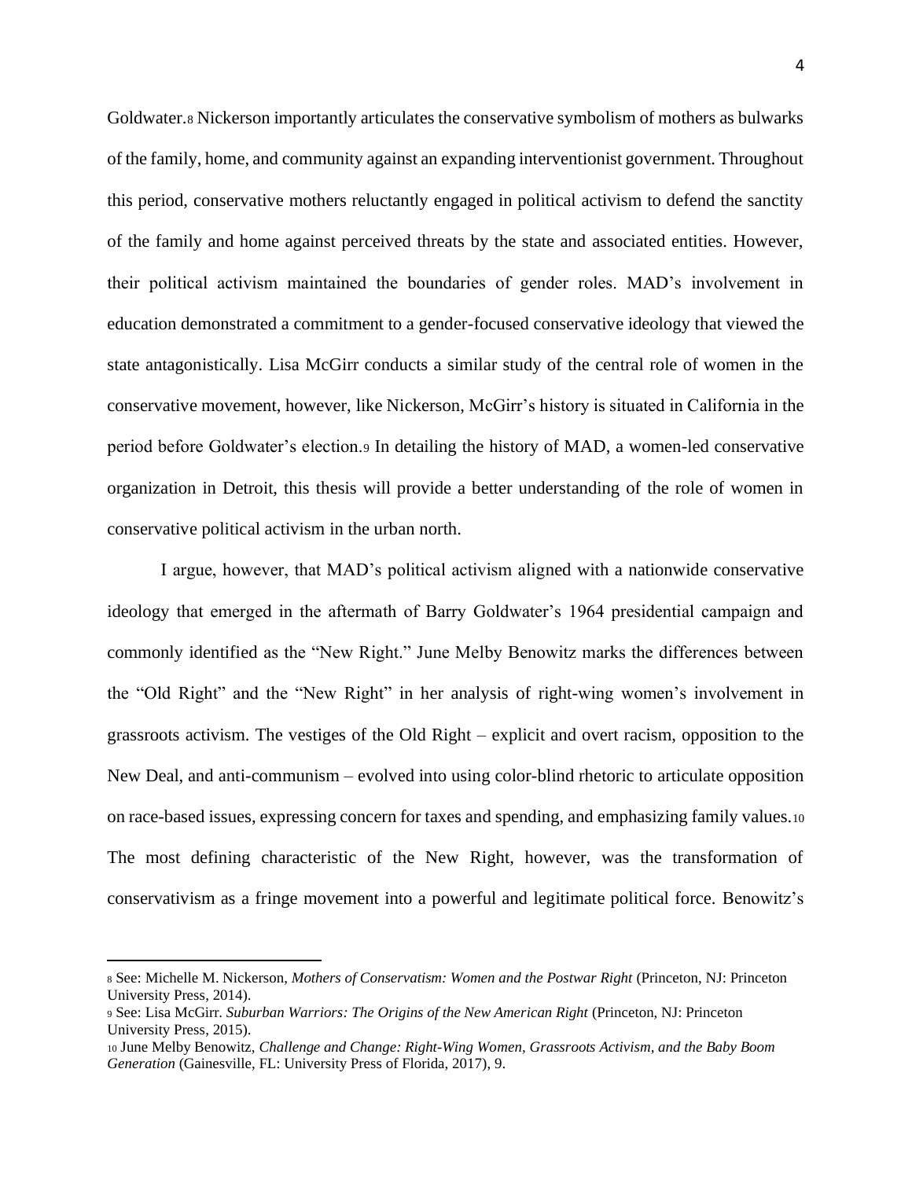Goldwater.[8] Nickerson importantly articulates the conservative symbolism of mothers as bulwarks of the family, home, and community against an expanding interventionist government. Throughout this period, conservative mothers reluctantly engaged in political activism to defend the sanctity of the family and home against perceived threats by the state and associated entities. However, their political activism maintained the boundaries of gender roles. MAD's involvement in education demonstrated a commitment to a gender-focused conservative ideology that viewed the state antagonistically. Lisa McGirr conducts a similar study of the central role of women in the conservative movement, however, like Nickerson, McGirr's history is situated in California in the period before Goldwater's election.[9] In detailing the history of MAD, a women-led conservative organization in Detroit, this thesis will provide a better understanding of the role of women in conservative political activism in the urban north.

I argue, however, that MAD's political activism aligned with a nationwide conservative ideology that emerged in the aftermath of Barry Goldwater's 1964 presidential campaign and commonly identified as the "New Right." June Melby Benowitz marks the differences between the "Old Right" and the "New Right" in her analysis of right-wing women's involvement in grassroots activism. The vestiges of the Old Right – explicit and overt racism, opposition to the New Deal, and anti-communism – evolved into using color-blind rhetoric to articulate opposition on race-based issues, expressing concern for taxes and spending, and emphasizing family values.[10] The most defining characteristic of the New Right, however, was the transformation of conservativism as a fringe movement into a powerful and legitimate political force. Benowitz's

---

[8] See: Michelle M. Nickerson, *Mothers of Conservatism: Women and the Postwar Right* (Princeton, NJ: Princeton University Press, 2014).

[9] See: Lisa McGirr. *Suburban Warriors: The Origins of the New American Right* (Princeton, NJ: Princeton University Press, 2015).

[10] June Melby Benowitz, *Challenge and Change: Right-Wing Women, Grassroots Activism, and the Baby Boom Generation* (Gainesville, FL: University Press of Florida, 2017), 9.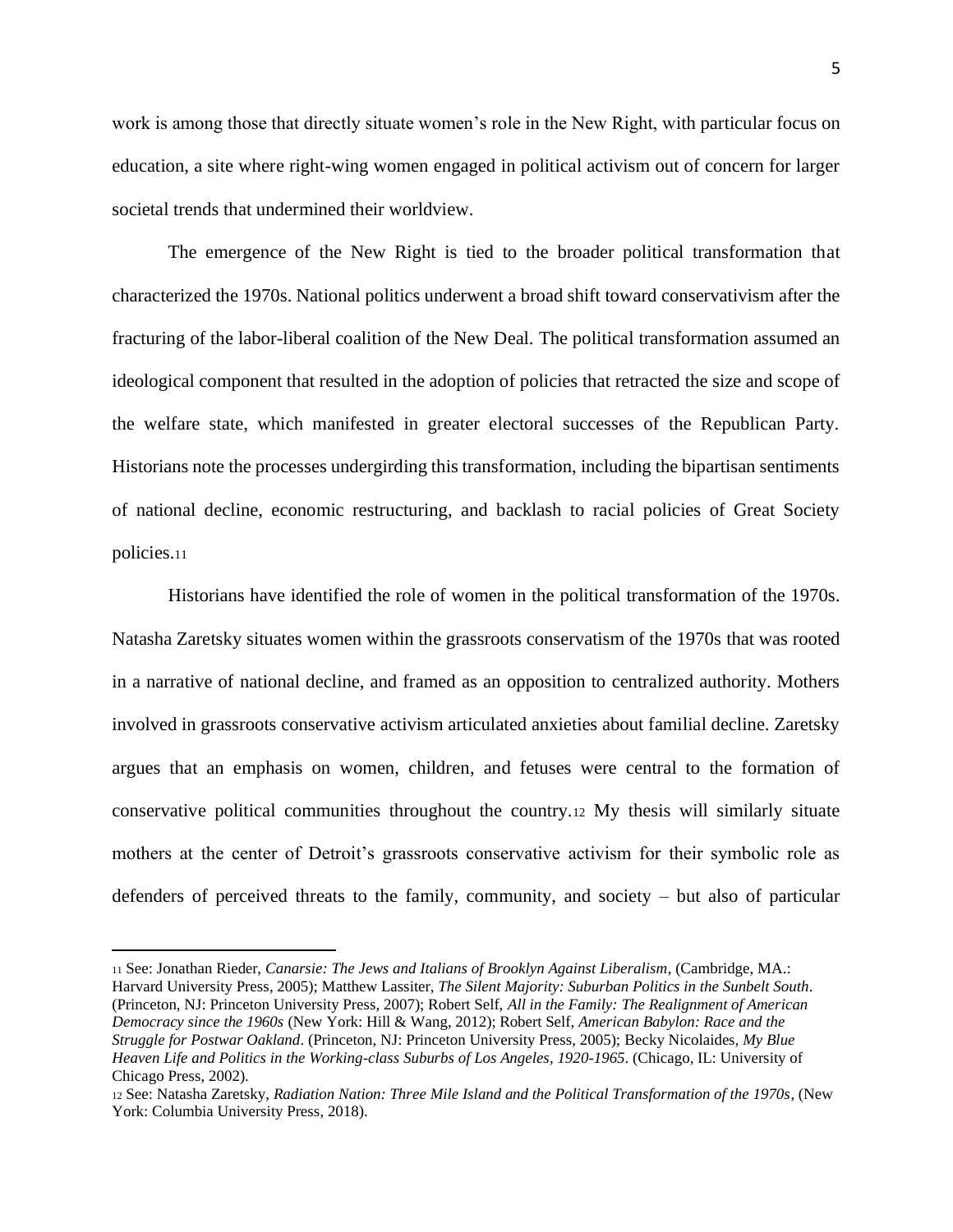work is among those that directly situate women's role in the New Right, with particular focus on education, a site where right-wing women engaged in political activism out of concern for larger societal trends that undermined their worldview.

The emergence of the New Right is tied to the broader political transformation that characterized the 1970s. National politics underwent a broad shift toward conservativism after the fracturing of the labor-liberal coalition of the New Deal. The political transformation assumed an ideological component that resulted in the adoption of policies that retracted the size and scope of the welfare state, which manifested in greater electoral successes of the Republican Party. Historians note the processes undergirding this transformation, including the bipartisan sentiments of national decline, economic restructuring, and backlash to racial policies of Great Society policies.[11]

Historians have identified the role of women in the political transformation of the 1970s. Natasha Zaretsky situates women within the grassroots conservatism of the 1970s that was rooted in a narrative of national decline, and framed as an opposition to centralized authority. Mothers involved in grassroots conservative activism articulated anxieties about familial decline. Zaretsky argues that an emphasis on women, children, and fetuses were central to the formation of conservative political communities throughout the country.[12] My thesis will similarly situate mothers at the center of Detroit's grassroots conservative activism for their symbolic role as defenders of perceived threats to the family, community, and society – but also of particular

---

[11] See: Jonathan Rieder, *Canarsie: The Jews and Italians of Brooklyn Against Liberalism*, (Cambridge, MA.: Harvard University Press, 2005); Matthew Lassiter, *The Silent Majority: Suburban Politics in the Sunbelt South*. (Princeton, NJ: Princeton University Press, 2007); Robert Self, *All in the Family: The Realignment of American Democracy since the 1960s* (New York: Hill & Wang, 2012); Robert Self, *American Babylon: Race and the Struggle for Postwar Oakland*. (Princeton, NJ: Princeton University Press, 2005); Becky Nicolaides, *My Blue Heaven Life and Politics in the Working-class Suburbs of Los Angeles, 1920-1965*. (Chicago, IL: University of Chicago Press, 2002).

[12] See: Natasha Zaretsky, *Radiation Nation: Three Mile Island and the Political Transformation of the 1970s*, (New York: Columbia University Press, 2018).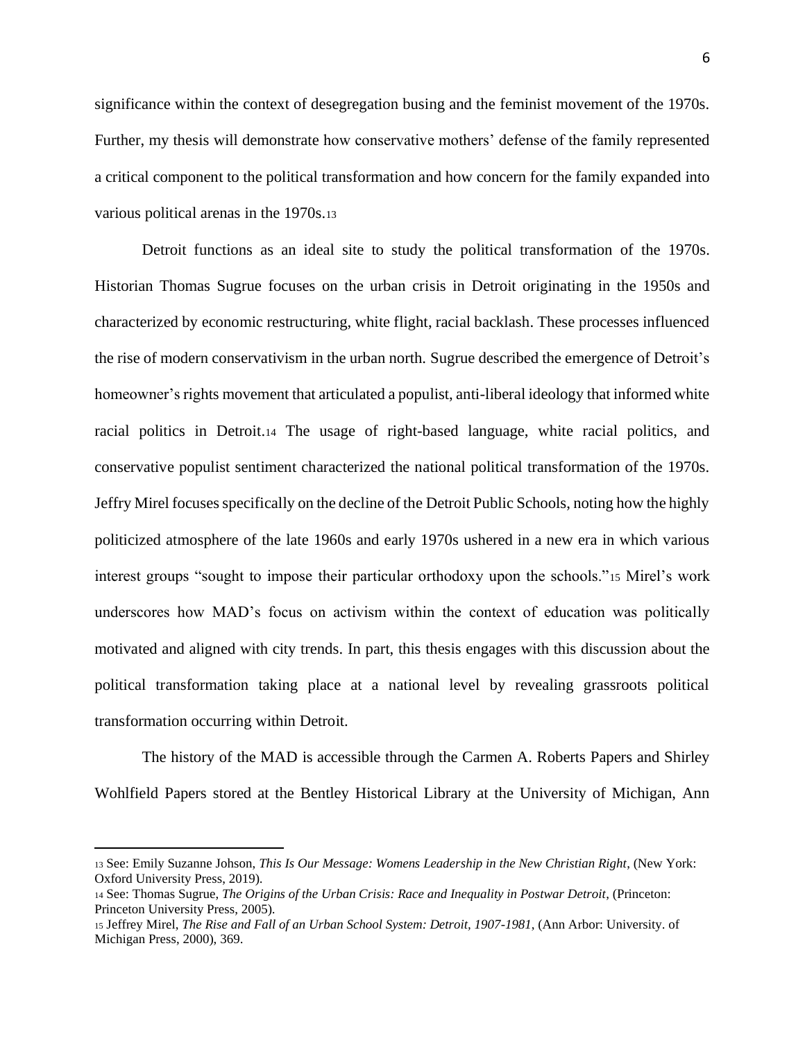significance within the context of desegregation busing and the feminist movement of the 1970s. Further, my thesis will demonstrate how conservative mothers' defense of the family represented a critical component to the political transformation and how concern for the family expanded into various political arenas in the 1970s.[13]

Detroit functions as an ideal site to study the political transformation of the 1970s. Historian Thomas Sugrue focuses on the urban crisis in Detroit originating in the 1950s and characterized by economic restructuring, white flight, racial backlash. These processes influenced the rise of modern conservativism in the urban north. Sugrue described the emergence of Detroit's homeowner's rights movement that articulated a populist, anti-liberal ideology that informed white racial politics in Detroit.[14] The usage of right-based language, white racial politics, and conservative populist sentiment characterized the national political transformation of the 1970s. Jeffry Mirel focuses specifically on the decline of the Detroit Public Schools, noting how the highly politicized atmosphere of the late 1960s and early 1970s ushered in a new era in which various interest groups "sought to impose their particular orthodoxy upon the schools."[15] Mirel's work underscores how MAD's focus on activism within the context of education was politically motivated and aligned with city trends. In part, this thesis engages with this discussion about the political transformation taking place at a national level by revealing grassroots political transformation occurring within Detroit.

The history of the MAD is accessible through the Carmen A. Roberts Papers and Shirley Wohlfield Papers stored at the Bentley Historical Library at the University of Michigan, Ann

---

[13] See: Emily Suzanne Johson, *This Is Our Message: Womens Leadership in the New Christian Right*, (New York: Oxford University Press, 2019).

[14] See: Thomas Sugrue, *The Origins of the Urban Crisis: Race and Inequality in Postwar Detroit*, (Princeton: Princeton University Press, 2005).

[15] Jeffrey Mirel, *The Rise and Fall of an Urban School System: Detroit, 1907-1981*, (Ann Arbor: University. of Michigan Press, 2000), 369.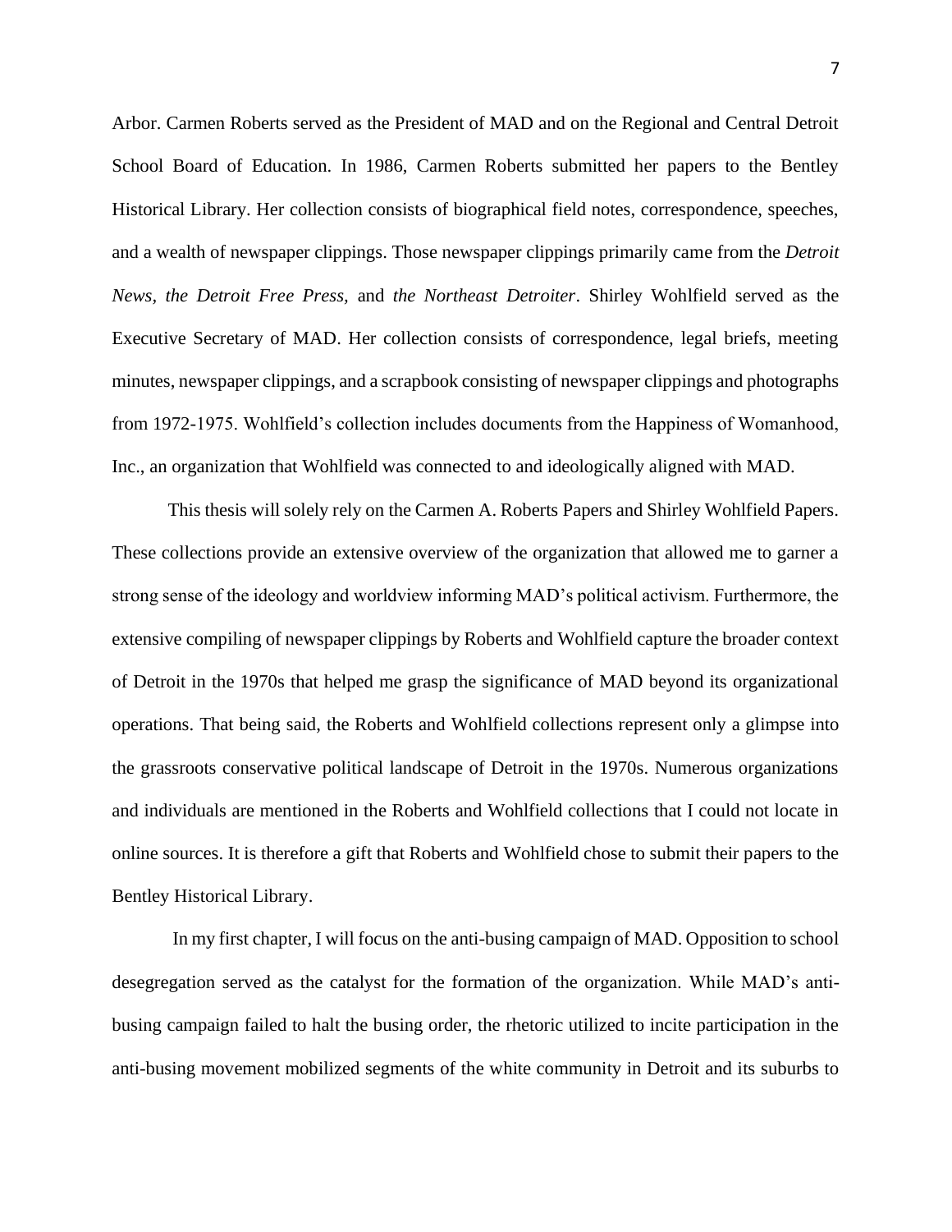Arbor. Carmen Roberts served as the President of MAD and on the Regional and Central Detroit School Board of Education. In 1986, Carmen Roberts submitted her papers to the Bentley Historical Library. Her collection consists of biographical field notes, correspondence, speeches, and a wealth of newspaper clippings. Those newspaper clippings primarily came from the *Detroit News*, *the Detroit Free Press,* and *the Northeast Detroiter*. Shirley Wohlfield served as the Executive Secretary of MAD. Her collection consists of correspondence, legal briefs, meeting minutes, newspaper clippings, and a scrapbook consisting of newspaper clippings and photographs from 1972-1975. Wohlfield's collection includes documents from the Happiness of Womanhood, Inc., an organization that Wohlfield was connected to and ideologically aligned with MAD.

This thesis will solely rely on the Carmen A. Roberts Papers and Shirley Wohlfield Papers. These collections provide an extensive overview of the organization that allowed me to garner a strong sense of the ideology and worldview informing MAD's political activism. Furthermore, the extensive compiling of newspaper clippings by Roberts and Wohlfield capture the broader context of Detroit in the 1970s that helped me grasp the significance of MAD beyond its organizational operations. That being said, the Roberts and Wohlfield collections represent only a glimpse into the grassroots conservative political landscape of Detroit in the 1970s. Numerous organizations and individuals are mentioned in the Roberts and Wohlfield collections that I could not locate in online sources. It is therefore a gift that Roberts and Wohlfield chose to submit their papers to the Bentley Historical Library.

In my first chapter, I will focus on the anti-busing campaign of MAD. Opposition to school desegregation served as the catalyst for the formation of the organization. While MAD's anti-busing campaign failed to halt the busing order, the rhetoric utilized to incite participation in the anti-busing movement mobilized segments of the white community in Detroit and its suburbs to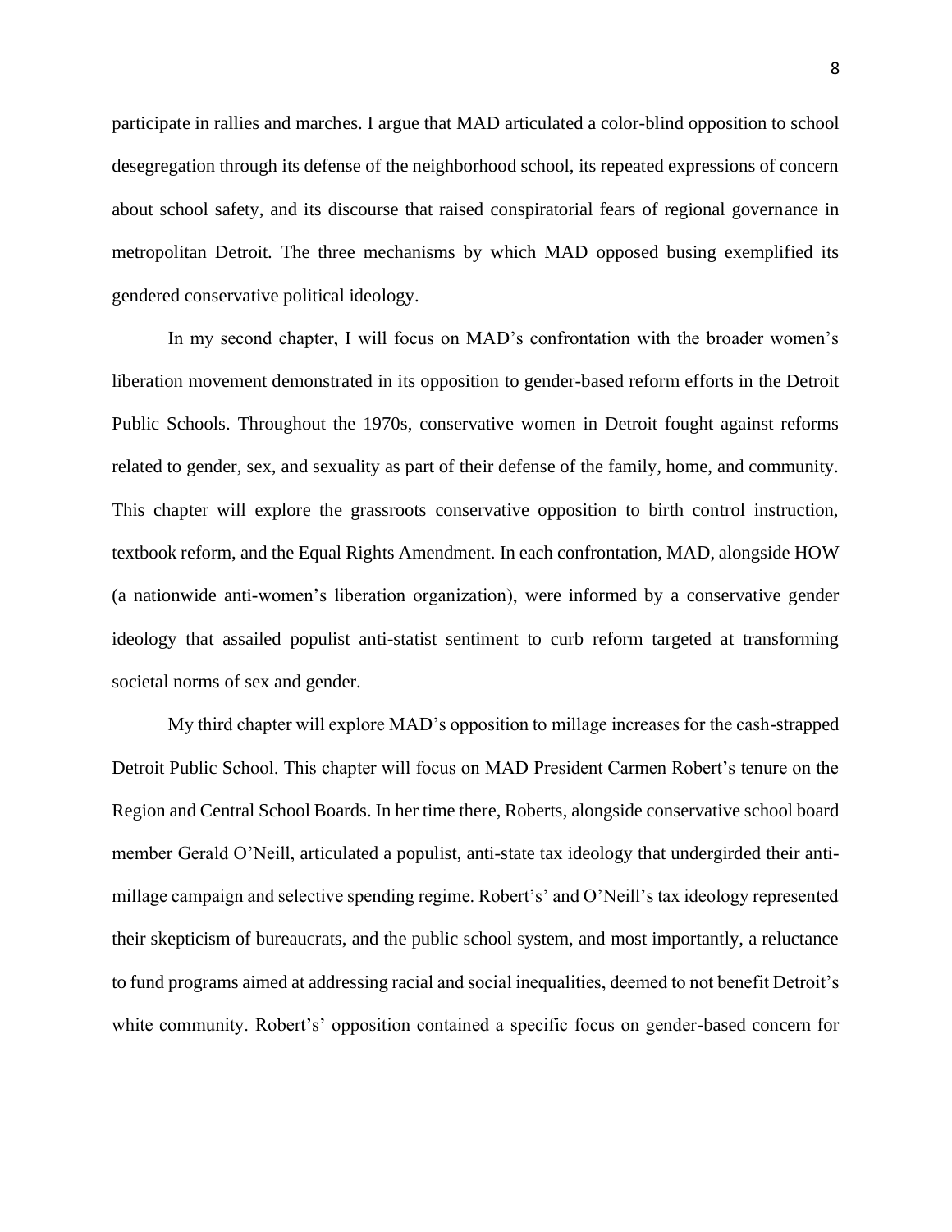participate in rallies and marches. I argue that MAD articulated a color-blind opposition to school desegregation through its defense of the neighborhood school, its repeated expressions of concern about school safety, and its discourse that raised conspiratorial fears of regional governance in metropolitan Detroit. The three mechanisms by which MAD opposed busing exemplified its gendered conservative political ideology.

In my second chapter, I will focus on MAD's confrontation with the broader women's liberation movement demonstrated in its opposition to gender-based reform efforts in the Detroit Public Schools. Throughout the 1970s, conservative women in Detroit fought against reforms related to gender, sex, and sexuality as part of their defense of the family, home, and community. This chapter will explore the grassroots conservative opposition to birth control instruction, textbook reform, and the Equal Rights Amendment. In each confrontation, MAD, alongside HOW (a nationwide anti-women's liberation organization), were informed by a conservative gender ideology that assailed populist anti-statist sentiment to curb reform targeted at transforming societal norms of sex and gender.

My third chapter will explore MAD's opposition to millage increases for the cash-strapped Detroit Public School. This chapter will focus on MAD President Carmen Robert's tenure on the Region and Central School Boards. In her time there, Roberts, alongside conservative school board member Gerald O'Neill, articulated a populist, anti-state tax ideology that undergirded their anti-millage campaign and selective spending regime. Robert's' and O'Neill's tax ideology represented their skepticism of bureaucrats, and the public school system, and most importantly, a reluctance to fund programs aimed at addressing racial and social inequalities, deemed to not benefit Detroit's white community. Robert's' opposition contained a specific focus on gender-based concern for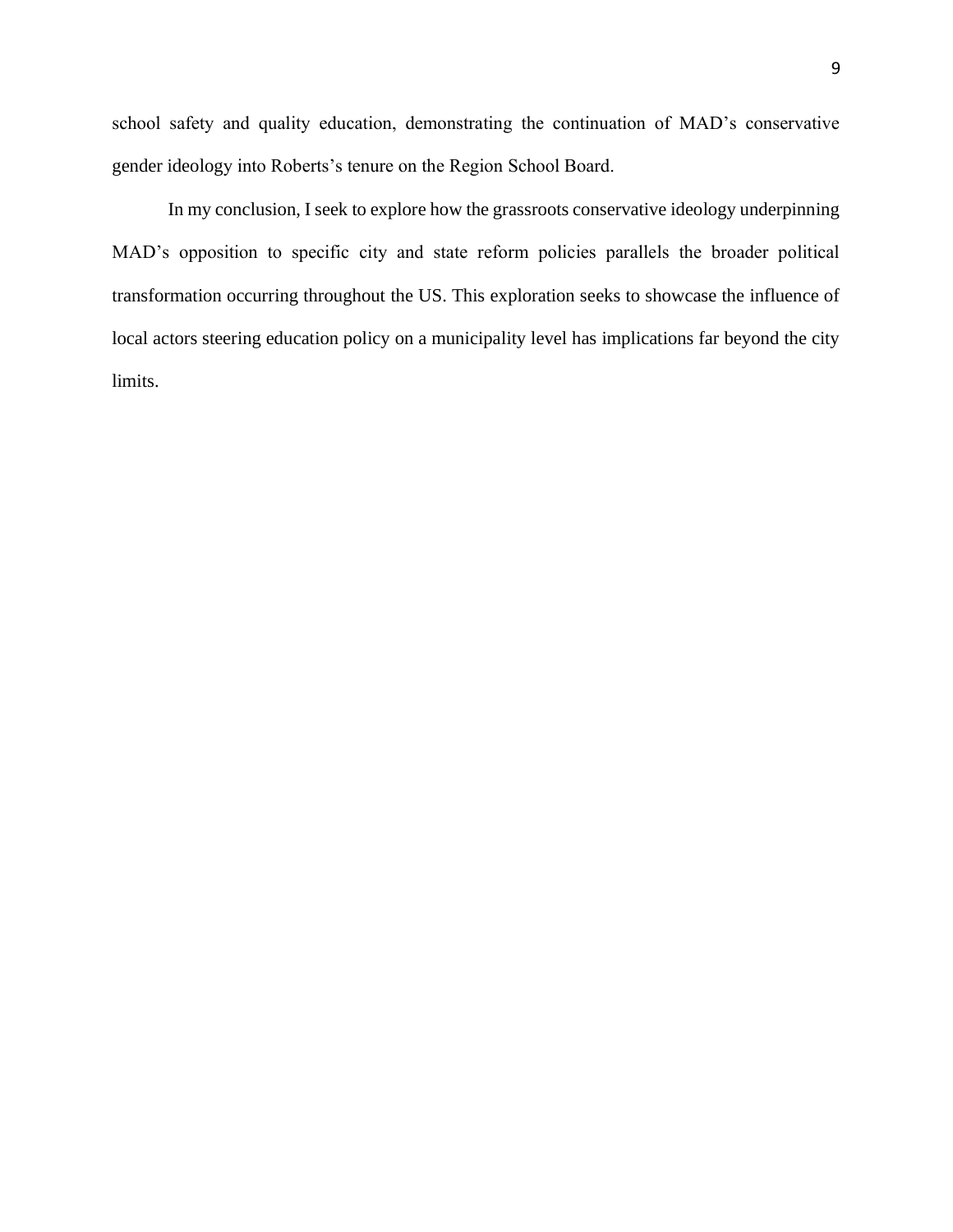school safety and quality education, demonstrating the continuation of MAD's conservative gender ideology into Roberts's tenure on the Region School Board.

In my conclusion, I seek to explore how the grassroots conservative ideology underpinning MAD's opposition to specific city and state reform policies parallels the broader political transformation occurring throughout the US. This exploration seeks to showcase the influence of local actors steering education policy on a municipality level has implications far beyond the city limits.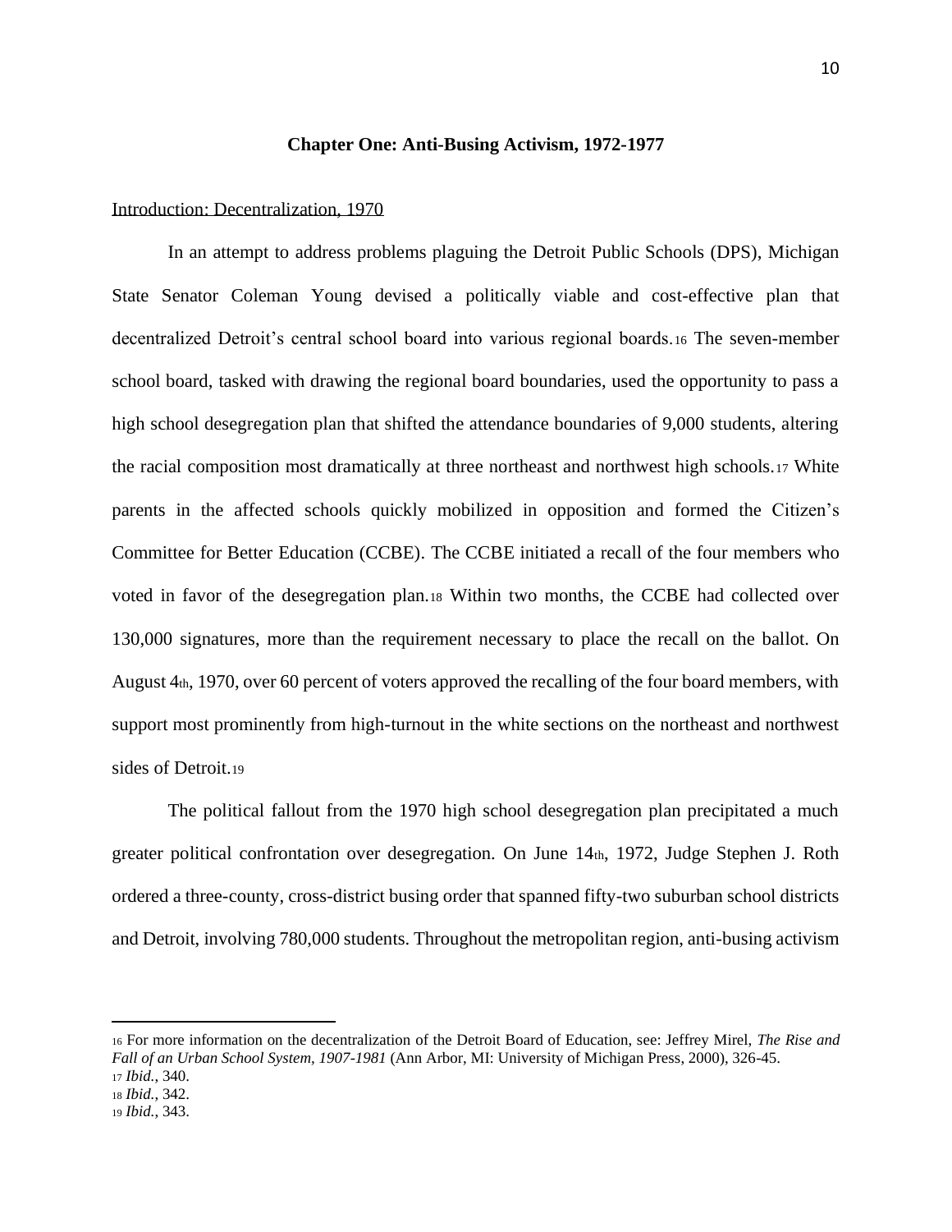## Chapter One: Anti-Busing Activism, 1972-1977

Introduction: Decentralization, 1970

In an attempt to address problems plaguing the Detroit Public Schools (DPS), Michigan State Senator Coleman Young devised a politically viable and cost-effective plan that decentralized Detroit's central school board into various regional boards.[16] The seven-member school board, tasked with drawing the regional board boundaries, used the opportunity to pass a high school desegregation plan that shifted the attendance boundaries of 9,000 students, altering the racial composition most dramatically at three northeast and northwest high schools.[17] White parents in the affected schools quickly mobilized in opposition and formed the Citizen's Committee for Better Education (CCBE). The CCBE initiated a recall of the four members who voted in favor of the desegregation plan.[18] Within two months, the CCBE had collected over 130,000 signatures, more than the requirement necessary to place the recall on the ballot. On August 4th, 1970, over 60 percent of voters approved the recalling of the four board members, with support most prominently from high-turnout in the white sections on the northeast and northwest sides of Detroit.[19]

The political fallout from the 1970 high school desegregation plan precipitated a much greater political confrontation over desegregation. On June 14th, 1972, Judge Stephen J. Roth ordered a three-county, cross-district busing order that spanned fifty-two suburban school districts and Detroit, involving 780,000 students. Throughout the metropolitan region, anti-busing activism

---

[16] For more information on the decentralization of the Detroit Board of Education, see: Jeffrey Mirel, *The Rise and Fall of an Urban School System, 1907-1981* (Ann Arbor, MI: University of Michigan Press, 2000), 326-45.

[17] *Ibid.*, 340.

[18] *Ibid.*, 342.

[19] *Ibid.*, 343.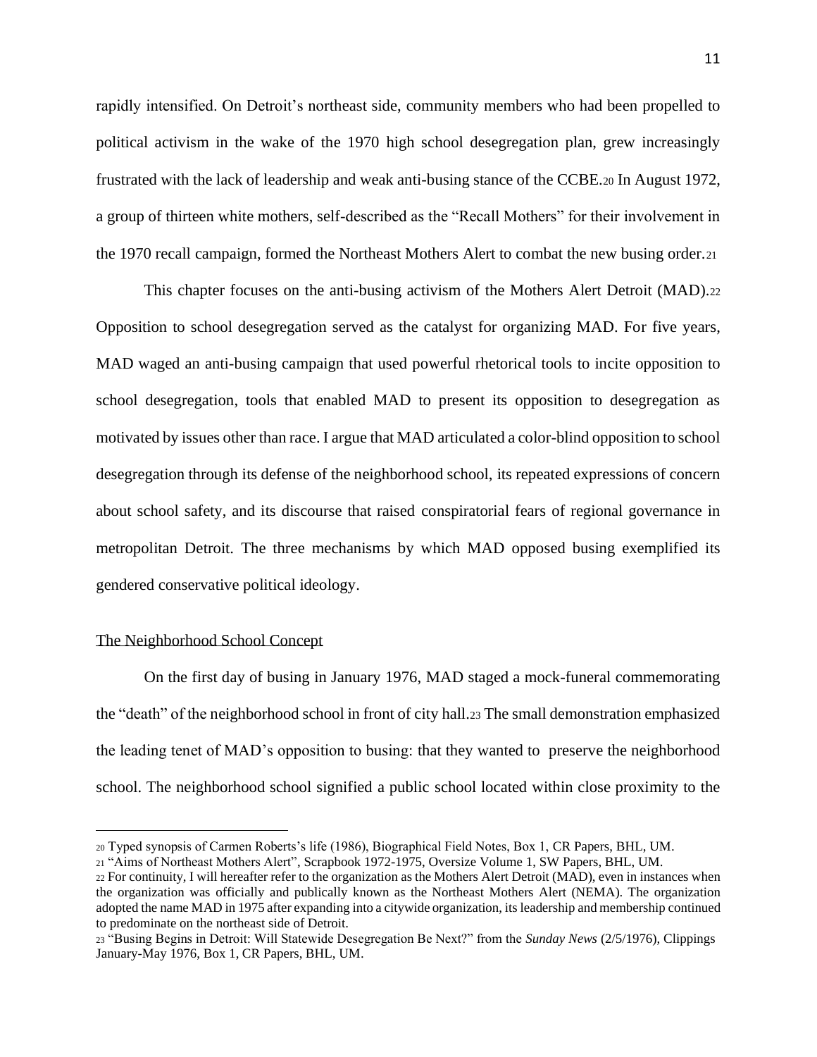rapidly intensified. On Detroit's northeast side, community members who had been propelled to political activism in the wake of the 1970 high school desegregation plan, grew increasingly frustrated with the lack of leadership and weak anti-busing stance of the CCBE.[20] In August 1972, a group of thirteen white mothers, self-described as the "Recall Mothers" for their involvement in the 1970 recall campaign, formed the Northeast Mothers Alert to combat the new busing order.[21]

This chapter focuses on the anti-busing activism of the Mothers Alert Detroit (MAD).[22] Opposition to school desegregation served as the catalyst for organizing MAD. For five years, MAD waged an anti-busing campaign that used powerful rhetorical tools to incite opposition to school desegregation, tools that enabled MAD to present its opposition to desegregation as motivated by issues other than race. I argue that MAD articulated a color-blind opposition to school desegregation through its defense of the neighborhood school, its repeated expressions of concern about school safety, and its discourse that raised conspiratorial fears of regional governance in metropolitan Detroit. The three mechanisms by which MAD opposed busing exemplified its gendered conservative political ideology.

## The Neighborhood School Concept

On the first day of busing in January 1976, MAD staged a mock-funeral commemorating the "death" of the neighborhood school in front of city hall.[23] The small demonstration emphasized the leading tenet of MAD's opposition to busing: that they wanted to preserve the neighborhood school. The neighborhood school signified a public school located within close proximity to the

---

[20] Typed synopsis of Carmen Roberts's life (1986), Biographical Field Notes, Box 1, CR Papers, BHL, UM.

[21] "Aims of Northeast Mothers Alert", Scrapbook 1972-1975, Oversize Volume 1, SW Papers, BHL, UM.

[22] For continuity, I will hereafter refer to the organization as the Mothers Alert Detroit (MAD), even in instances when the organization was officially and publically known as the Northeast Mothers Alert (NEMA). The organization adopted the name MAD in 1975 after expanding into a citywide organization, its leadership and membership continued to predominate on the northeast side of Detroit.

[23] "Busing Begins in Detroit: Will Statewide Desegregation Be Next?" from the *Sunday News* (2/5/1976), Clippings January-May 1976, Box 1, CR Papers, BHL, UM.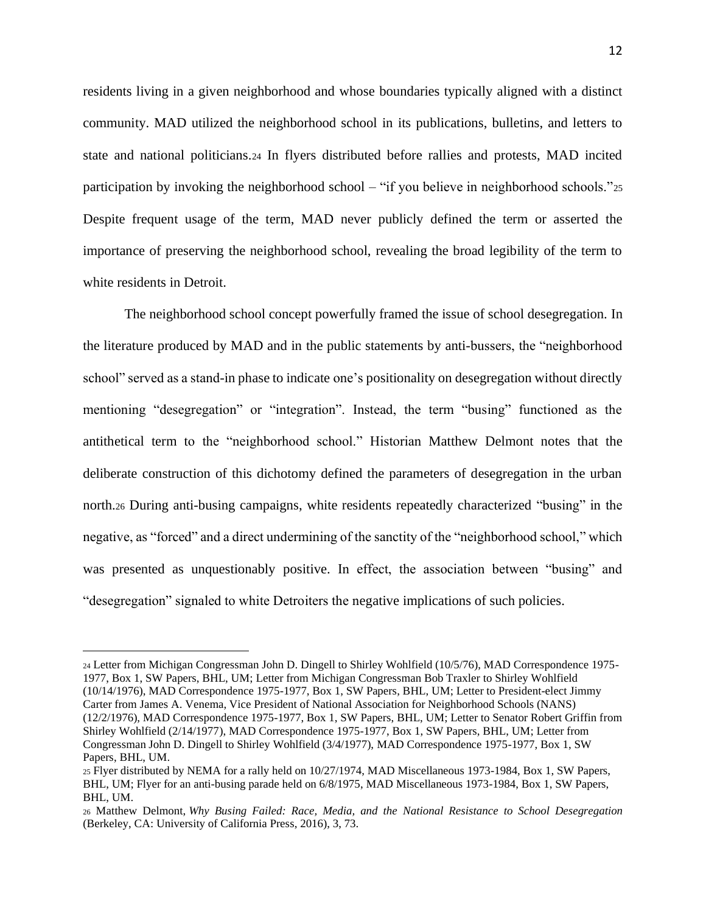residents living in a given neighborhood and whose boundaries typically aligned with a distinct community. MAD utilized the neighborhood school in its publications, bulletins, and letters to state and national politicians.[24] In flyers distributed before rallies and protests, MAD incited participation by invoking the neighborhood school – "if you believe in neighborhood schools."[25] Despite frequent usage of the term, MAD never publicly defined the term or asserted the importance of preserving the neighborhood school, revealing the broad legibility of the term to white residents in Detroit.

The neighborhood school concept powerfully framed the issue of school desegregation. In the literature produced by MAD and in the public statements by anti-bussers, the "neighborhood school" served as a stand-in phase to indicate one's positionality on desegregation without directly mentioning "desegregation" or "integration". Instead, the term "busing" functioned as the antithetical term to the "neighborhood school." Historian Matthew Delmont notes that the deliberate construction of this dichotomy defined the parameters of desegregation in the urban north.[26] During anti-busing campaigns, white residents repeatedly characterized "busing" in the negative, as "forced" and a direct undermining of the sanctity of the "neighborhood school," which was presented as unquestionably positive. In effect, the association between "busing" and "desegregation" signaled to white Detroiters the negative implications of such policies.

---

[24] Letter from Michigan Congressman John D. Dingell to Shirley Wohlfield (10/5/76), MAD Correspondence 1975-1977, Box 1, SW Papers, BHL, UM; Letter from Michigan Congressman Bob Traxler to Shirley Wohlfield (10/14/1976), MAD Correspondence 1975-1977, Box 1, SW Papers, BHL, UM; Letter to President-elect Jimmy Carter from James A. Venema, Vice President of National Association for Neighborhood Schools (NANS) (12/2/1976), MAD Correspondence 1975-1977, Box 1, SW Papers, BHL, UM; Letter to Senator Robert Griffin from Shirley Wohlfield (2/14/1977), MAD Correspondence 1975-1977, Box 1, SW Papers, BHL, UM; Letter from Congressman John D. Dingell to Shirley Wohlfield (3/4/1977), MAD Correspondence 1975-1977, Box 1, SW Papers, BHL, UM.

[25] Flyer distributed by NEMA for a rally held on 10/27/1974, MAD Miscellaneous 1973-1984, Box 1, SW Papers, BHL, UM; Flyer for an anti-busing parade held on 6/8/1975, MAD Miscellaneous 1973-1984, Box 1, SW Papers, BHL, UM.

[26] Matthew Delmont, *Why Busing Failed: Race, Media, and the National Resistance to School Desegregation* (Berkeley, CA: University of California Press, 2016), 3, 73.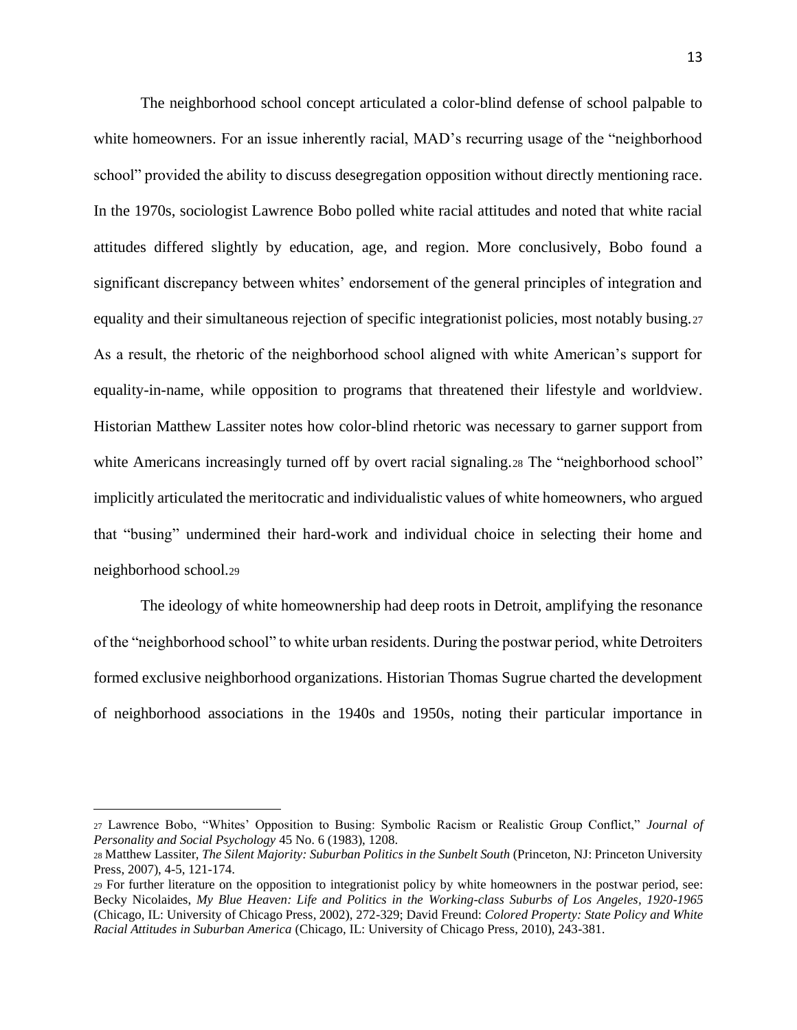The neighborhood school concept articulated a color-blind defense of school palpable to white homeowners. For an issue inherently racial, MAD's recurring usage of the "neighborhood school" provided the ability to discuss desegregation opposition without directly mentioning race. In the 1970s, sociologist Lawrence Bobo polled white racial attitudes and noted that white racial attitudes differed slightly by education, age, and region. More conclusively, Bobo found a significant discrepancy between whites' endorsement of the general principles of integration and equality and their simultaneous rejection of specific integrationist policies, most notably busing.[27] As a result, the rhetoric of the neighborhood school aligned with white American's support for equality-in-name, while opposition to programs that threatened their lifestyle and worldview. Historian Matthew Lassiter notes how color-blind rhetoric was necessary to garner support from white Americans increasingly turned off by overt racial signaling.[28] The "neighborhood school" implicitly articulated the meritocratic and individualistic values of white homeowners, who argued that "busing" undermined their hard-work and individual choice in selecting their home and neighborhood school.[29]

The ideology of white homeownership had deep roots in Detroit, amplifying the resonance of the "neighborhood school" to white urban residents. During the postwar period, white Detroiters formed exclusive neighborhood organizations. Historian Thomas Sugrue charted the development of neighborhood associations in the 1940s and 1950s, noting their particular importance in

---

[27] Lawrence Bobo, "Whites' Opposition to Busing: Symbolic Racism or Realistic Group Conflict," *Journal of Personality and Social Psychology* 45 No. 6 (1983), 1208.

[28] Matthew Lassiter, *The Silent Majority: Suburban Politics in the Sunbelt South* (Princeton, NJ: Princeton University Press, 2007), 4-5, 121-174.

[29] For further literature on the opposition to integrationist policy by white homeowners in the postwar period, see: Becky Nicolaides, *My Blue Heaven: Life and Politics in the Working-class Suburbs of Los Angeles, 1920-1965* (Chicago, IL: University of Chicago Press, 2002), 272-329; David Freund: *Colored Property: State Policy and White Racial Attitudes in Suburban America* (Chicago, IL: University of Chicago Press, 2010), 243-381.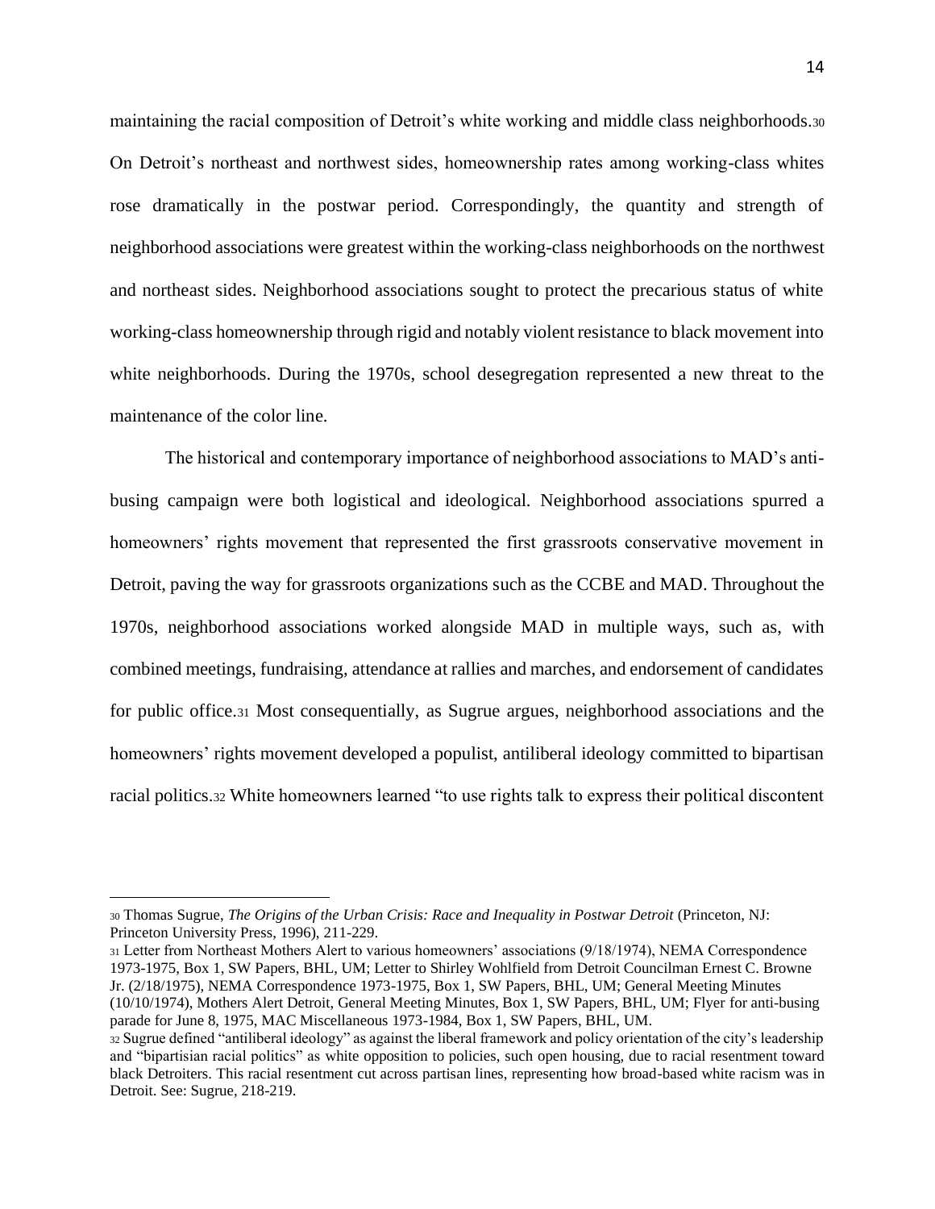maintaining the racial composition of Detroit's white working and middle class neighborhoods.[30] On Detroit's northeast and northwest sides, homeownership rates among working-class whites rose dramatically in the postwar period. Correspondingly, the quantity and strength of neighborhood associations were greatest within the working-class neighborhoods on the northwest and northeast sides. Neighborhood associations sought to protect the precarious status of white working-class homeownership through rigid and notably violent resistance to black movement into white neighborhoods. During the 1970s, school desegregation represented a new threat to the maintenance of the color line.

The historical and contemporary importance of neighborhood associations to MAD's anti-busing campaign were both logistical and ideological. Neighborhood associations spurred a homeowners' rights movement that represented the first grassroots conservative movement in Detroit, paving the way for grassroots organizations such as the CCBE and MAD. Throughout the 1970s, neighborhood associations worked alongside MAD in multiple ways, such as, with combined meetings, fundraising, attendance at rallies and marches, and endorsement of candidates for public office.[31] Most consequentially, as Sugrue argues, neighborhood associations and the homeowners' rights movement developed a populist, antiliberal ideology committed to bipartisan racial politics.[32] White homeowners learned "to use rights talk to express their political discontent

---

[30] Thomas Sugrue, *The Origins of the Urban Crisis: Race and Inequality in Postwar Detroit* (Princeton, NJ: Princeton University Press, 1996), 211-229.

[31] Letter from Northeast Mothers Alert to various homeowners' associations (9/18/1974), NEMA Correspondence 1973-1975, Box 1, SW Papers, BHL, UM; Letter to Shirley Wohlfield from Detroit Councilman Ernest C. Browne Jr. (2/18/1975), NEMA Correspondence 1973-1975, Box 1, SW Papers, BHL, UM; General Meeting Minutes (10/10/1974), Mothers Alert Detroit, General Meeting Minutes, Box 1, SW Papers, BHL, UM; Flyer for anti-busing parade for June 8, 1975, MAC Miscellaneous 1973-1984, Box 1, SW Papers, BHL, UM.

[32] Sugrue defined "antiliberal ideology" as against the liberal framework and policy orientation of the city's leadership and "bipartisian racial politics" as white opposition to policies, such open housing, due to racial resentment toward black Detroiters. This racial resentment cut across partisan lines, representing how broad-based white racism was in Detroit. See: Sugrue, 218-219.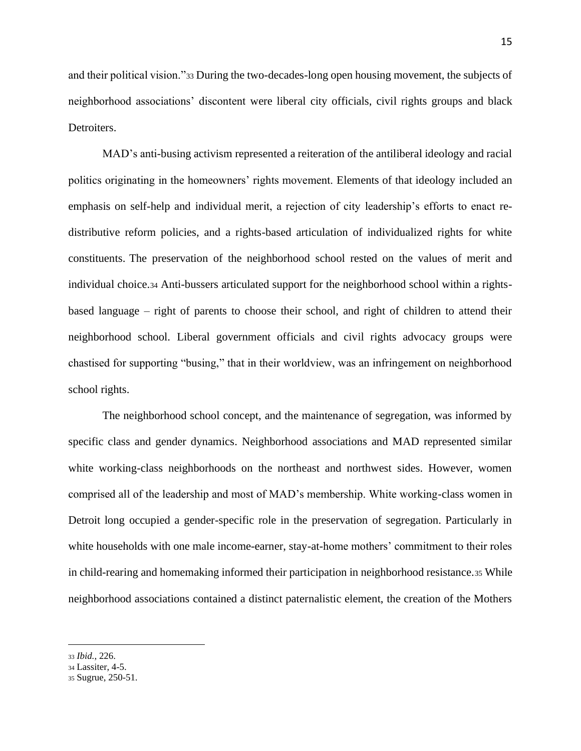and their political vision."[33] During the two-decades-long open housing movement, the subjects of neighborhood associations' discontent were liberal city officials, civil rights groups and black Detroiters.

MAD's anti-busing activism represented a reiteration of the antiliberal ideology and racial politics originating in the homeowners' rights movement. Elements of that ideology included an emphasis on self-help and individual merit, a rejection of city leadership's efforts to enact re-distributive reform policies, and a rights-based articulation of individualized rights for white constituents. The preservation of the neighborhood school rested on the values of merit and individual choice.[34] Anti-bussers articulated support for the neighborhood school within a rights-based language – right of parents to choose their school, and right of children to attend their neighborhood school. Liberal government officials and civil rights advocacy groups were chastised for supporting "busing," that in their worldview, was an infringement on neighborhood school rights.

The neighborhood school concept, and the maintenance of segregation, was informed by specific class and gender dynamics. Neighborhood associations and MAD represented similar white working-class neighborhoods on the northeast and northwest sides. However, women comprised all of the leadership and most of MAD's membership. White working-class women in Detroit long occupied a gender-specific role in the preservation of segregation. Particularly in white households with one male income-earner, stay-at-home mothers' commitment to their roles in child-rearing and homemaking informed their participation in neighborhood resistance.[35] While neighborhood associations contained a distinct paternalistic element, the creation of the Mothers

---

[33] *Ibid.*, 226.
[34] Lassiter, 4-5.
[35] Sugrue, 250-51.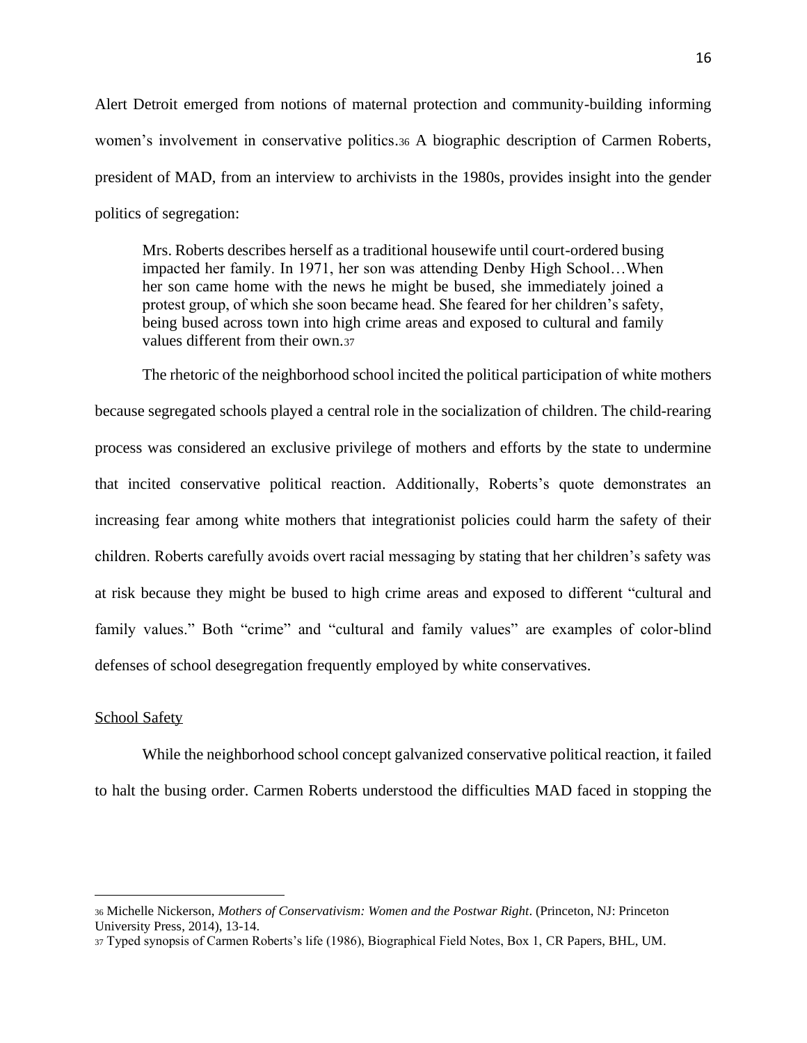Alert Detroit emerged from notions of maternal protection and community-building informing women's involvement in conservative politics.[36] A biographic description of Carmen Roberts, president of MAD, from an interview to archivists in the 1980s, provides insight into the gender politics of segregation:

> Mrs. Roberts describes herself as a traditional housewife until court-ordered busing impacted her family. In 1971, her son was attending Denby High School…When her son came home with the news he might be bused, she immediately joined a protest group, of which she soon became head. She feared for her children's safety, being bused across town into high crime areas and exposed to cultural and family values different from their own.[37]

The rhetoric of the neighborhood school incited the political participation of white mothers because segregated schools played a central role in the socialization of children. The child-rearing process was considered an exclusive privilege of mothers and efforts by the state to undermine that incited conservative political reaction. Additionally, Roberts's quote demonstrates an increasing fear among white mothers that integrationist policies could harm the safety of their children. Roberts carefully avoids overt racial messaging by stating that her children's safety was at risk because they might be bused to high crime areas and exposed to different "cultural and family values." Both "crime" and "cultural and family values" are examples of color-blind defenses of school desegregation frequently employed by white conservatives.

## School Safety

While the neighborhood school concept galvanized conservative political reaction, it failed to halt the busing order. Carmen Roberts understood the difficulties MAD faced in stopping the

---

[36] Michelle Nickerson, *Mothers of Conservativism: Women and the Postwar Right*. (Princeton, NJ: Princeton University Press, 2014), 13-14.

[37] Typed synopsis of Carmen Roberts's life (1986), Biographical Field Notes, Box 1, CR Papers, BHL, UM.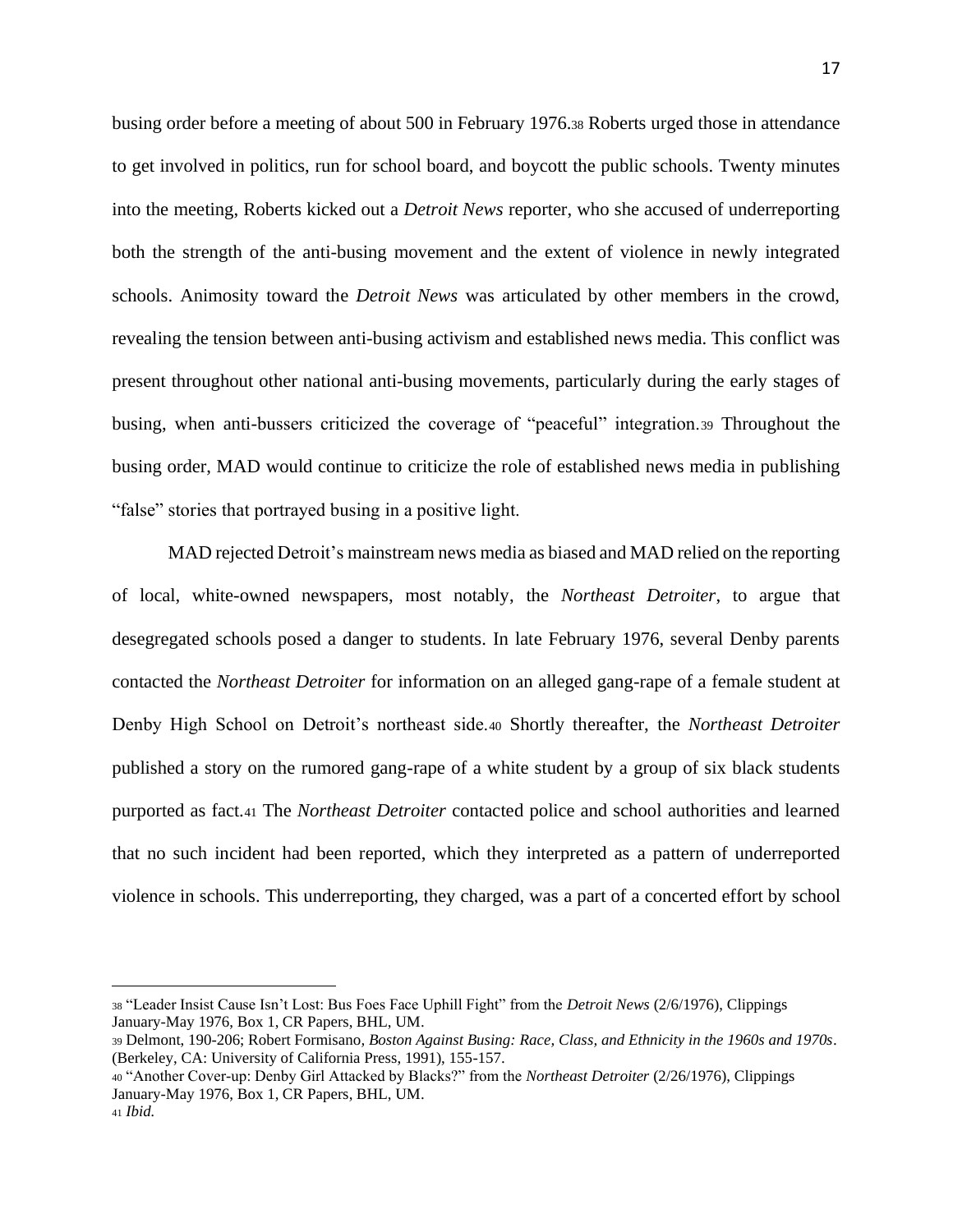busing order before a meeting of about 500 in February 1976.[38] Roberts urged those in attendance to get involved in politics, run for school board, and boycott the public schools. Twenty minutes into the meeting, Roberts kicked out a *Detroit News* reporter, who she accused of underreporting both the strength of the anti-busing movement and the extent of violence in newly integrated schools. Animosity toward the *Detroit News* was articulated by other members in the crowd, revealing the tension between anti-busing activism and established news media. This conflict was present throughout other national anti-busing movements, particularly during the early stages of busing, when anti-bussers criticized the coverage of "peaceful" integration.[39] Throughout the busing order, MAD would continue to criticize the role of established news media in publishing "false" stories that portrayed busing in a positive light.

MAD rejected Detroit's mainstream news media as biased and MAD relied on the reporting of local, white-owned newspapers, most notably, the *Northeast Detroiter*, to argue that desegregated schools posed a danger to students. In late February 1976, several Denby parents contacted the *Northeast Detroiter* for information on an alleged gang-rape of a female student at Denby High School on Detroit's northeast side.[40] Shortly thereafter, the *Northeast Detroiter* published a story on the rumored gang-rape of a white student by a group of six black students purported as fact.[41] The *Northeast Detroiter* contacted police and school authorities and learned that no such incident had been reported, which they interpreted as a pattern of underreported violence in schools. This underreporting, they charged, was a part of a concerted effort by school

---

[38] "Leader Insist Cause Isn't Lost: Bus Foes Face Uphill Fight" from the *Detroit News* (2/6/1976), Clippings January-May 1976, Box 1, CR Papers, BHL, UM.

[39] Delmont, 190-206; Robert Formisano, *Boston Against Busing: Race, Class, and Ethnicity in the 1960s and 1970s*. (Berkeley, CA: University of California Press, 1991), 155-157.

[40] "Another Cover-up: Denby Girl Attacked by Blacks?" from the *Northeast Detroiter* (2/26/1976), Clippings January-May 1976, Box 1, CR Papers, BHL, UM.

[41] *Ibid.*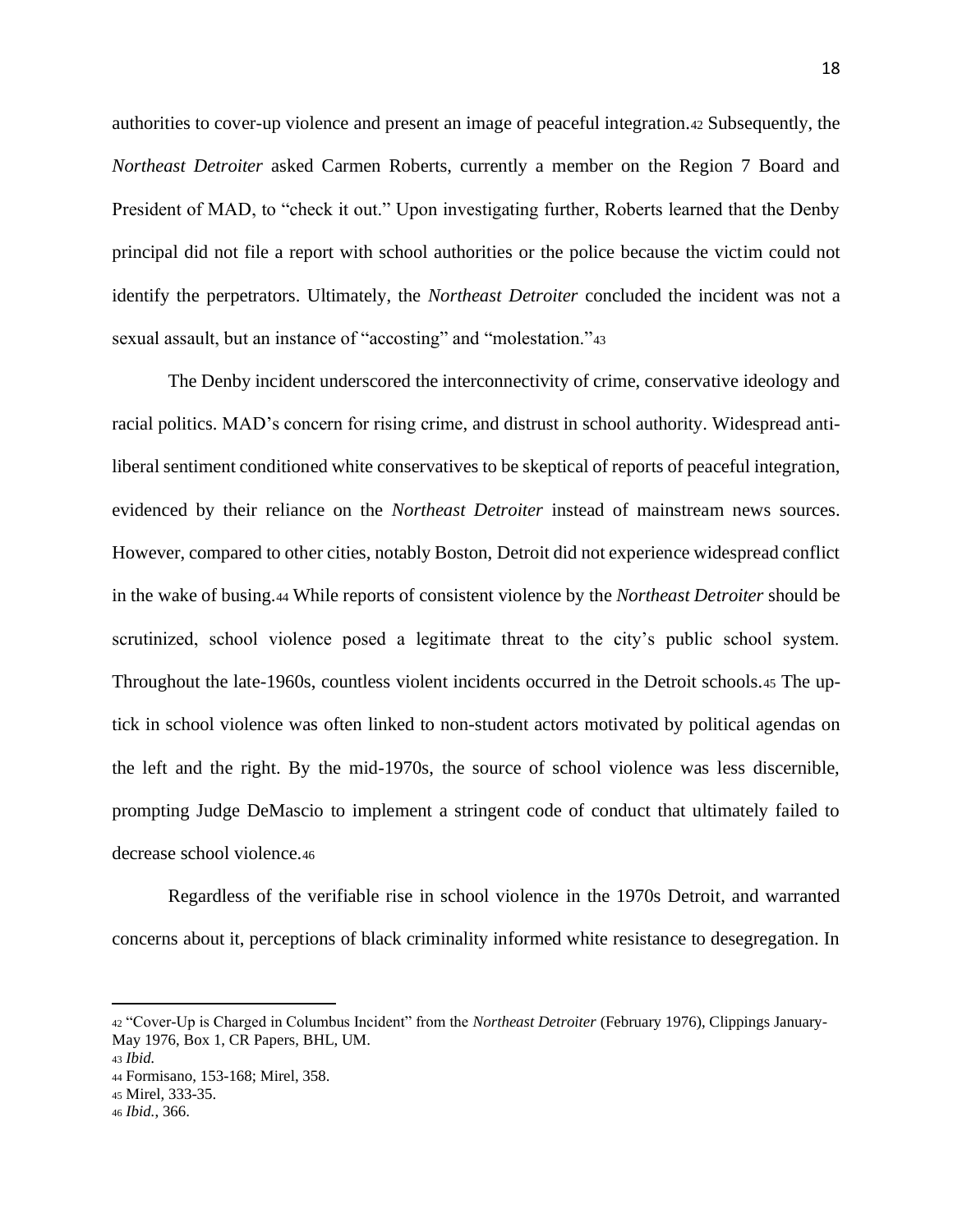authorities to cover-up violence and present an image of peaceful integration.[42] Subsequently, the *Northeast Detroiter* asked Carmen Roberts, currently a member on the Region 7 Board and President of MAD, to "check it out." Upon investigating further, Roberts learned that the Denby principal did not file a report with school authorities or the police because the victim could not identify the perpetrators. Ultimately, the *Northeast Detroiter* concluded the incident was not a sexual assault, but an instance of "accosting" and "molestation."[43]

The Denby incident underscored the interconnectivity of crime, conservative ideology and racial politics. MAD's concern for rising crime, and distrust in school authority. Widespread anti-liberal sentiment conditioned white conservatives to be skeptical of reports of peaceful integration, evidenced by their reliance on the *Northeast Detroiter* instead of mainstream news sources. However, compared to other cities, notably Boston, Detroit did not experience widespread conflict in the wake of busing.[44] While reports of consistent violence by the *Northeast Detroiter* should be scrutinized, school violence posed a legitimate threat to the city's public school system. Throughout the late-1960s, countless violent incidents occurred in the Detroit schools.[45] The up-tick in school violence was often linked to non-student actors motivated by political agendas on the left and the right. By the mid-1970s, the source of school violence was less discernible, prompting Judge DeMascio to implement a stringent code of conduct that ultimately failed to decrease school violence.[46]

Regardless of the verifiable rise in school violence in the 1970s Detroit, and warranted concerns about it, perceptions of black criminality informed white resistance to desegregation. In

---

[42] "Cover-Up is Charged in Columbus Incident" from the *Northeast Detroiter* (February 1976), Clippings January-May 1976, Box 1, CR Papers, BHL, UM.

[43] *Ibid.*

[44] Formisano, 153-168; Mirel, 358.

[45] Mirel, 333-35.

[46] *Ibid.*, 366.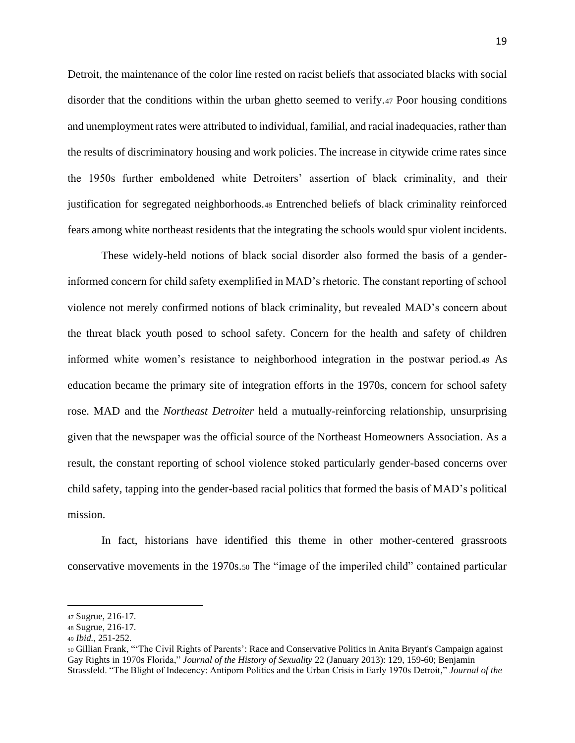Detroit, the maintenance of the color line rested on racist beliefs that associated blacks with social disorder that the conditions within the urban ghetto seemed to verify.[47] Poor housing conditions and unemployment rates were attributed to individual, familial, and racial inadequacies, rather than the results of discriminatory housing and work policies. The increase in citywide crime rates since the 1950s further emboldened white Detroiters' assertion of black criminality, and their justification for segregated neighborhoods.[48] Entrenched beliefs of black criminality reinforced fears among white northeast residents that the integrating the schools would spur violent incidents.

These widely-held notions of black social disorder also formed the basis of a gender-informed concern for child safety exemplified in MAD's rhetoric. The constant reporting of school violence not merely confirmed notions of black criminality, but revealed MAD's concern about the threat black youth posed to school safety. Concern for the health and safety of children informed white women's resistance to neighborhood integration in the postwar period.[49] As education became the primary site of integration efforts in the 1970s, concern for school safety rose. MAD and the *Northeast Detroiter* held a mutually-reinforcing relationship, unsurprising given that the newspaper was the official source of the Northeast Homeowners Association. As a result, the constant reporting of school violence stoked particularly gender-based concerns over child safety, tapping into the gender-based racial politics that formed the basis of MAD's political mission.

In fact, historians have identified this theme in other mother-centered grassroots conservative movements in the 1970s.[50] The "image of the imperiled child" contained particular

---

[47] Sugrue, 216-17.

[48] Sugrue, 216-17.

[49] *Ibid.*, 251-252.

[50] Gillian Frank, "'The Civil Rights of Parents': Race and Conservative Politics in Anita Bryant's Campaign against Gay Rights in 1970s Florida," *Journal of the History of Sexuality* 22 (January 2013): 129, 159-60; Benjamin Strassfeld. "The Blight of Indecency: Antiporn Politics and the Urban Crisis in Early 1970s Detroit," *Journal of the*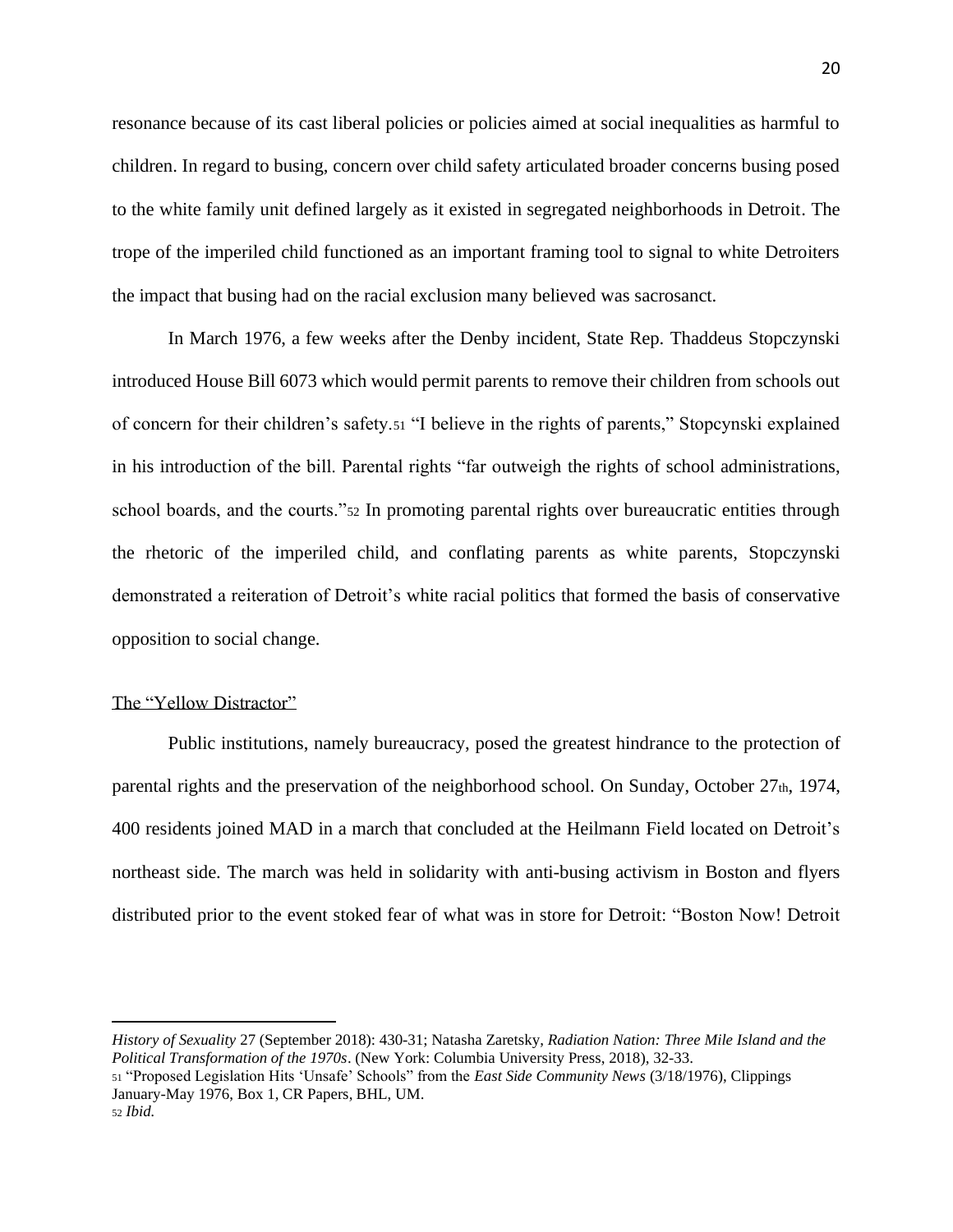resonance because of its cast liberal policies or policies aimed at social inequalities as harmful to children. In regard to busing, concern over child safety articulated broader concerns busing posed to the white family unit defined largely as it existed in segregated neighborhoods in Detroit. The trope of the imperiled child functioned as an important framing tool to signal to white Detroiters the impact that busing had on the racial exclusion many believed was sacrosanct.

In March 1976, a few weeks after the Denby incident, State Rep. Thaddeus Stopczynski introduced House Bill 6073 which would permit parents to remove their children from schools out of concern for their children's safety.[51] "I believe in the rights of parents," Stopcynski explained in his introduction of the bill. Parental rights "far outweigh the rights of school administrations, school boards, and the courts."[52] In promoting parental rights over bureaucratic entities through the rhetoric of the imperiled child, and conflating parents as white parents, Stopczynski demonstrated a reiteration of Detroit's white racial politics that formed the basis of conservative opposition to social change.

## The "Yellow Distractor"

Public institutions, namely bureaucracy, posed the greatest hindrance to the protection of parental rights and the preservation of the neighborhood school. On Sunday, October 27th, 1974, 400 residents joined MAD in a march that concluded at the Heilmann Field located on Detroit's northeast side. The march was held in solidarity with anti-busing activism in Boston and flyers distributed prior to the event stoked fear of what was in store for Detroit: "Boston Now! Detroit

---

*History of Sexuality* 27 (September 2018): 430-31; Natasha Zaretsky, *Radiation Nation: Three Mile Island and the Political Transformation of the 1970s*. (New York: Columbia University Press, 2018), 32-33.

[51] "Proposed Legislation Hits 'Unsafe' Schools" from the *East Side Community News* (3/18/1976), Clippings January-May 1976, Box 1, CR Papers, BHL, UM.

[52] *Ibid.*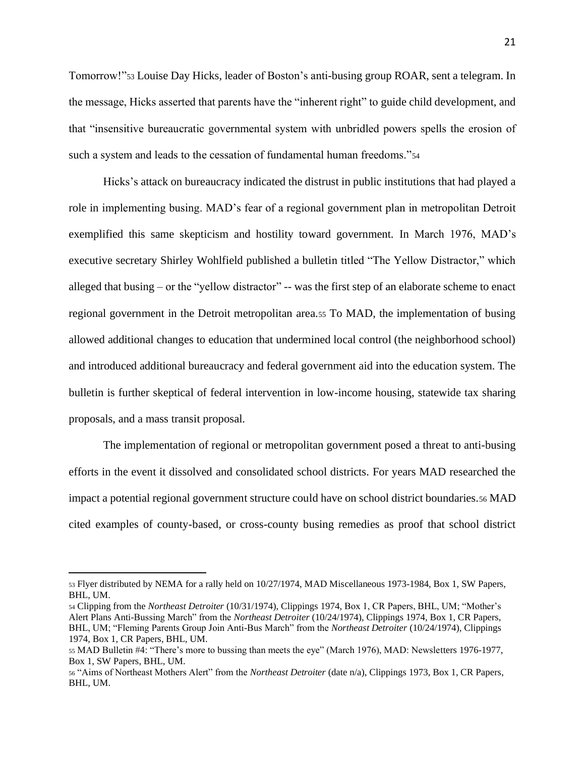Tomorrow!"[53] Louise Day Hicks, leader of Boston's anti-busing group ROAR, sent a telegram. In the message, Hicks asserted that parents have the "inherent right" to guide child development, and that "insensitive bureaucratic governmental system with unbridled powers spells the erosion of such a system and leads to the cessation of fundamental human freedoms."[54]

Hicks's attack on bureaucracy indicated the distrust in public institutions that had played a role in implementing busing. MAD's fear of a regional government plan in metropolitan Detroit exemplified this same skepticism and hostility toward government. In March 1976, MAD's executive secretary Shirley Wohlfield published a bulletin titled "The Yellow Distractor," which alleged that busing – or the "yellow distractor" -- was the first step of an elaborate scheme to enact regional government in the Detroit metropolitan area.[55] To MAD, the implementation of busing allowed additional changes to education that undermined local control (the neighborhood school) and introduced additional bureaucracy and federal government aid into the education system. The bulletin is further skeptical of federal intervention in low-income housing, statewide tax sharing proposals, and a mass transit proposal.

The implementation of regional or metropolitan government posed a threat to anti-busing efforts in the event it dissolved and consolidated school districts. For years MAD researched the impact a potential regional government structure could have on school district boundaries.[56] MAD cited examples of county-based, or cross-county busing remedies as proof that school district

---

[53] Flyer distributed by NEMA for a rally held on 10/27/1974, MAD Miscellaneous 1973-1984, Box 1, SW Papers, BHL, UM.

[54] Clipping from the *Northeast Detroiter* (10/31/1974), Clippings 1974, Box 1, CR Papers, BHL, UM; "Mother's Alert Plans Anti-Bussing March" from the *Northeast Detroiter* (10/24/1974), Clippings 1974, Box 1, CR Papers, BHL, UM; "Fleming Parents Group Join Anti-Bus March" from the *Northeast Detroiter* (10/24/1974), Clippings 1974, Box 1, CR Papers, BHL, UM.

[55] MAD Bulletin #4: "There's more to bussing than meets the eye" (March 1976), MAD: Newsletters 1976-1977, Box 1, SW Papers, BHL, UM.

[56] "Aims of Northeast Mothers Alert" from the *Northeast Detroiter* (date n/a), Clippings 1973, Box 1, CR Papers, BHL, UM.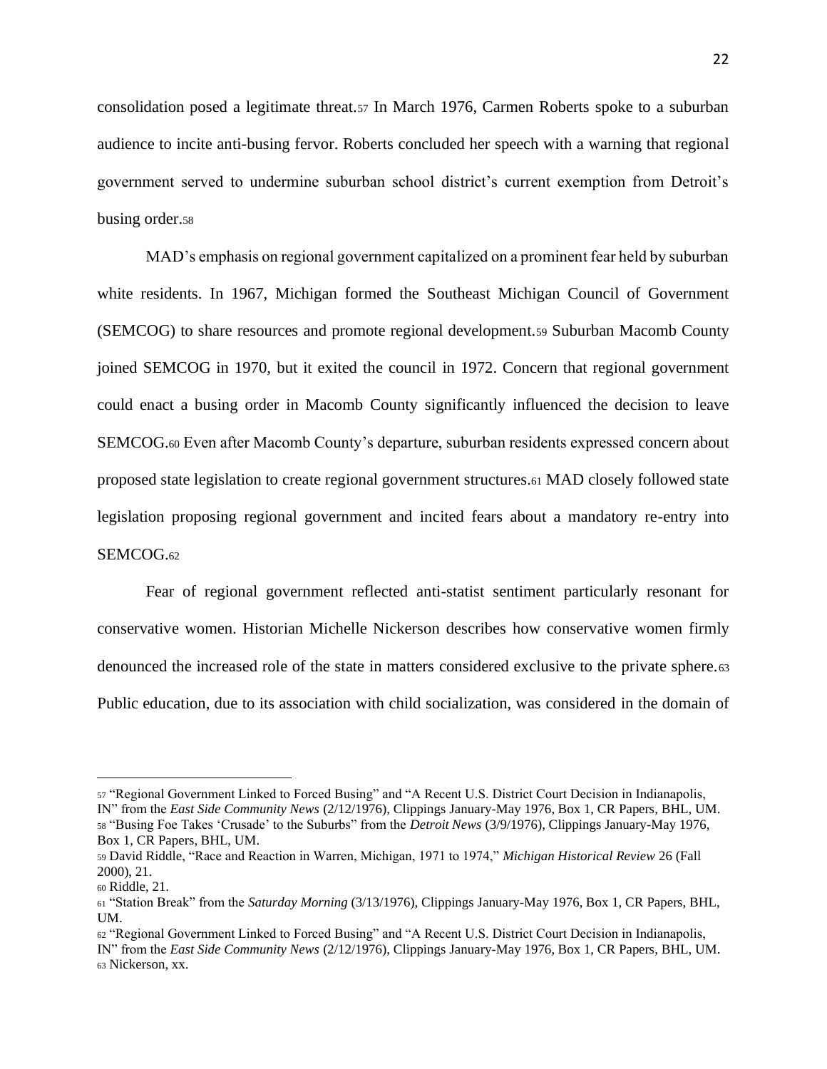consolidation posed a legitimate threat.[57] In March 1976, Carmen Roberts spoke to a suburban audience to incite anti-busing fervor. Roberts concluded her speech with a warning that regional government served to undermine suburban school district's current exemption from Detroit's busing order.[58]

MAD's emphasis on regional government capitalized on a prominent fear held by suburban white residents. In 1967, Michigan formed the Southeast Michigan Council of Government (SEMCOG) to share resources and promote regional development.[59] Suburban Macomb County joined SEMCOG in 1970, but it exited the council in 1972. Concern that regional government could enact a busing order in Macomb County significantly influenced the decision to leave SEMCOG.[60] Even after Macomb County's departure, suburban residents expressed concern about proposed state legislation to create regional government structures.[61] MAD closely followed state legislation proposing regional government and incited fears about a mandatory re-entry into SEMCOG.[62]

Fear of regional government reflected anti-statist sentiment particularly resonant for conservative women. Historian Michelle Nickerson describes how conservative women firmly denounced the increased role of the state in matters considered exclusive to the private sphere.[63] Public education, due to its association with child socialization, was considered in the domain of

---

57 "Regional Government Linked to Forced Busing" and "A Recent U.S. District Court Decision in Indianapolis, IN" from the *East Side Community News* (2/12/1976), Clippings January-May 1976, Box 1, CR Papers, BHL, UM.

58 "Busing Foe Takes 'Crusade' to the Suburbs" from the *Detroit News* (3/9/1976), Clippings January-May 1976, Box 1, CR Papers, BHL, UM.

59 David Riddle, "Race and Reaction in Warren, Michigan, 1971 to 1974," *Michigan Historical Review* 26 (Fall 2000), 21.

60 Riddle, 21.

61 "Station Break" from the *Saturday Morning* (3/13/1976), Clippings January-May 1976, Box 1, CR Papers, BHL, UM.

62 "Regional Government Linked to Forced Busing" and "A Recent U.S. District Court Decision in Indianapolis, IN" from the *East Side Community News* (2/12/1976), Clippings January-May 1976, Box 1, CR Papers, BHL, UM.

63 Nickerson, xx.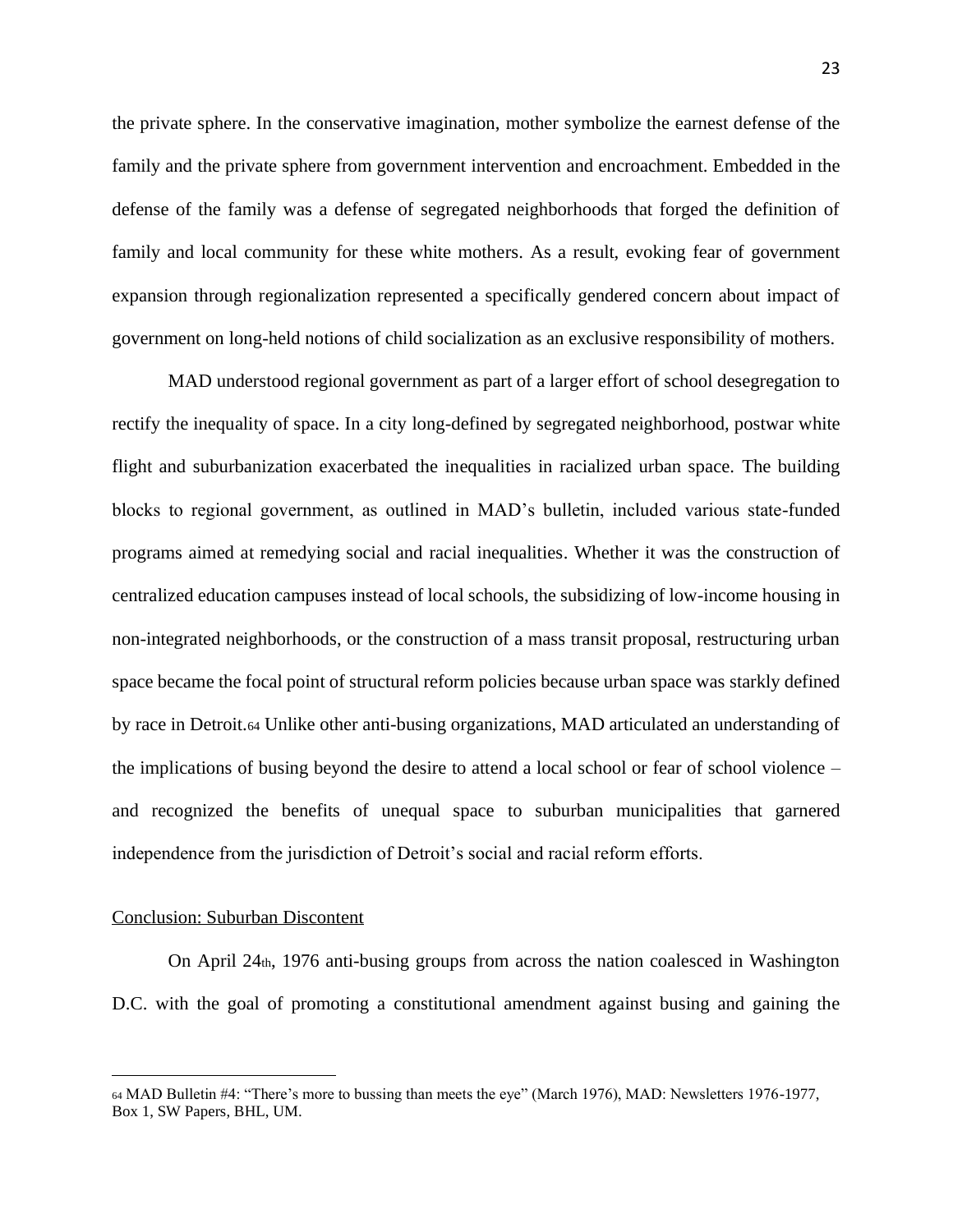the private sphere. In the conservative imagination, mother symbolize the earnest defense of the family and the private sphere from government intervention and encroachment. Embedded in the defense of the family was a defense of segregated neighborhoods that forged the definition of family and local community for these white mothers. As a result, evoking fear of government expansion through regionalization represented a specifically gendered concern about impact of government on long-held notions of child socialization as an exclusive responsibility of mothers.

MAD understood regional government as part of a larger effort of school desegregation to rectify the inequality of space. In a city long-defined by segregated neighborhood, postwar white flight and suburbanization exacerbated the inequalities in racialized urban space. The building blocks to regional government, as outlined in MAD's bulletin, included various state-funded programs aimed at remedying social and racial inequalities. Whether it was the construction of centralized education campuses instead of local schools, the subsidizing of low-income housing in non-integrated neighborhoods, or the construction of a mass transit proposal, restructuring urban space became the focal point of structural reform policies because urban space was starkly defined by race in Detroit.[64] Unlike other anti-busing organizations, MAD articulated an understanding of the implications of busing beyond the desire to attend a local school or fear of school violence – and recognized the benefits of unequal space to suburban municipalities that garnered independence from the jurisdiction of Detroit's social and racial reform efforts.

## Conclusion: Suburban Discontent

On April 24th, 1976 anti-busing groups from across the nation coalesced in Washington D.C. with the goal of promoting a constitutional amendment against busing and gaining the

---

[64] MAD Bulletin #4: "There's more to bussing than meets the eye" (March 1976), MAD: Newsletters 1976-1977, Box 1, SW Papers, BHL, UM.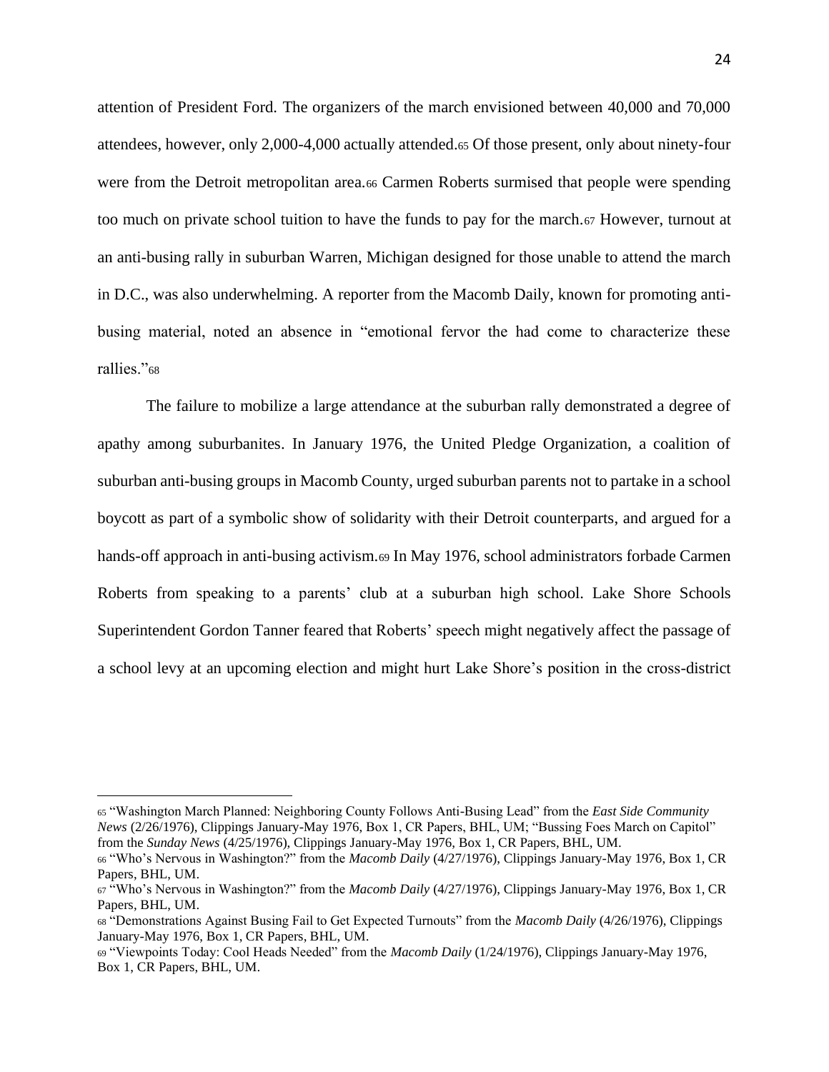attention of President Ford. The organizers of the march envisioned between 40,000 and 70,000 attendees, however, only 2,000-4,000 actually attended.[65] Of those present, only about ninety-four were from the Detroit metropolitan area.[66] Carmen Roberts surmised that people were spending too much on private school tuition to have the funds to pay for the march.[67] However, turnout at an anti-busing rally in suburban Warren, Michigan designed for those unable to attend the march in D.C., was also underwhelming. A reporter from the Macomb Daily, known for promoting anti-busing material, noted an absence in "emotional fervor the had come to characterize these rallies."[68]

The failure to mobilize a large attendance at the suburban rally demonstrated a degree of apathy among suburbanites. In January 1976, the United Pledge Organization, a coalition of suburban anti-busing groups in Macomb County, urged suburban parents not to partake in a school boycott as part of a symbolic show of solidarity with their Detroit counterparts, and argued for a hands-off approach in anti-busing activism.[69] In May 1976, school administrators forbade Carmen Roberts from speaking to a parents' club at a suburban high school. Lake Shore Schools Superintendent Gordon Tanner feared that Roberts' speech might negatively affect the passage of a school levy at an upcoming election and might hurt Lake Shore's position in the cross-district

---

[65] "Washington March Planned: Neighboring County Follows Anti-Busing Lead" from the *East Side Community News* (2/26/1976), Clippings January-May 1976, Box 1, CR Papers, BHL, UM; "Bussing Foes March on Capitol" from the *Sunday News* (4/25/1976), Clippings January-May 1976, Box 1, CR Papers, BHL, UM.

[66] "Who's Nervous in Washington?" from the *Macomb Daily* (4/27/1976), Clippings January-May 1976, Box 1, CR Papers, BHL, UM.

[67] "Who's Nervous in Washington?" from the *Macomb Daily* (4/27/1976), Clippings January-May 1976, Box 1, CR Papers, BHL, UM.

[68] "Demonstrations Against Busing Fail to Get Expected Turnouts" from the *Macomb Daily* (4/26/1976), Clippings January-May 1976, Box 1, CR Papers, BHL, UM.

[69] "Viewpoints Today: Cool Heads Needed" from the *Macomb Daily* (1/24/1976), Clippings January-May 1976, Box 1, CR Papers, BHL, UM.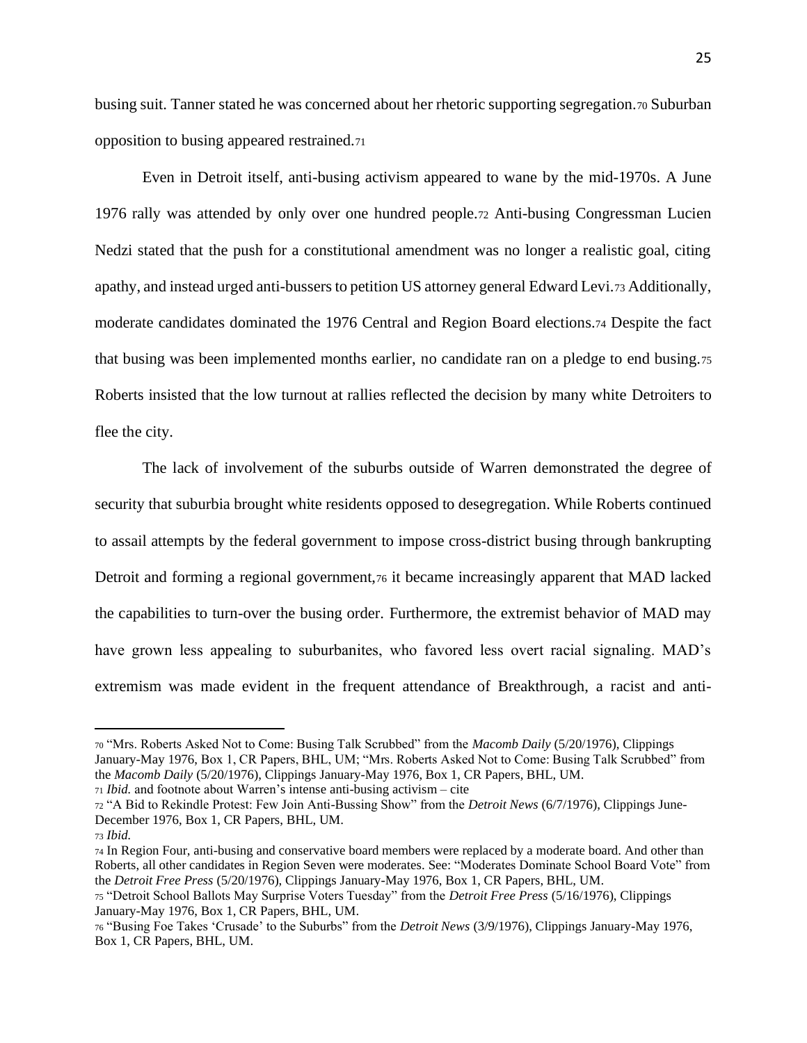busing suit. Tanner stated he was concerned about her rhetoric supporting segregation.[70] Suburban opposition to busing appeared restrained.[71]

Even in Detroit itself, anti-busing activism appeared to wane by the mid-1970s. A June 1976 rally was attended by only over one hundred people.[72] Anti-busing Congressman Lucien Nedzi stated that the push for a constitutional amendment was no longer a realistic goal, citing apathy, and instead urged anti-bussers to petition US attorney general Edward Levi.[73] Additionally, moderate candidates dominated the 1976 Central and Region Board elections.[74] Despite the fact that busing was been implemented months earlier, no candidate ran on a pledge to end busing.[75] Roberts insisted that the low turnout at rallies reflected the decision by many white Detroiters to flee the city.

The lack of involvement of the suburbs outside of Warren demonstrated the degree of security that suburbia brought white residents opposed to desegregation. While Roberts continued to assail attempts by the federal government to impose cross-district busing through bankrupting Detroit and forming a regional government,[76] it became increasingly apparent that MAD lacked the capabilities to turn-over the busing order. Furthermore, the extremist behavior of MAD may have grown less appealing to suburbanites, who favored less overt racial signaling. MAD's extremism was made evident in the frequent attendance of Breakthrough, a racist and anti-

---

[70] "Mrs. Roberts Asked Not to Come: Busing Talk Scrubbed" from the *Macomb Daily* (5/20/1976), Clippings January-May 1976, Box 1, CR Papers, BHL, UM; "Mrs. Roberts Asked Not to Come: Busing Talk Scrubbed" from the *Macomb Daily* (5/20/1976), Clippings January-May 1976, Box 1, CR Papers, BHL, UM.

[71] *Ibid.* and footnote about Warren's intense anti-busing activism – cite

[72] "A Bid to Rekindle Protest: Few Join Anti-Bussing Show" from the *Detroit News* (6/7/1976), Clippings June-December 1976, Box 1, CR Papers, BHL, UM.

[73] *Ibid.*

[74] In Region Four, anti-busing and conservative board members were replaced by a moderate board. And other than Roberts, all other candidates in Region Seven were moderates. See: "Moderates Dominate School Board Vote" from the *Detroit Free Press* (5/20/1976), Clippings January-May 1976, Box 1, CR Papers, BHL, UM.

[75] "Detroit School Ballots May Surprise Voters Tuesday" from the *Detroit Free Press* (5/16/1976), Clippings January-May 1976, Box 1, CR Papers, BHL, UM.

[76] "Busing Foe Takes 'Crusade' to the Suburbs" from the *Detroit News* (3/9/1976), Clippings January-May 1976, Box 1, CR Papers, BHL, UM.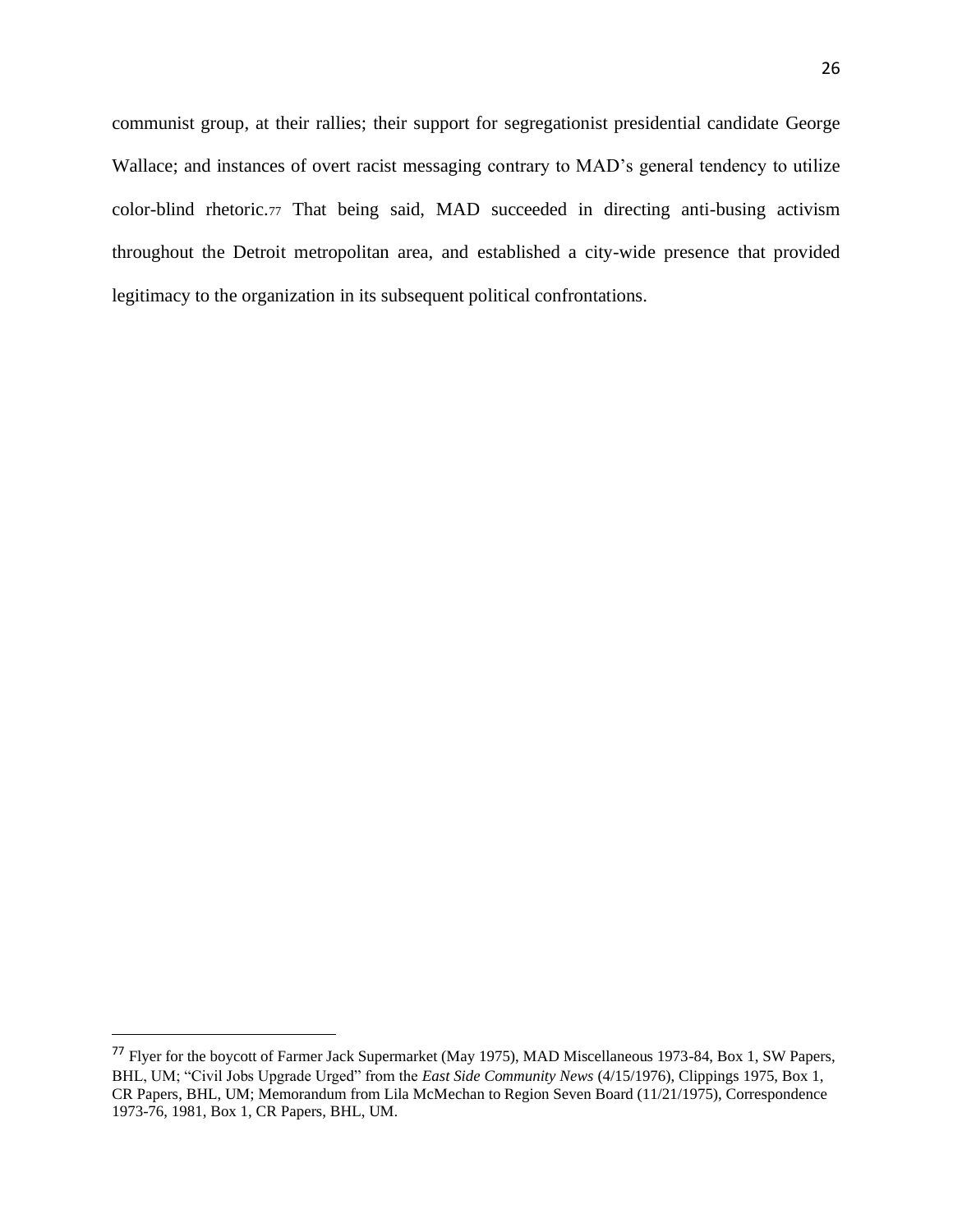communist group, at their rallies; their support for segregationist presidential candidate George Wallace; and instances of overt racist messaging contrary to MAD's general tendency to utilize color-blind rhetoric.[77] That being said, MAD succeeded in directing anti-busing activism throughout the Detroit metropolitan area, and established a city-wide presence that provided legitimacy to the organization in its subsequent political confrontations.

---

[77] Flyer for the boycott of Farmer Jack Supermarket (May 1975), MAD Miscellaneous 1973-84, Box 1, SW Papers, BHL, UM; "Civil Jobs Upgrade Urged" from the *East Side Community News* (4/15/1976), Clippings 1975, Box 1, CR Papers, BHL, UM; Memorandum from Lila McMechan to Region Seven Board (11/21/1975), Correspondence 1973-76, 1981, Box 1, CR Papers, BHL, UM.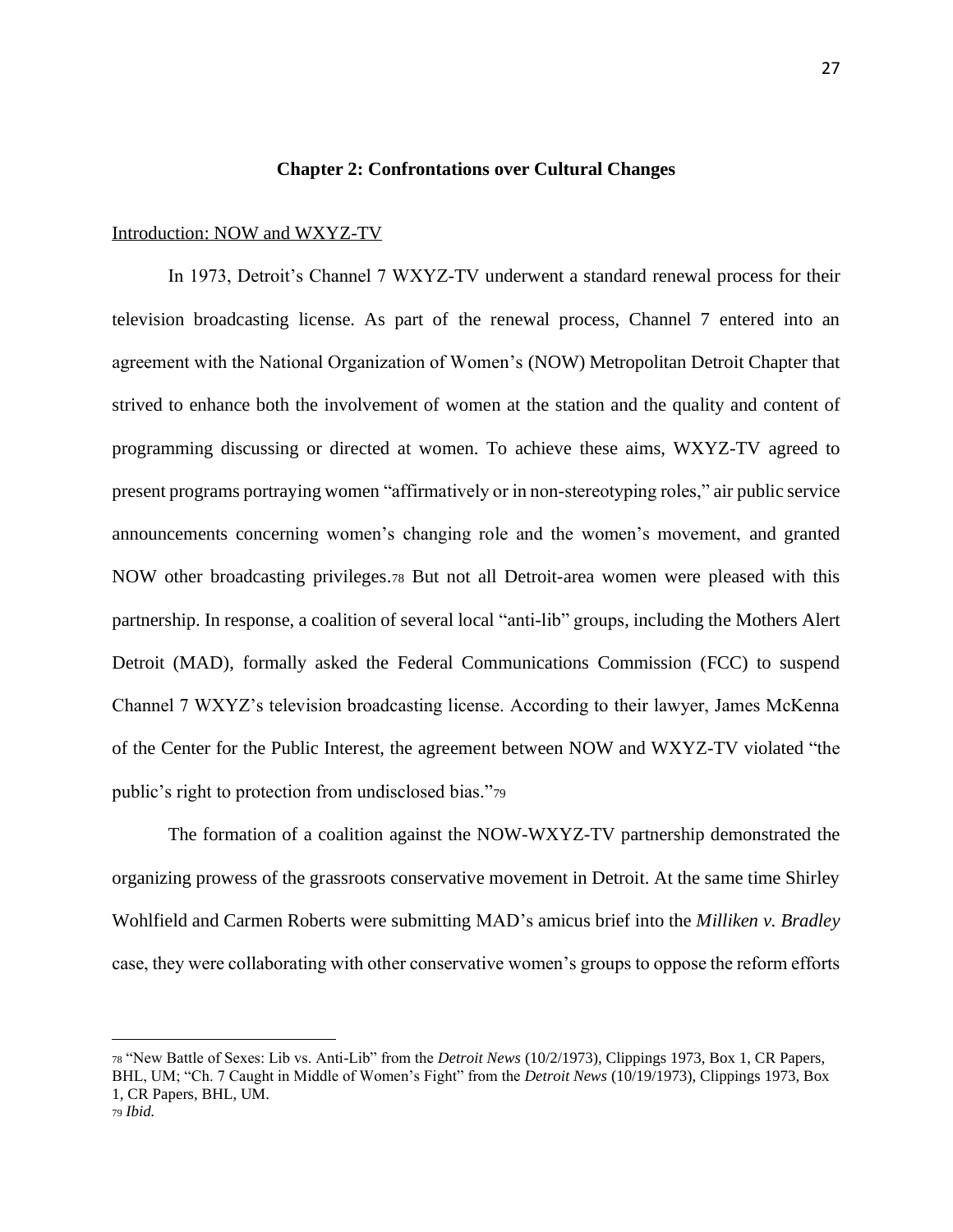## Chapter 2: Confrontations over Cultural Changes

Introduction: NOW and WXYZ-TV

In 1973, Detroit's Channel 7 WXYZ-TV underwent a standard renewal process for their television broadcasting license. As part of the renewal process, Channel 7 entered into an agreement with the National Organization of Women's (NOW) Metropolitan Detroit Chapter that strived to enhance both the involvement of women at the station and the quality and content of programming discussing or directed at women. To achieve these aims, WXYZ-TV agreed to present programs portraying women "affirmatively or in non-stereotyping roles," air public service announcements concerning women's changing role and the women's movement, and granted NOW other broadcasting privileges.[78] But not all Detroit-area women were pleased with this partnership. In response, a coalition of several local "anti-lib" groups, including the Mothers Alert Detroit (MAD), formally asked the Federal Communications Commission (FCC) to suspend Channel 7 WXYZ's television broadcasting license. According to their lawyer, James McKenna of the Center for the Public Interest, the agreement between NOW and WXYZ-TV violated "the public's right to protection from undisclosed bias."[79]

The formation of a coalition against the NOW-WXYZ-TV partnership demonstrated the organizing prowess of the grassroots conservative movement in Detroit. At the same time Shirley Wohlfield and Carmen Roberts were submitting MAD's amicus brief into the *Milliken v. Bradley* case, they were collaborating with other conservative women's groups to oppose the reform efforts

---

[78] "New Battle of Sexes: Lib vs. Anti-Lib" from the *Detroit News* (10/2/1973), Clippings 1973, Box 1, CR Papers, BHL, UM; "Ch. 7 Caught in Middle of Women's Fight" from the *Detroit News* (10/19/1973), Clippings 1973, Box 1, CR Papers, BHL, UM.

[79] *Ibid.*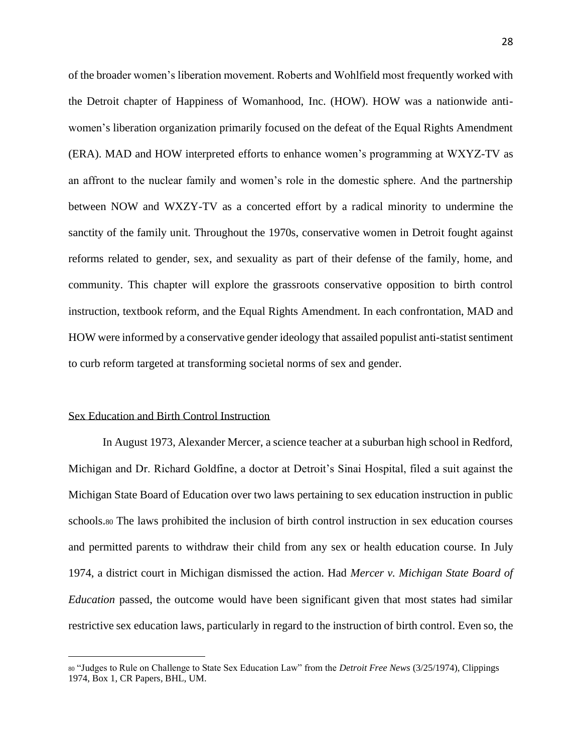of the broader women's liberation movement. Roberts and Wohlfield most frequently worked with the Detroit chapter of Happiness of Womanhood, Inc. (HOW). HOW was a nationwide anti-women's liberation organization primarily focused on the defeat of the Equal Rights Amendment (ERA). MAD and HOW interpreted efforts to enhance women's programming at WXYZ-TV as an affront to the nuclear family and women's role in the domestic sphere. And the partnership between NOW and WXZY-TV as a concerted effort by a radical minority to undermine the sanctity of the family unit. Throughout the 1970s, conservative women in Detroit fought against reforms related to gender, sex, and sexuality as part of their defense of the family, home, and community. This chapter will explore the grassroots conservative opposition to birth control instruction, textbook reform, and the Equal Rights Amendment. In each confrontation, MAD and HOW were informed by a conservative gender ideology that assailed populist anti-statist sentiment to curb reform targeted at transforming societal norms of sex and gender.

## Sex Education and Birth Control Instruction

In August 1973, Alexander Mercer, a science teacher at a suburban high school in Redford, Michigan and Dr. Richard Goldfine, a doctor at Detroit's Sinai Hospital, filed a suit against the Michigan State Board of Education over two laws pertaining to sex education instruction in public schools.[80] The laws prohibited the inclusion of birth control instruction in sex education courses and permitted parents to withdraw their child from any sex or health education course. In July 1974, a district court in Michigan dismissed the action. Had *Mercer v. Michigan State Board of Education* passed, the outcome would have been significant given that most states had similar restrictive sex education laws, particularly in regard to the instruction of birth control. Even so, the

[80] "Judges to Rule on Challenge to State Sex Education Law" from the *Detroit Free News* (3/25/1974), Clippings 1974, Box 1, CR Papers, BHL, UM.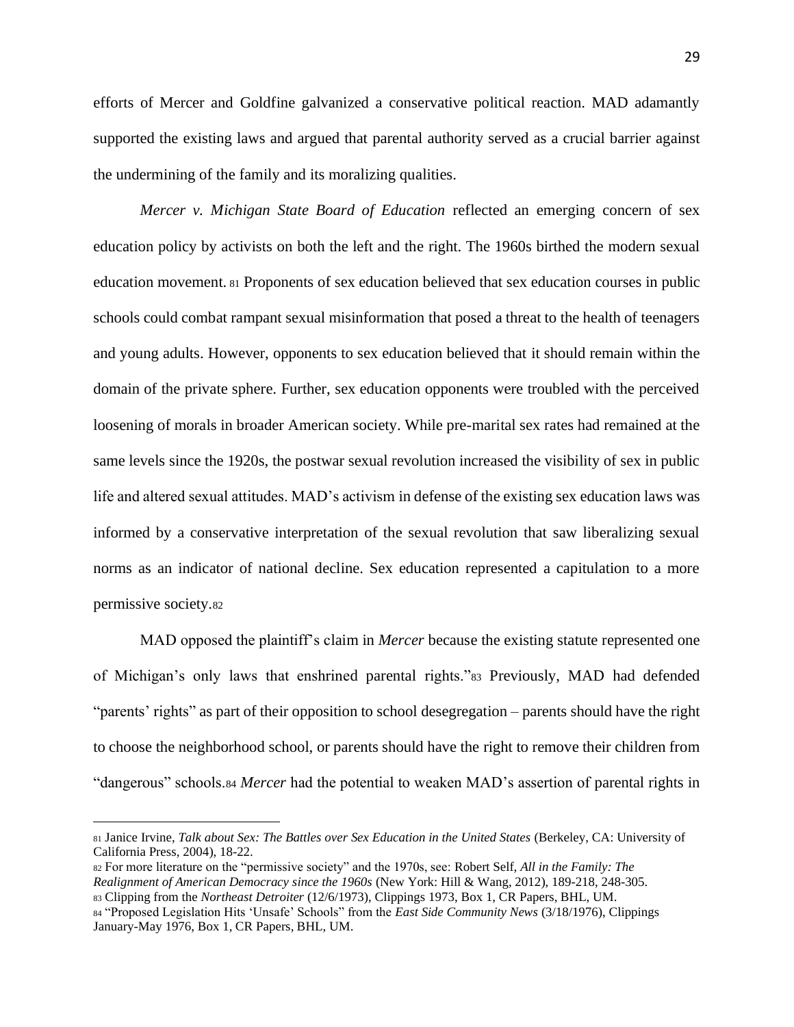efforts of Mercer and Goldfine galvanized a conservative political reaction. MAD adamantly supported the existing laws and argued that parental authority served as a crucial barrier against the undermining of the family and its moralizing qualities.

*Mercer v. Michigan State Board of Education* reflected an emerging concern of sex education policy by activists on both the left and the right. The 1960s birthed the modern sexual education movement.[81] Proponents of sex education believed that sex education courses in public schools could combat rampant sexual misinformation that posed a threat to the health of teenagers and young adults. However, opponents to sex education believed that it should remain within the domain of the private sphere. Further, sex education opponents were troubled with the perceived loosening of morals in broader American society. While pre-marital sex rates had remained at the same levels since the 1920s, the postwar sexual revolution increased the visibility of sex in public life and altered sexual attitudes. MAD's activism in defense of the existing sex education laws was informed by a conservative interpretation of the sexual revolution that saw liberalizing sexual norms as an indicator of national decline. Sex education represented a capitulation to a more permissive society.[82]

MAD opposed the plaintiff's claim in *Mercer* because the existing statute represented one of Michigan's only laws that enshrined parental rights."[83] Previously, MAD had defended "parents' rights" as part of their opposition to school desegregation – parents should have the right to choose the neighborhood school, or parents should have the right to remove their children from "dangerous" schools.[84] *Mercer* had the potential to weaken MAD's assertion of parental rights in

---

[81] Janice Irvine, *Talk about Sex: The Battles over Sex Education in the United States* (Berkeley, CA: University of California Press, 2004), 18-22.

[82] For more literature on the "permissive society" and the 1970s, see: Robert Self, *All in the Family: The Realignment of American Democracy since the 1960s* (New York: Hill & Wang, 2012), 189-218, 248-305.

[83] Clipping from the *Northeast Detroiter* (12/6/1973), Clippings 1973, Box 1, CR Papers, BHL, UM.

[84] "Proposed Legislation Hits 'Unsafe' Schools" from the *East Side Community News* (3/18/1976), Clippings January-May 1976, Box 1, CR Papers, BHL, UM.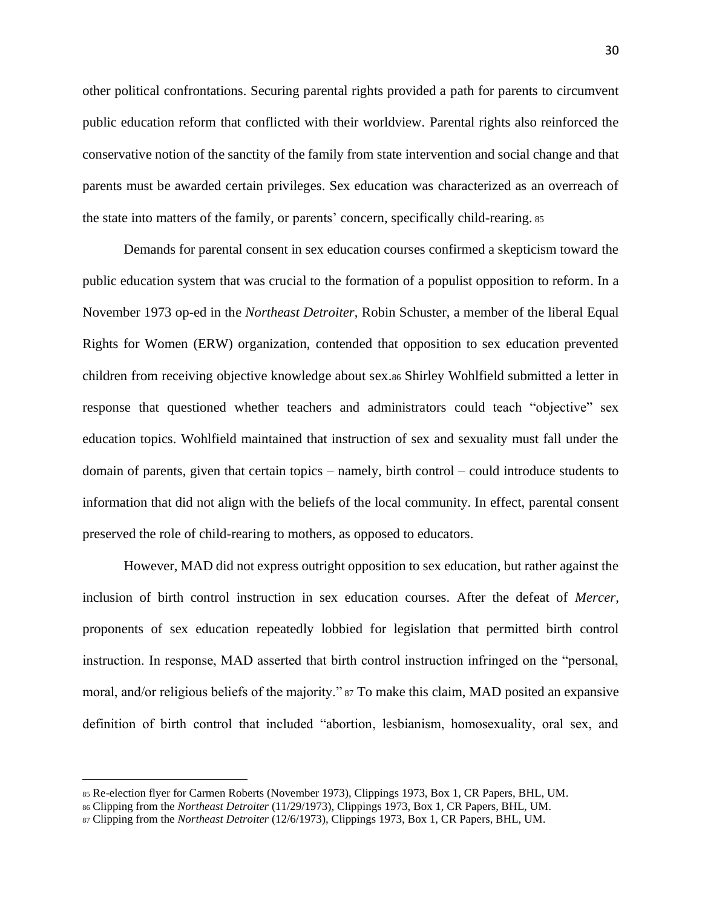other political confrontations. Securing parental rights provided a path for parents to circumvent public education reform that conflicted with their worldview. Parental rights also reinforced the conservative notion of the sanctity of the family from state intervention and social change and that parents must be awarded certain privileges. Sex education was characterized as an overreach of the state into matters of the family, or parents' concern, specifically child-rearing. [85]

Demands for parental consent in sex education courses confirmed a skepticism toward the public education system that was crucial to the formation of a populist opposition to reform. In a November 1973 op-ed in the *Northeast Detroiter*, Robin Schuster, a member of the liberal Equal Rights for Women (ERW) organization, contended that opposition to sex education prevented children from receiving objective knowledge about sex.[86] Shirley Wohlfield submitted a letter in response that questioned whether teachers and administrators could teach "objective" sex education topics. Wohlfield maintained that instruction of sex and sexuality must fall under the domain of parents, given that certain topics – namely, birth control – could introduce students to information that did not align with the beliefs of the local community. In effect, parental consent preserved the role of child-rearing to mothers, as opposed to educators.

However, MAD did not express outright opposition to sex education, but rather against the inclusion of birth control instruction in sex education courses. After the defeat of *Mercer,* proponents of sex education repeatedly lobbied for legislation that permitted birth control instruction. In response, MAD asserted that birth control instruction infringed on the "personal, moral, and/or religious beliefs of the majority." [87] To make this claim, MAD posited an expansive definition of birth control that included "abortion, lesbianism, homosexuality, oral sex, and

---

[85] Re-election flyer for Carmen Roberts (November 1973), Clippings 1973, Box 1, CR Papers, BHL, UM.

[86] Clipping from the *Northeast Detroiter* (11/29/1973), Clippings 1973, Box 1, CR Papers, BHL, UM.

[87] Clipping from the *Northeast Detroiter* (12/6/1973), Clippings 1973, Box 1, CR Papers, BHL, UM.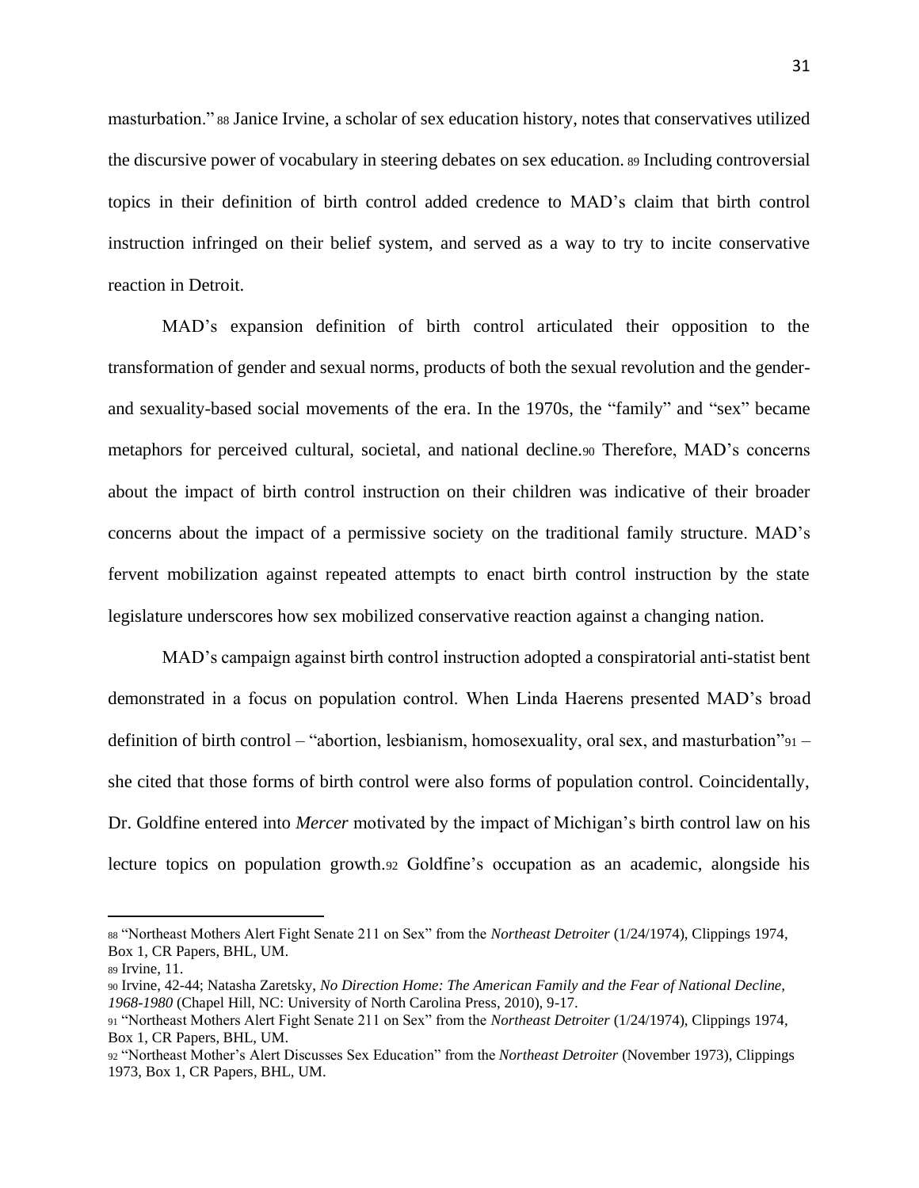masturbation."[88] Janice Irvine, a scholar of sex education history, notes that conservatives utilized the discursive power of vocabulary in steering debates on sex education.[89] Including controversial topics in their definition of birth control added credence to MAD's claim that birth control instruction infringed on their belief system, and served as a way to try to incite conservative reaction in Detroit.

MAD's expansion definition of birth control articulated their opposition to the transformation of gender and sexual norms, products of both the sexual revolution and the gender- and sexuality-based social movements of the era. In the 1970s, the "family" and "sex" became metaphors for perceived cultural, societal, and national decline.[90] Therefore, MAD's concerns about the impact of birth control instruction on their children was indicative of their broader concerns about the impact of a permissive society on the traditional family structure. MAD's fervent mobilization against repeated attempts to enact birth control instruction by the state legislature underscores how sex mobilized conservative reaction against a changing nation.

MAD's campaign against birth control instruction adopted a conspiratorial anti-statist bent demonstrated in a focus on population control. When Linda Haerens presented MAD's broad definition of birth control – "abortion, lesbianism, homosexuality, oral sex, and masturbation"[91] – she cited that those forms of birth control were also forms of population control. Coincidentally, Dr. Goldfine entered into *Mercer* motivated by the impact of Michigan's birth control law on his lecture topics on population growth.[92] Goldfine's occupation as an academic, alongside his

---

[88] "Northeast Mothers Alert Fight Senate 211 on Sex" from the *Northeast Detroiter* (1/24/1974), Clippings 1974, Box 1, CR Papers, BHL, UM.

[89] Irvine, 11.

[90] Irvine, 42-44; Natasha Zaretsky, *No Direction Home: The American Family and the Fear of National Decline, 1968-1980* (Chapel Hill, NC: University of North Carolina Press, 2010), 9-17.

[91] "Northeast Mothers Alert Fight Senate 211 on Sex" from the *Northeast Detroiter* (1/24/1974), Clippings 1974, Box 1, CR Papers, BHL, UM.

[92] "Northeast Mother's Alert Discusses Sex Education" from the *Northeast Detroiter* (November 1973), Clippings 1973, Box 1, CR Papers, BHL, UM.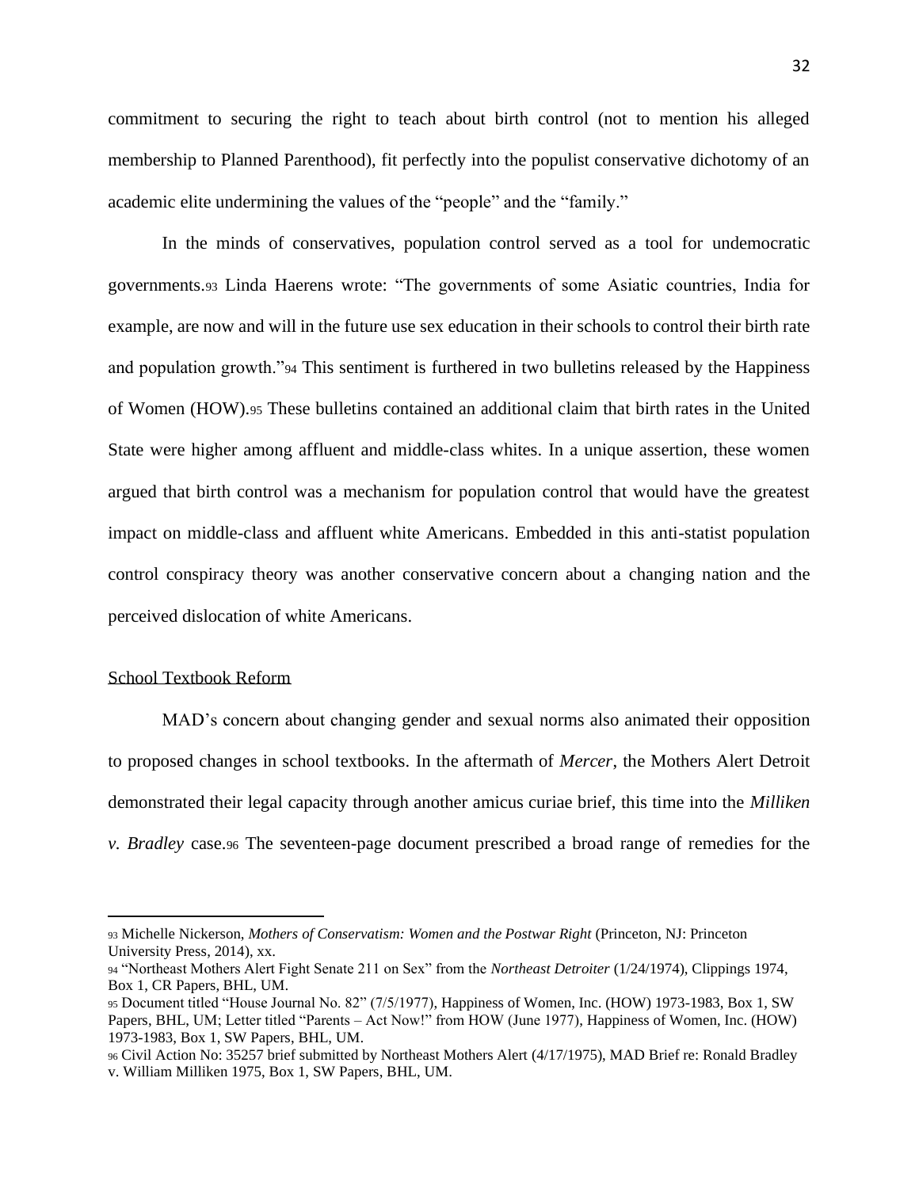commitment to securing the right to teach about birth control (not to mention his alleged membership to Planned Parenthood), fit perfectly into the populist conservative dichotomy of an academic elite undermining the values of the "people" and the "family."

In the minds of conservatives, population control served as a tool for undemocratic governments.[93] Linda Haerens wrote: "The governments of some Asiatic countries, India for example, are now and will in the future use sex education in their schools to control their birth rate and population growth."[94] This sentiment is furthered in two bulletins released by the Happiness of Women (HOW).[95] These bulletins contained an additional claim that birth rates in the United State were higher among affluent and middle-class whites. In a unique assertion, these women argued that birth control was a mechanism for population control that would have the greatest impact on middle-class and affluent white Americans. Embedded in this anti-statist population control conspiracy theory was another conservative concern about a changing nation and the perceived dislocation of white Americans.

## School Textbook Reform

MAD's concern about changing gender and sexual norms also animated their opposition to proposed changes in school textbooks. In the aftermath of *Mercer*, the Mothers Alert Detroit demonstrated their legal capacity through another amicus curiae brief, this time into the *Milliken v. Bradley* case.[96] The seventeen-page document prescribed a broad range of remedies for the

---

[93] Michelle Nickerson, *Mothers of Conservatism: Women and the Postwar Right* (Princeton, NJ: Princeton University Press, 2014), xx.

[94] "Northeast Mothers Alert Fight Senate 211 on Sex" from the *Northeast Detroiter* (1/24/1974), Clippings 1974, Box 1, CR Papers, BHL, UM.

[95] Document titled "House Journal No. 82" (7/5/1977), Happiness of Women, Inc. (HOW) 1973-1983, Box 1, SW Papers, BHL, UM; Letter titled "Parents – Act Now!" from HOW (June 1977), Happiness of Women, Inc. (HOW) 1973-1983, Box 1, SW Papers, BHL, UM.

[96] Civil Action No: 35257 brief submitted by Northeast Mothers Alert (4/17/1975), MAD Brief re: Ronald Bradley v. William Milliken 1975, Box 1, SW Papers, BHL, UM.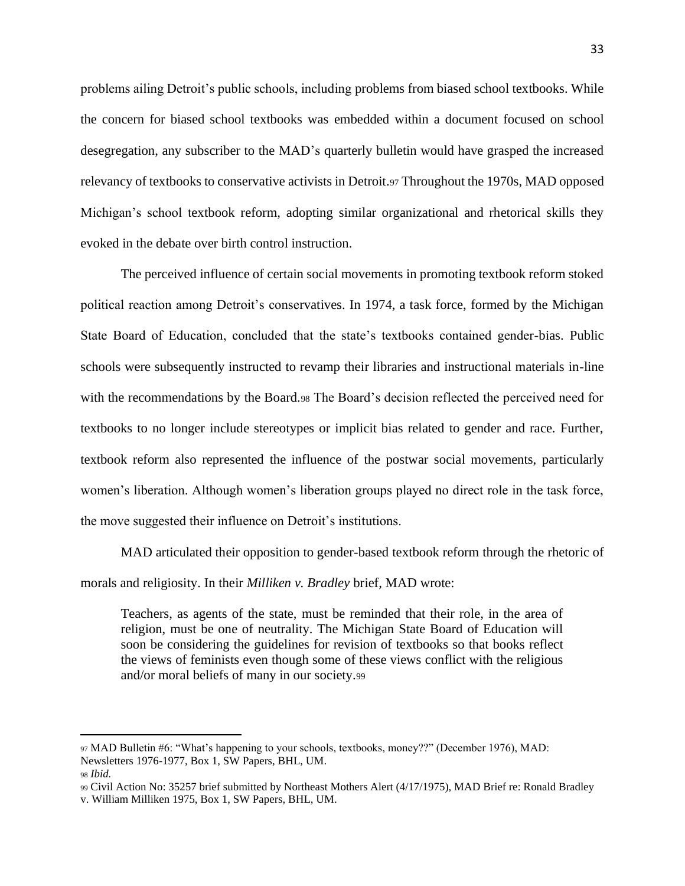problems ailing Detroit's public schools, including problems from biased school textbooks. While the concern for biased school textbooks was embedded within a document focused on school desegregation, any subscriber to the MAD's quarterly bulletin would have grasped the increased relevancy of textbooks to conservative activists in Detroit.[97] Throughout the 1970s, MAD opposed Michigan's school textbook reform, adopting similar organizational and rhetorical skills they evoked in the debate over birth control instruction.

The perceived influence of certain social movements in promoting textbook reform stoked political reaction among Detroit's conservatives. In 1974, a task force, formed by the Michigan State Board of Education, concluded that the state's textbooks contained gender-bias. Public schools were subsequently instructed to revamp their libraries and instructional materials in-line with the recommendations by the Board.[98] The Board's decision reflected the perceived need for textbooks to no longer include stereotypes or implicit bias related to gender and race. Further, textbook reform also represented the influence of the postwar social movements, particularly women's liberation. Although women's liberation groups played no direct role in the task force, the move suggested their influence on Detroit's institutions.

MAD articulated their opposition to gender-based textbook reform through the rhetoric of morals and religiosity. In their *Milliken v. Bradley* brief, MAD wrote:

> Teachers, as agents of the state, must be reminded that their role, in the area of religion, must be one of neutrality. The Michigan State Board of Education will soon be considering the guidelines for revision of textbooks so that books reflect the views of feminists even though some of these views conflict with the religious and/or moral beliefs of many in our society.[99]

---

[97] MAD Bulletin #6: "What's happening to your schools, textbooks, money??" (December 1976), MAD: Newsletters 1976-1977, Box 1, SW Papers, BHL, UM.

[98] *Ibid.*

[99] Civil Action No: 35257 brief submitted by Northeast Mothers Alert (4/17/1975), MAD Brief re: Ronald Bradley v. William Milliken 1975, Box 1, SW Papers, BHL, UM.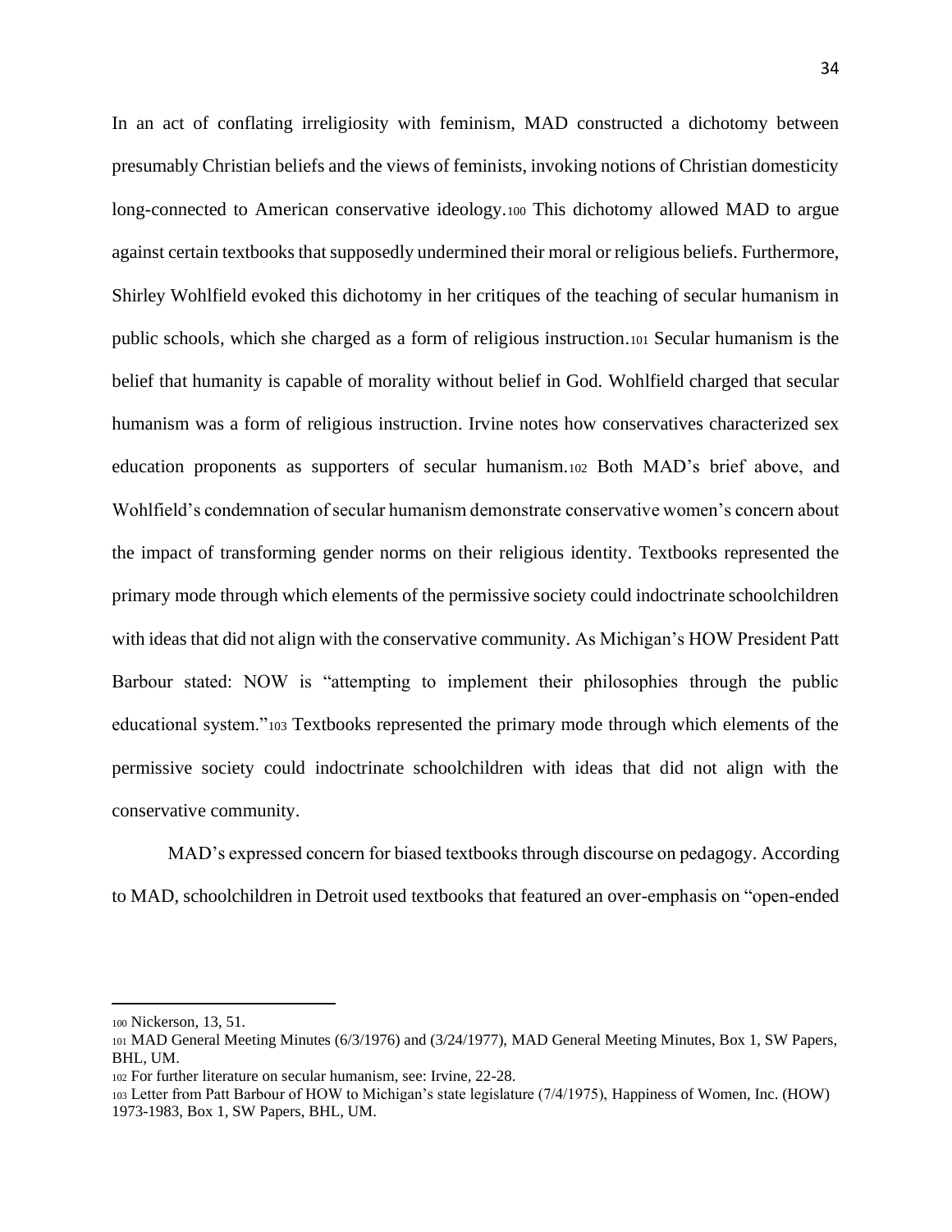In an act of conflating irreligiosity with feminism, MAD constructed a dichotomy between presumably Christian beliefs and the views of feminists, invoking notions of Christian domesticity long-connected to American conservative ideology.[100] This dichotomy allowed MAD to argue against certain textbooks that supposedly undermined their moral or religious beliefs. Furthermore, Shirley Wohlfield evoked this dichotomy in her critiques of the teaching of secular humanism in public schools, which she charged as a form of religious instruction.[101] Secular humanism is the belief that humanity is capable of morality without belief in God. Wohlfield charged that secular humanism was a form of religious instruction. Irvine notes how conservatives characterized sex education proponents as supporters of secular humanism.[102] Both MAD's brief above, and Wohlfield's condemnation of secular humanism demonstrate conservative women's concern about the impact of transforming gender norms on their religious identity. Textbooks represented the primary mode through which elements of the permissive society could indoctrinate schoolchildren with ideas that did not align with the conservative community. As Michigan's HOW President Patt Barbour stated: NOW is "attempting to implement their philosophies through the public educational system."[103] Textbooks represented the primary mode through which elements of the permissive society could indoctrinate schoolchildren with ideas that did not align with the conservative community.

MAD's expressed concern for biased textbooks through discourse on pedagogy. According to MAD, schoolchildren in Detroit used textbooks that featured an over-emphasis on "open-ended

---

[100] Nickerson, 13, 51.

[101] MAD General Meeting Minutes (6/3/1976) and (3/24/1977), MAD General Meeting Minutes, Box 1, SW Papers, BHL, UM.

[102] For further literature on secular humanism, see: Irvine, 22-28.

[103] Letter from Patt Barbour of HOW to Michigan's state legislature (7/4/1975), Happiness of Women, Inc. (HOW) 1973-1983, Box 1, SW Papers, BHL, UM.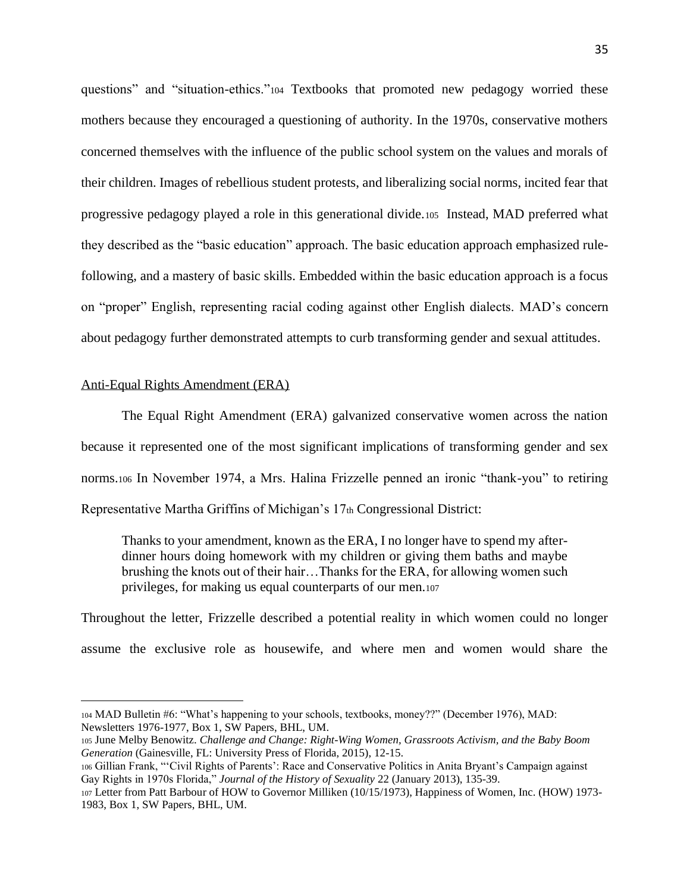questions" and "situation-ethics."[104] Textbooks that promoted new pedagogy worried these mothers because they encouraged a questioning of authority. In the 1970s, conservative mothers concerned themselves with the influence of the public school system on the values and morals of their children. Images of rebellious student protests, and liberalizing social norms, incited fear that progressive pedagogy played a role in this generational divide.[105] Instead, MAD preferred what they described as the "basic education" approach. The basic education approach emphasized rule-following, and a mastery of basic skills. Embedded within the basic education approach is a focus on "proper" English, representing racial coding against other English dialects. MAD's concern about pedagogy further demonstrated attempts to curb transforming gender and sexual attitudes.

Anti-Equal Rights Amendment (ERA)

The Equal Right Amendment (ERA) galvanized conservative women across the nation because it represented one of the most significant implications of transforming gender and sex norms.[106] In November 1974, a Mrs. Halina Frizzelle penned an ironic "thank-you" to retiring Representative Martha Griffins of Michigan's 17th Congressional District:

> Thanks to your amendment, known as the ERA, I no longer have to spend my after-dinner hours doing homework with my children or giving them baths and maybe brushing the knots out of their hair…Thanks for the ERA, for allowing women such privileges, for making us equal counterparts of our men.[107]

Throughout the letter, Frizzelle described a potential reality in which women could no longer assume the exclusive role as housewife, and where men and women would share the

---

[104] MAD Bulletin #6: "What's happening to your schools, textbooks, money??" (December 1976), MAD: Newsletters 1976-1977, Box 1, SW Papers, BHL, UM.

[105] June Melby Benowitz. *Challenge and Change: Right-Wing Women, Grassroots Activism, and the Baby Boom Generation* (Gainesville, FL: University Press of Florida, 2015), 12-15.

[106] Gillian Frank, "'Civil Rights of Parents': Race and Conservative Politics in Anita Bryant's Campaign against Gay Rights in 1970s Florida," *Journal of the History of Sexuality* 22 (January 2013), 135-39.

[107] Letter from Patt Barbour of HOW to Governor Milliken (10/15/1973), Happiness of Women, Inc. (HOW) 1973-1983, Box 1, SW Papers, BHL, UM.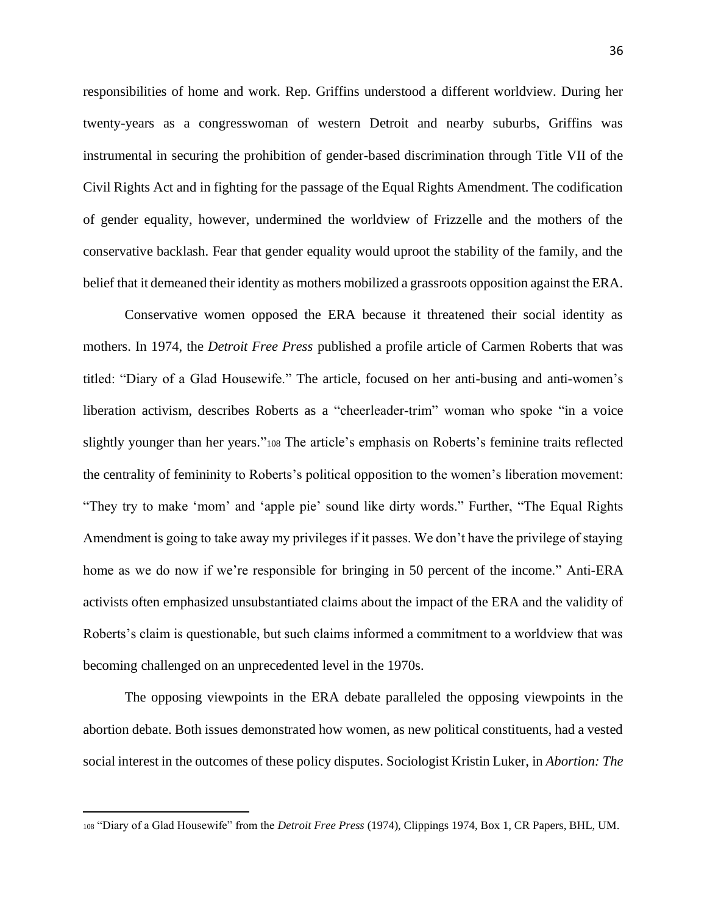responsibilities of home and work. Rep. Griffins understood a different worldview. During her twenty-years as a congresswoman of western Detroit and nearby suburbs, Griffins was instrumental in securing the prohibition of gender-based discrimination through Title VII of the Civil Rights Act and in fighting for the passage of the Equal Rights Amendment. The codification of gender equality, however, undermined the worldview of Frizzelle and the mothers of the conservative backlash. Fear that gender equality would uproot the stability of the family, and the belief that it demeaned their identity as mothers mobilized a grassroots opposition against the ERA.

Conservative women opposed the ERA because it threatened their social identity as mothers. In 1974, the *Detroit Free Press* published a profile article of Carmen Roberts that was titled: "Diary of a Glad Housewife." The article, focused on her anti-busing and anti-women's liberation activism, describes Roberts as a "cheerleader-trim" woman who spoke "in a voice slightly younger than her years."[108] The article's emphasis on Roberts's feminine traits reflected the centrality of femininity to Roberts's political opposition to the women's liberation movement: "They try to make 'mom' and 'apple pie' sound like dirty words." Further, "The Equal Rights Amendment is going to take away my privileges if it passes. We don't have the privilege of staying home as we do now if we're responsible for bringing in 50 percent of the income." Anti-ERA activists often emphasized unsubstantiated claims about the impact of the ERA and the validity of Roberts's claim is questionable, but such claims informed a commitment to a worldview that was becoming challenged on an unprecedented level in the 1970s.

The opposing viewpoints in the ERA debate paralleled the opposing viewpoints in the abortion debate. Both issues demonstrated how women, as new political constituents, had a vested social interest in the outcomes of these policy disputes. Sociologist Kristin Luker, in *Abortion: The*

---

108 "Diary of a Glad Housewife" from the *Detroit Free Press* (1974), Clippings 1974, Box 1, CR Papers, BHL, UM.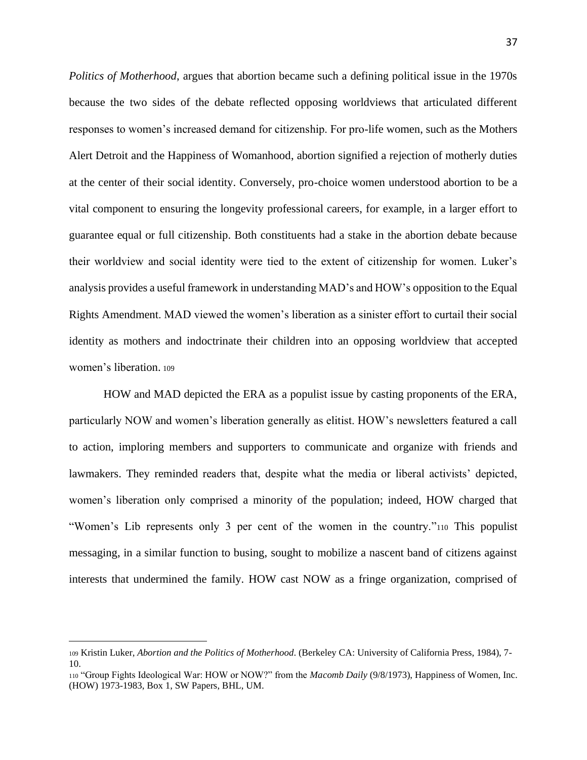*Politics of Motherhood*, argues that abortion became such a defining political issue in the 1970s because the two sides of the debate reflected opposing worldviews that articulated different responses to women's increased demand for citizenship. For pro-life women, such as the Mothers Alert Detroit and the Happiness of Womanhood, abortion signified a rejection of motherly duties at the center of their social identity. Conversely, pro-choice women understood abortion to be a vital component to ensuring the longevity professional careers, for example, in a larger effort to guarantee equal or full citizenship. Both constituents had a stake in the abortion debate because their worldview and social identity were tied to the extent of citizenship for women. Luker's analysis provides a useful framework in understanding MAD's and HOW's opposition to the Equal Rights Amendment. MAD viewed the women's liberation as a sinister effort to curtail their social identity as mothers and indoctrinate their children into an opposing worldview that accepted women's liberation.[109]

HOW and MAD depicted the ERA as a populist issue by casting proponents of the ERA, particularly NOW and women's liberation generally as elitist. HOW's newsletters featured a call to action, imploring members and supporters to communicate and organize with friends and lawmakers. They reminded readers that, despite what the media or liberal activists' depicted, women's liberation only comprised a minority of the population; indeed, HOW charged that "Women's Lib represents only 3 per cent of the women in the country."[110] This populist messaging, in a similar function to busing, sought to mobilize a nascent band of citizens against interests that undermined the family. HOW cast NOW as a fringe organization, comprised of

---

[109] Kristin Luker, *Abortion and the Politics of Motherhood*. (Berkeley CA: University of California Press, 1984), 7-10.

[110] "Group Fights Ideological War: HOW or NOW?" from the *Macomb Daily* (9/8/1973), Happiness of Women, Inc. (HOW) 1973-1983, Box 1, SW Papers, BHL, UM.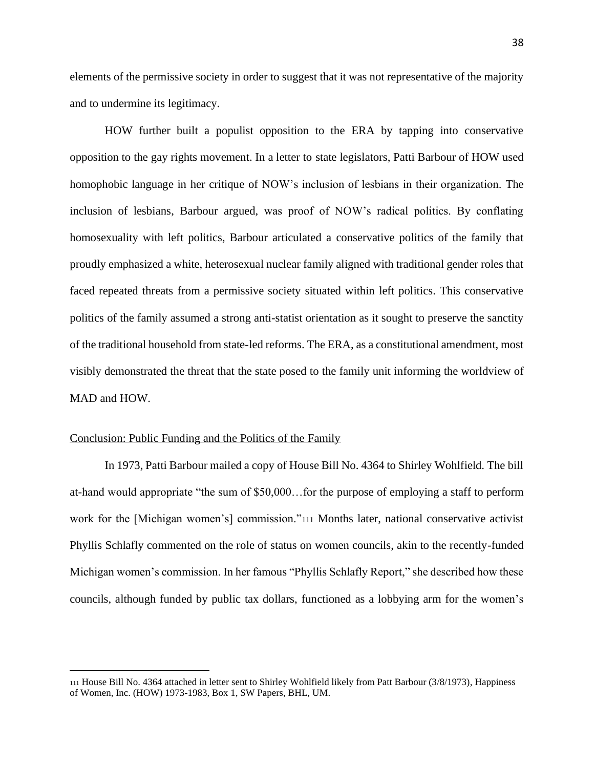elements of the permissive society in order to suggest that it was not representative of the majority and to undermine its legitimacy.

HOW further built a populist opposition to the ERA by tapping into conservative opposition to the gay rights movement. In a letter to state legislators, Patti Barbour of HOW used homophobic language in her critique of NOW's inclusion of lesbians in their organization. The inclusion of lesbians, Barbour argued, was proof of NOW's radical politics. By conflating homosexuality with left politics, Barbour articulated a conservative politics of the family that proudly emphasized a white, heterosexual nuclear family aligned with traditional gender roles that faced repeated threats from a permissive society situated within left politics. This conservative politics of the family assumed a strong anti-statist orientation as it sought to preserve the sanctity of the traditional household from state-led reforms. The ERA, as a constitutional amendment, most visibly demonstrated the threat that the state posed to the family unit informing the worldview of MAD and HOW.

## Conclusion: Public Funding and the Politics of the Family

In 1973, Patti Barbour mailed a copy of House Bill No. 4364 to Shirley Wohlfield. The bill at-hand would appropriate "the sum of $50,000…for the purpose of employing a staff to perform work for the [Michigan women's] commission."[111] Months later, national conservative activist Phyllis Schlafly commented on the role of status on women councils, akin to the recently-funded Michigan women's commission. In her famous "Phyllis Schlafly Report," she described how these councils, although funded by public tax dollars, functioned as a lobbying arm for the women's

---

[111] House Bill No. 4364 attached in letter sent to Shirley Wohlfield likely from Patt Barbour (3/8/1973), Happiness of Women, Inc. (HOW) 1973-1983, Box 1, SW Papers, BHL, UM.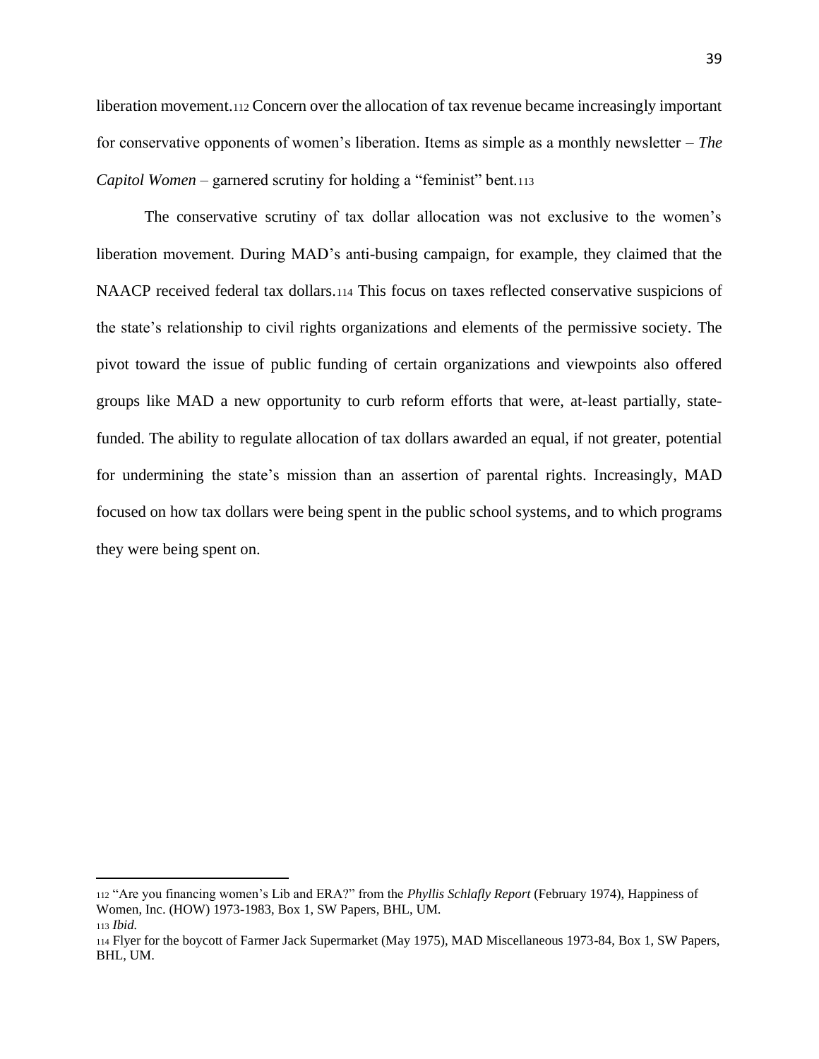liberation movement.[112] Concern over the allocation of tax revenue became increasingly important for conservative opponents of women's liberation. Items as simple as a monthly newsletter – *The Capitol Women* – garnered scrutiny for holding a "feminist" bent.[113]

The conservative scrutiny of tax dollar allocation was not exclusive to the women's liberation movement. During MAD's anti-busing campaign, for example, they claimed that the NAACP received federal tax dollars.[114] This focus on taxes reflected conservative suspicions of the state's relationship to civil rights organizations and elements of the permissive society. The pivot toward the issue of public funding of certain organizations and viewpoints also offered groups like MAD a new opportunity to curb reform efforts that were, at-least partially, state-funded. The ability to regulate allocation of tax dollars awarded an equal, if not greater, potential for undermining the state's mission than an assertion of parental rights. Increasingly, MAD focused on how tax dollars were being spent in the public school systems, and to which programs they were being spent on.

---

[112] "Are you financing women's Lib and ERA?" from the *Phyllis Schlafly Report* (February 1974), Happiness of Women, Inc. (HOW) 1973-1983, Box 1, SW Papers, BHL, UM.

[113] *Ibid.*

[114] Flyer for the boycott of Farmer Jack Supermarket (May 1975), MAD Miscellaneous 1973-84, Box 1, SW Papers, BHL, UM.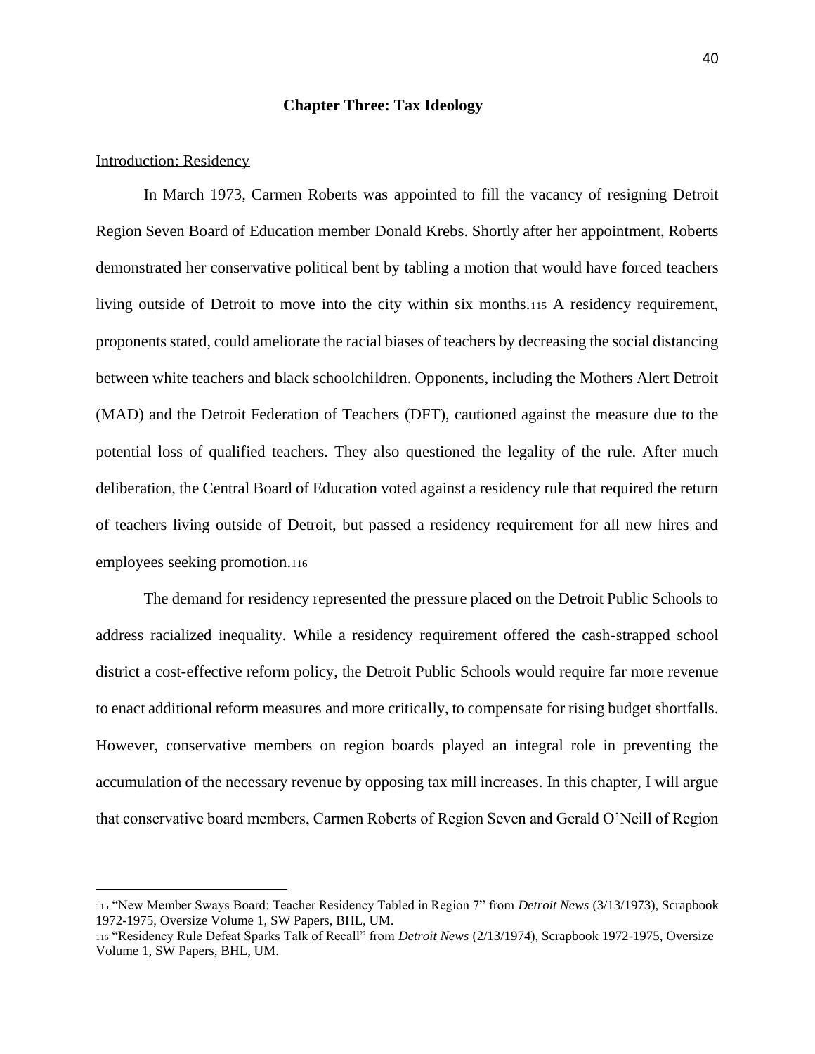## Chapter Three: Tax Ideology

Introduction: Residency

In March 1973, Carmen Roberts was appointed to fill the vacancy of resigning Detroit Region Seven Board of Education member Donald Krebs. Shortly after her appointment, Roberts demonstrated her conservative political bent by tabling a motion that would have forced teachers living outside of Detroit to move into the city within six months.[115] A residency requirement, proponents stated, could ameliorate the racial biases of teachers by decreasing the social distancing between white teachers and black schoolchildren. Opponents, including the Mothers Alert Detroit (MAD) and the Detroit Federation of Teachers (DFT), cautioned against the measure due to the potential loss of qualified teachers. They also questioned the legality of the rule. After much deliberation, the Central Board of Education voted against a residency rule that required the return of teachers living outside of Detroit, but passed a residency requirement for all new hires and employees seeking promotion.[116]

The demand for residency represented the pressure placed on the Detroit Public Schools to address racialized inequality. While a residency requirement offered the cash-strapped school district a cost-effective reform policy, the Detroit Public Schools would require far more revenue to enact additional reform measures and more critically, to compensate for rising budget shortfalls. However, conservative members on region boards played an integral role in preventing the accumulation of the necessary revenue by opposing tax mill increases. In this chapter, I will argue that conservative board members, Carmen Roberts of Region Seven and Gerald O'Neill of Region

---

[115] "New Member Sways Board: Teacher Residency Tabled in Region 7" from *Detroit News* (3/13/1973), Scrapbook 1972-1975, Oversize Volume 1, SW Papers, BHL, UM.

[116] "Residency Rule Defeat Sparks Talk of Recall" from *Detroit News* (2/13/1974), Scrapbook 1972-1975, Oversize Volume 1, SW Papers, BHL, UM.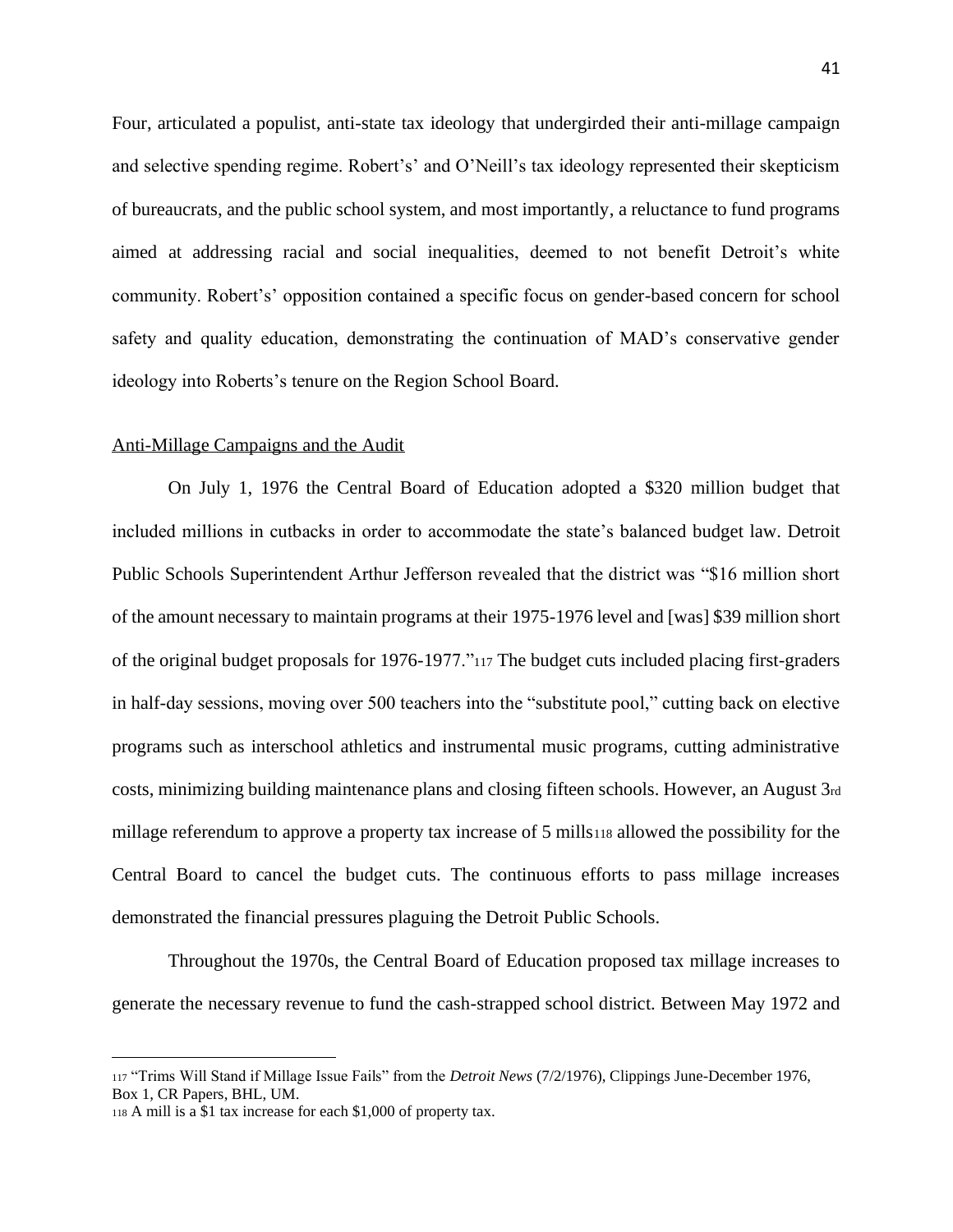Four, articulated a populist, anti-state tax ideology that undergirded their anti-millage campaign and selective spending regime. Robert's' and O'Neill's tax ideology represented their skepticism of bureaucrats, and the public school system, and most importantly, a reluctance to fund programs aimed at addressing racial and social inequalities, deemed to not benefit Detroit's white community. Robert's' opposition contained a specific focus on gender-based concern for school safety and quality education, demonstrating the continuation of MAD's conservative gender ideology into Roberts's tenure on the Region School Board.

Anti-Millage Campaigns and the Audit

On July 1, 1976 the Central Board of Education adopted a $320 million budget that included millions in cutbacks in order to accommodate the state's balanced budget law. Detroit Public Schools Superintendent Arthur Jefferson revealed that the district was "$16 million short of the amount necessary to maintain programs at their 1975-1976 level and [was] $39 million short of the original budget proposals for 1976-1977."[117] The budget cuts included placing first-graders in half-day sessions, moving over 500 teachers into the "substitute pool," cutting back on elective programs such as interschool athletics and instrumental music programs, cutting administrative costs, minimizing building maintenance plans and closing fifteen schools. However, an August 3rd millage referendum to approve a property tax increase of 5 mills[118] allowed the possibility for the Central Board to cancel the budget cuts. The continuous efforts to pass millage increases demonstrated the financial pressures plaguing the Detroit Public Schools.

Throughout the 1970s, the Central Board of Education proposed tax millage increases to generate the necessary revenue to fund the cash-strapped school district. Between May 1972 and

---

[117] "Trims Will Stand if Millage Issue Fails" from the *Detroit News* (7/2/1976), Clippings June-December 1976, Box 1, CR Papers, BHL, UM.

[118] A mill is a $1 tax increase for each $1,000 of property tax.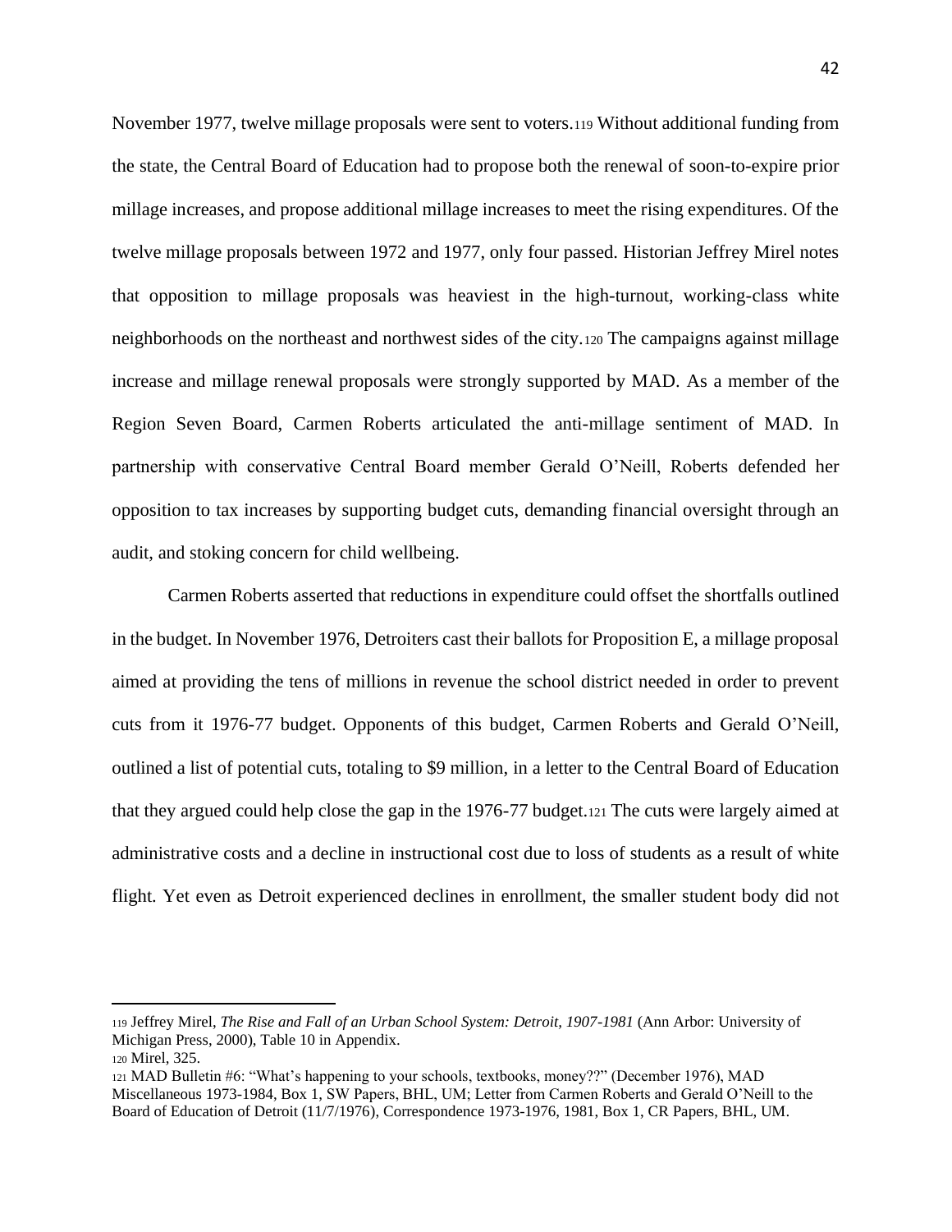November 1977, twelve millage proposals were sent to voters.[119] Without additional funding from the state, the Central Board of Education had to propose both the renewal of soon-to-expire prior millage increases, and propose additional millage increases to meet the rising expenditures. Of the twelve millage proposals between 1972 and 1977, only four passed. Historian Jeffrey Mirel notes that opposition to millage proposals was heaviest in the high-turnout, working-class white neighborhoods on the northeast and northwest sides of the city.[120] The campaigns against millage increase and millage renewal proposals were strongly supported by MAD. As a member of the Region Seven Board, Carmen Roberts articulated the anti-millage sentiment of MAD. In partnership with conservative Central Board member Gerald O'Neill, Roberts defended her opposition to tax increases by supporting budget cuts, demanding financial oversight through an audit, and stoking concern for child wellbeing.

Carmen Roberts asserted that reductions in expenditure could offset the shortfalls outlined in the budget. In November 1976, Detroiters cast their ballots for Proposition E, a millage proposal aimed at providing the tens of millions in revenue the school district needed in order to prevent cuts from it 1976-77 budget. Opponents of this budget, Carmen Roberts and Gerald O'Neill, outlined a list of potential cuts, totaling to $9 million, in a letter to the Central Board of Education that they argued could help close the gap in the 1976-77 budget.[121] The cuts were largely aimed at administrative costs and a decline in instructional cost due to loss of students as a result of white flight. Yet even as Detroit experienced declines in enrollment, the smaller student body did not

---

[119] Jeffrey Mirel, *The Rise and Fall of an Urban School System: Detroit, 1907-1981* (Ann Arbor: University of Michigan Press, 2000), Table 10 in Appendix.

[120] Mirel, 325.

[121] MAD Bulletin #6: "What's happening to your schools, textbooks, money??" (December 1976), MAD Miscellaneous 1973-1984, Box 1, SW Papers, BHL, UM; Letter from Carmen Roberts and Gerald O'Neill to the Board of Education of Detroit (11/7/1976), Correspondence 1973-1976, 1981, Box 1, CR Papers, BHL, UM.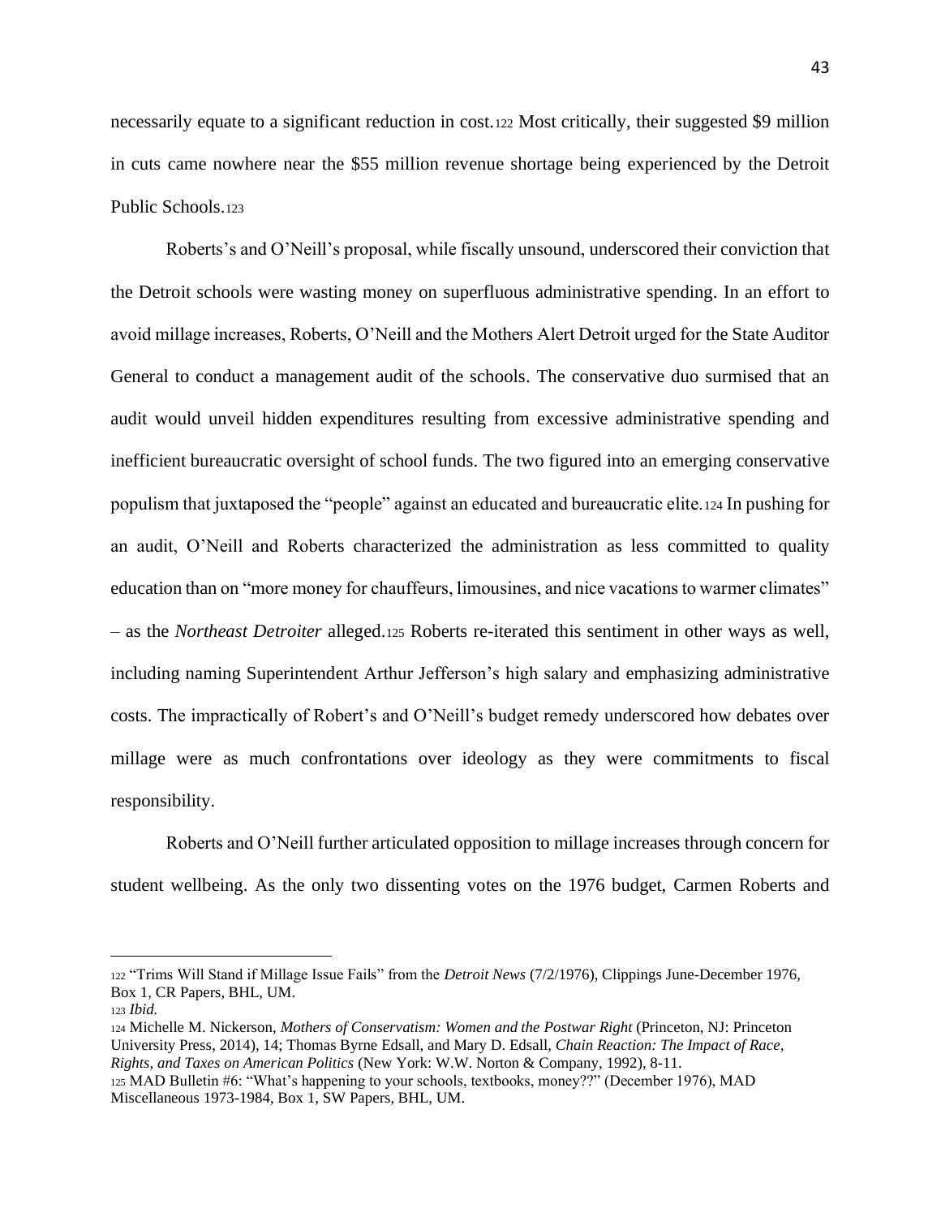necessarily equate to a significant reduction in cost.[122] Most critically, their suggested $9 million in cuts came nowhere near the $55 million revenue shortage being experienced by the Detroit Public Schools.[123]

Roberts's and O'Neill's proposal, while fiscally unsound, underscored their conviction that the Detroit schools were wasting money on superfluous administrative spending. In an effort to avoid millage increases, Roberts, O'Neill and the Mothers Alert Detroit urged for the State Auditor General to conduct a management audit of the schools. The conservative duo surmised that an audit would unveil hidden expenditures resulting from excessive administrative spending and inefficient bureaucratic oversight of school funds. The two figured into an emerging conservative populism that juxtaposed the "people" against an educated and bureaucratic elite.[124] In pushing for an audit, O'Neill and Roberts characterized the administration as less committed to quality education than on "more money for chauffeurs, limousines, and nice vacations to warmer climates" – as the *Northeast Detroiter* alleged.[125] Roberts re-iterated this sentiment in other ways as well, including naming Superintendent Arthur Jefferson's high salary and emphasizing administrative costs. The impractically of Robert's and O'Neill's budget remedy underscored how debates over millage were as much confrontations over ideology as they were commitments to fiscal responsibility.

Roberts and O'Neill further articulated opposition to millage increases through concern for student wellbeing. As the only two dissenting votes on the 1976 budget, Carmen Roberts and

---

[122] "Trims Will Stand if Millage Issue Fails" from the *Detroit News* (7/2/1976), Clippings June-December 1976, Box 1, CR Papers, BHL, UM.

[123] *Ibid.*

[124] Michelle M. Nickerson, *Mothers of Conservatism: Women and the Postwar Right* (Princeton, NJ: Princeton University Press, 2014), 14; Thomas Byrne Edsall, and Mary D. Edsall, *Chain Reaction: The Impact of Race, Rights, and Taxes on American Politics* (New York: W.W. Norton & Company, 1992), 8-11.

[125] MAD Bulletin #6: "What's happening to your schools, textbooks, money??" (December 1976), MAD Miscellaneous 1973-1984, Box 1, SW Papers, BHL, UM.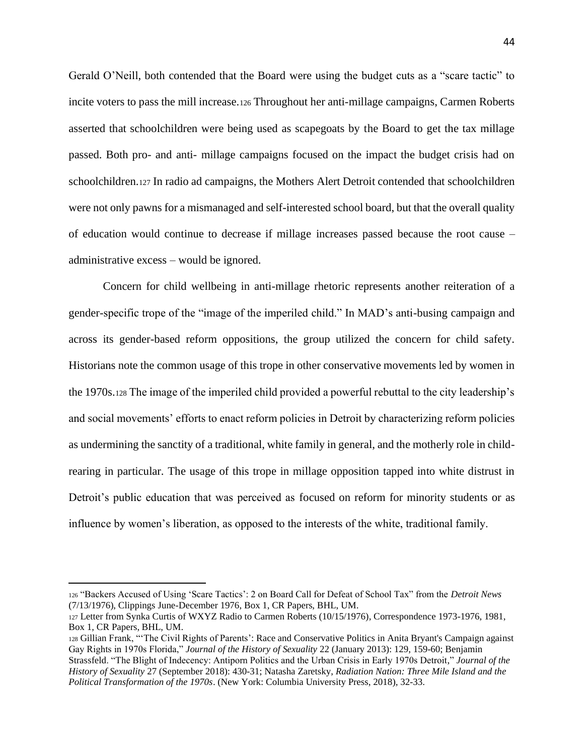Gerald O'Neill, both contended that the Board were using the budget cuts as a "scare tactic" to incite voters to pass the mill increase.[126] Throughout her anti-millage campaigns, Carmen Roberts asserted that schoolchildren were being used as scapegoats by the Board to get the tax millage passed. Both pro- and anti- millage campaigns focused on the impact the budget crisis had on schoolchildren.[127] In radio ad campaigns, the Mothers Alert Detroit contended that schoolchildren were not only pawns for a mismanaged and self-interested school board, but that the overall quality of education would continue to decrease if millage increases passed because the root cause – administrative excess – would be ignored.

Concern for child wellbeing in anti-millage rhetoric represents another reiteration of a gender-specific trope of the "image of the imperiled child." In MAD's anti-busing campaign and across its gender-based reform oppositions, the group utilized the concern for child safety. Historians note the common usage of this trope in other conservative movements led by women in the 1970s.[128] The image of the imperiled child provided a powerful rebuttal to the city leadership's and social movements' efforts to enact reform policies in Detroit by characterizing reform policies as undermining the sanctity of a traditional, white family in general, and the motherly role in child-rearing in particular. The usage of this trope in millage opposition tapped into white distrust in Detroit's public education that was perceived as focused on reform for minority students or as influence by women's liberation, as opposed to the interests of the white, traditional family.

---

[126] "Backers Accused of Using 'Scare Tactics': 2 on Board Call for Defeat of School Tax" from the *Detroit News* (7/13/1976), Clippings June-December 1976, Box 1, CR Papers, BHL, UM.

[127] Letter from Synka Curtis of WXYZ Radio to Carmen Roberts (10/15/1976), Correspondence 1973-1976, 1981, Box 1, CR Papers, BHL, UM.

[128] Gillian Frank, "'The Civil Rights of Parents': Race and Conservative Politics in Anita Bryant's Campaign against Gay Rights in 1970s Florida," *Journal of the History of Sexuality* 22 (January 2013): 129, 159-60; Benjamin Strassfeld. "The Blight of Indecency: Antiporn Politics and the Urban Crisis in Early 1970s Detroit," *Journal of the History of Sexuality* 27 (September 2018): 430-31; Natasha Zaretsky, *Radiation Nation: Three Mile Island and the Political Transformation of the 1970s*. (New York: Columbia University Press, 2018), 32-33.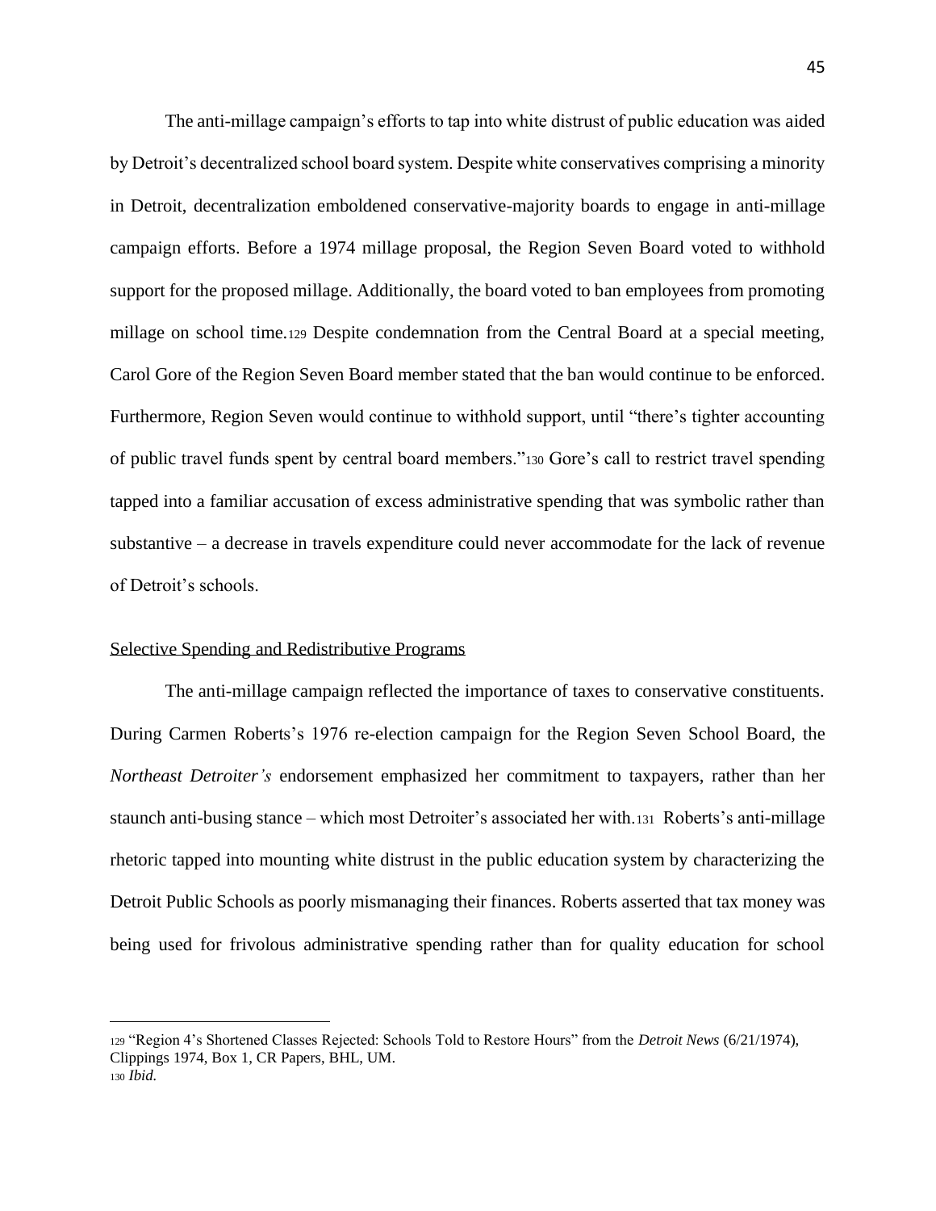The anti-millage campaign's efforts to tap into white distrust of public education was aided by Detroit's decentralized school board system. Despite white conservatives comprising a minority in Detroit, decentralization emboldened conservative-majority boards to engage in anti-millage campaign efforts. Before a 1974 millage proposal, the Region Seven Board voted to withhold support for the proposed millage. Additionally, the board voted to ban employees from promoting millage on school time.[129] Despite condemnation from the Central Board at a special meeting, Carol Gore of the Region Seven Board member stated that the ban would continue to be enforced. Furthermore, Region Seven would continue to withhold support, until "there's tighter accounting of public travel funds spent by central board members."[130] Gore's call to restrict travel spending tapped into a familiar accusation of excess administrative spending that was symbolic rather than substantive – a decrease in travels expenditure could never accommodate for the lack of revenue of Detroit's schools.

## Selective Spending and Redistributive Programs

The anti-millage campaign reflected the importance of taxes to conservative constituents. During Carmen Roberts's 1976 re-election campaign for the Region Seven School Board, the *Northeast Detroiter's* endorsement emphasized her commitment to taxpayers, rather than her staunch anti-busing stance – which most Detroiter's associated her with.[131] Roberts's anti-millage rhetoric tapped into mounting white distrust in the public education system by characterizing the Detroit Public Schools as poorly mismanaging their finances. Roberts asserted that tax money was being used for frivolous administrative spending rather than for quality education for school

---

[129] "Region 4's Shortened Classes Rejected: Schools Told to Restore Hours" from the *Detroit News* (6/21/1974), Clippings 1974, Box 1, CR Papers, BHL, UM.

[130] *Ibid.*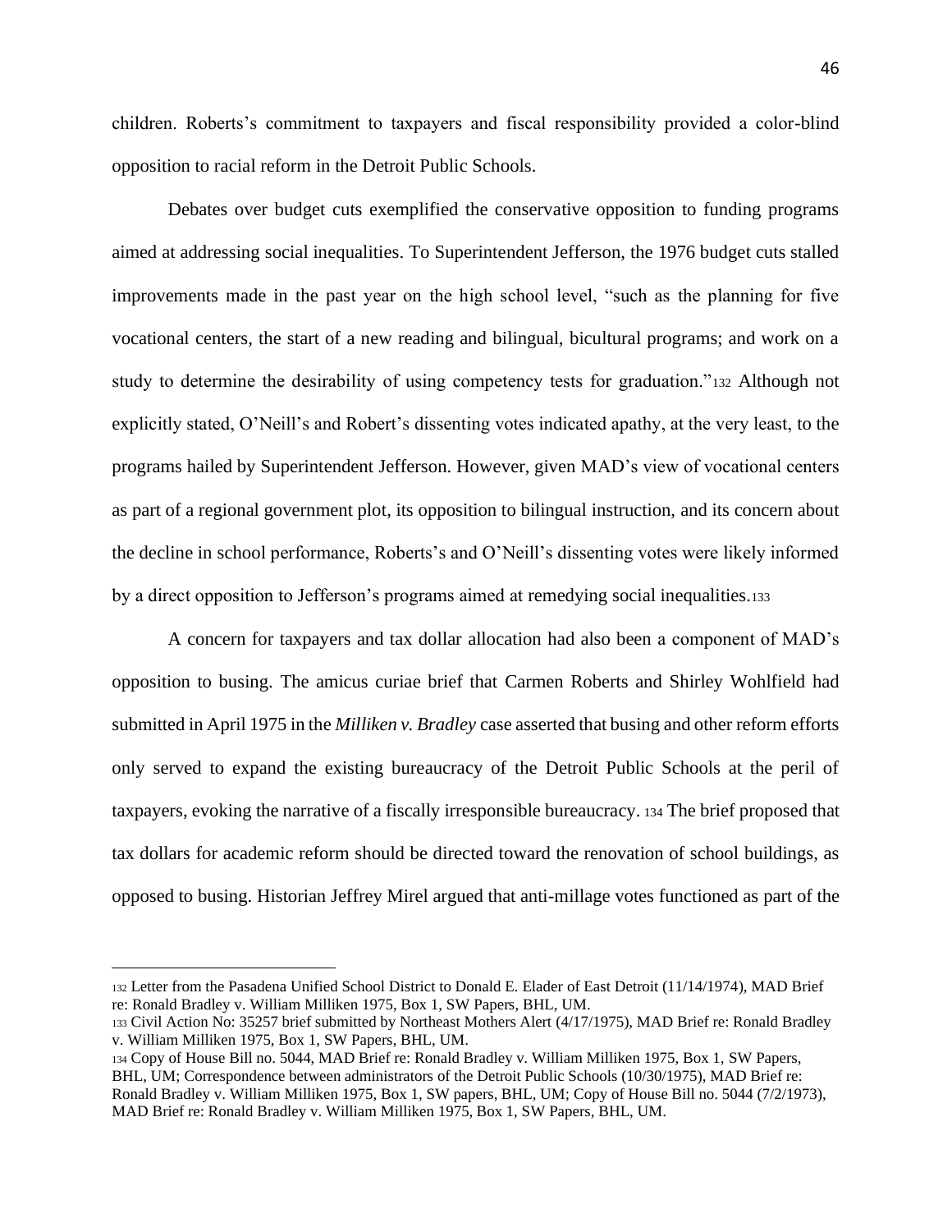children. Roberts's commitment to taxpayers and fiscal responsibility provided a color-blind opposition to racial reform in the Detroit Public Schools.

Debates over budget cuts exemplified the conservative opposition to funding programs aimed at addressing social inequalities. To Superintendent Jefferson, the 1976 budget cuts stalled improvements made in the past year on the high school level, "such as the planning for five vocational centers, the start of a new reading and bilingual, bicultural programs; and work on a study to determine the desirability of using competency tests for graduation."[132] Although not explicitly stated, O'Neill's and Robert's dissenting votes indicated apathy, at the very least, to the programs hailed by Superintendent Jefferson. However, given MAD's view of vocational centers as part of a regional government plot, its opposition to bilingual instruction, and its concern about the decline in school performance, Roberts's and O'Neill's dissenting votes were likely informed by a direct opposition to Jefferson's programs aimed at remedying social inequalities.[133]

A concern for taxpayers and tax dollar allocation had also been a component of MAD's opposition to busing. The amicus curiae brief that Carmen Roberts and Shirley Wohlfield had submitted in April 1975 in the *Milliken v. Bradley* case asserted that busing and other reform efforts only served to expand the existing bureaucracy of the Detroit Public Schools at the peril of taxpayers, evoking the narrative of a fiscally irresponsible bureaucracy.[134] The brief proposed that tax dollars for academic reform should be directed toward the renovation of school buildings, as opposed to busing. Historian Jeffrey Mirel argued that anti-millage votes functioned as part of the

---

[132] Letter from the Pasadena Unified School District to Donald E. Elader of East Detroit (11/14/1974), MAD Brief re: Ronald Bradley v. William Milliken 1975, Box 1, SW Papers, BHL, UM.

[133] Civil Action No: 35257 brief submitted by Northeast Mothers Alert (4/17/1975), MAD Brief re: Ronald Bradley v. William Milliken 1975, Box 1, SW Papers, BHL, UM.

[134] Copy of House Bill no. 5044, MAD Brief re: Ronald Bradley v. William Milliken 1975, Box 1, SW Papers, BHL, UM; Correspondence between administrators of the Detroit Public Schools (10/30/1975), MAD Brief re: Ronald Bradley v. William Milliken 1975, Box 1, SW papers, BHL, UM; Copy of House Bill no. 5044 (7/2/1973), MAD Brief re: Ronald Bradley v. William Milliken 1975, Box 1, SW Papers, BHL, UM.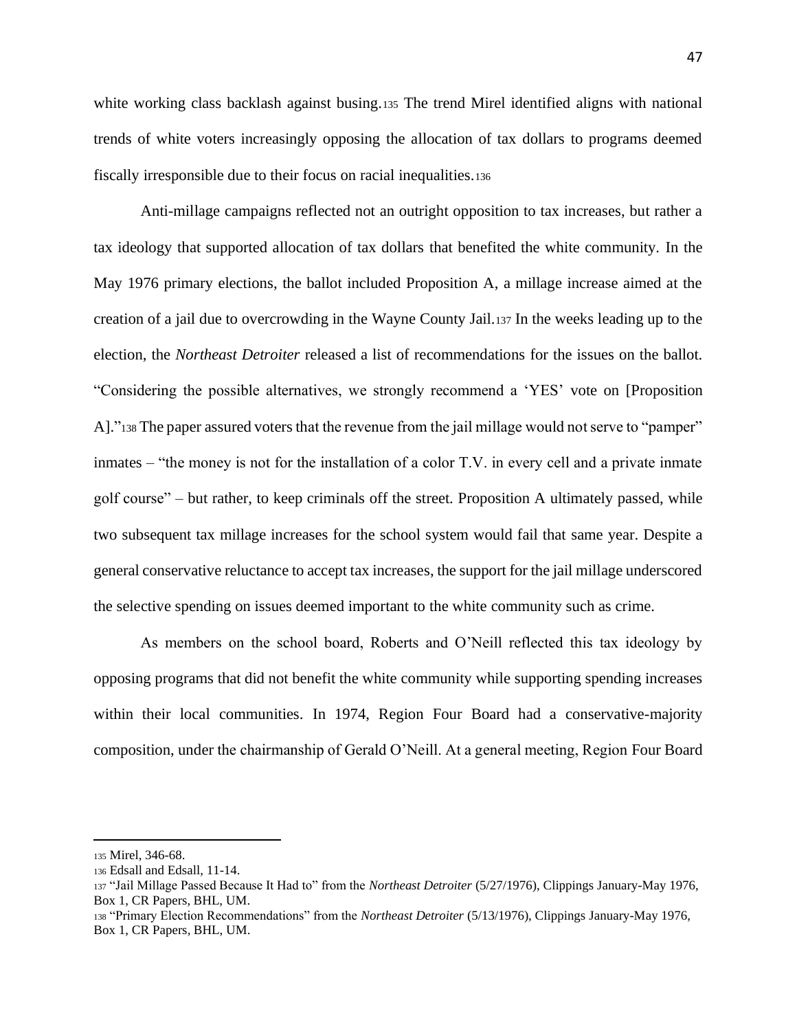white working class backlash against busing.[135] The trend Mirel identified aligns with national trends of white voters increasingly opposing the allocation of tax dollars to programs deemed fiscally irresponsible due to their focus on racial inequalities.[136]

Anti-millage campaigns reflected not an outright opposition to tax increases, but rather a tax ideology that supported allocation of tax dollars that benefited the white community. In the May 1976 primary elections, the ballot included Proposition A, a millage increase aimed at the creation of a jail due to overcrowding in the Wayne County Jail.[137] In the weeks leading up to the election, the *Northeast Detroiter* released a list of recommendations for the issues on the ballot. "Considering the possible alternatives, we strongly recommend a 'YES' vote on [Proposition A]."[138] The paper assured voters that the revenue from the jail millage would not serve to "pamper" inmates – "the money is not for the installation of a color T.V. in every cell and a private inmate golf course" – but rather, to keep criminals off the street. Proposition A ultimately passed, while two subsequent tax millage increases for the school system would fail that same year. Despite a general conservative reluctance to accept tax increases, the support for the jail millage underscored the selective spending on issues deemed important to the white community such as crime.

As members on the school board, Roberts and O'Neill reflected this tax ideology by opposing programs that did not benefit the white community while supporting spending increases within their local communities. In 1974, Region Four Board had a conservative-majority composition, under the chairmanship of Gerald O'Neill. At a general meeting, Region Four Board

---

[135] Mirel, 346-68.

[136] Edsall and Edsall, 11-14.

[137] "Jail Millage Passed Because It Had to" from the *Northeast Detroiter* (5/27/1976), Clippings January-May 1976, Box 1, CR Papers, BHL, UM.

[138] "Primary Election Recommendations" from the *Northeast Detroiter* (5/13/1976), Clippings January-May 1976, Box 1, CR Papers, BHL, UM.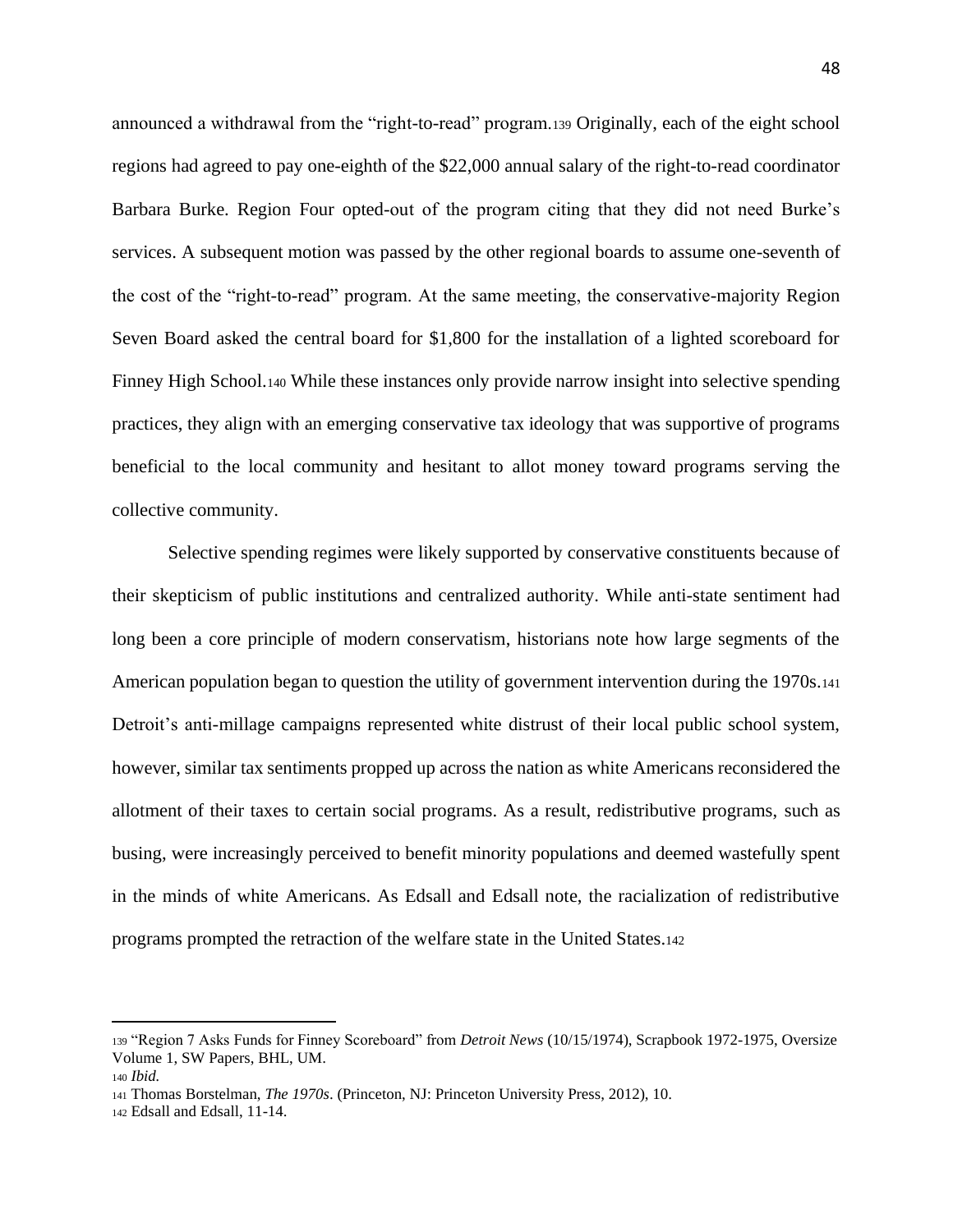announced a withdrawal from the "right-to-read" program.[139] Originally, each of the eight school regions had agreed to pay one-eighth of the $22,000 annual salary of the right-to-read coordinator Barbara Burke. Region Four opted-out of the program citing that they did not need Burke's services. A subsequent motion was passed by the other regional boards to assume one-seventh of the cost of the "right-to-read" program. At the same meeting, the conservative-majority Region Seven Board asked the central board for $1,800 for the installation of a lighted scoreboard for Finney High School.[140] While these instances only provide narrow insight into selective spending practices, they align with an emerging conservative tax ideology that was supportive of programs beneficial to the local community and hesitant to allot money toward programs serving the collective community.

Selective spending regimes were likely supported by conservative constituents because of their skepticism of public institutions and centralized authority. While anti-state sentiment had long been a core principle of modern conservatism, historians note how large segments of the American population began to question the utility of government intervention during the 1970s.[141] Detroit's anti-millage campaigns represented white distrust of their local public school system, however, similar tax sentiments propped up across the nation as white Americans reconsidered the allotment of their taxes to certain social programs. As a result, redistributive programs, such as busing, were increasingly perceived to benefit minority populations and deemed wastefully spent in the minds of white Americans. As Edsall and Edsall note, the racialization of redistributive programs prompted the retraction of the welfare state in the United States.[142]

---

[139] "Region 7 Asks Funds for Finney Scoreboard" from *Detroit News* (10/15/1974), Scrapbook 1972-1975, Oversize Volume 1, SW Papers, BHL, UM.

[140] *Ibid.*

[141] Thomas Borstelman, *The 1970s*. (Princeton, NJ: Princeton University Press, 2012), 10.

[142] Edsall and Edsall, 11-14.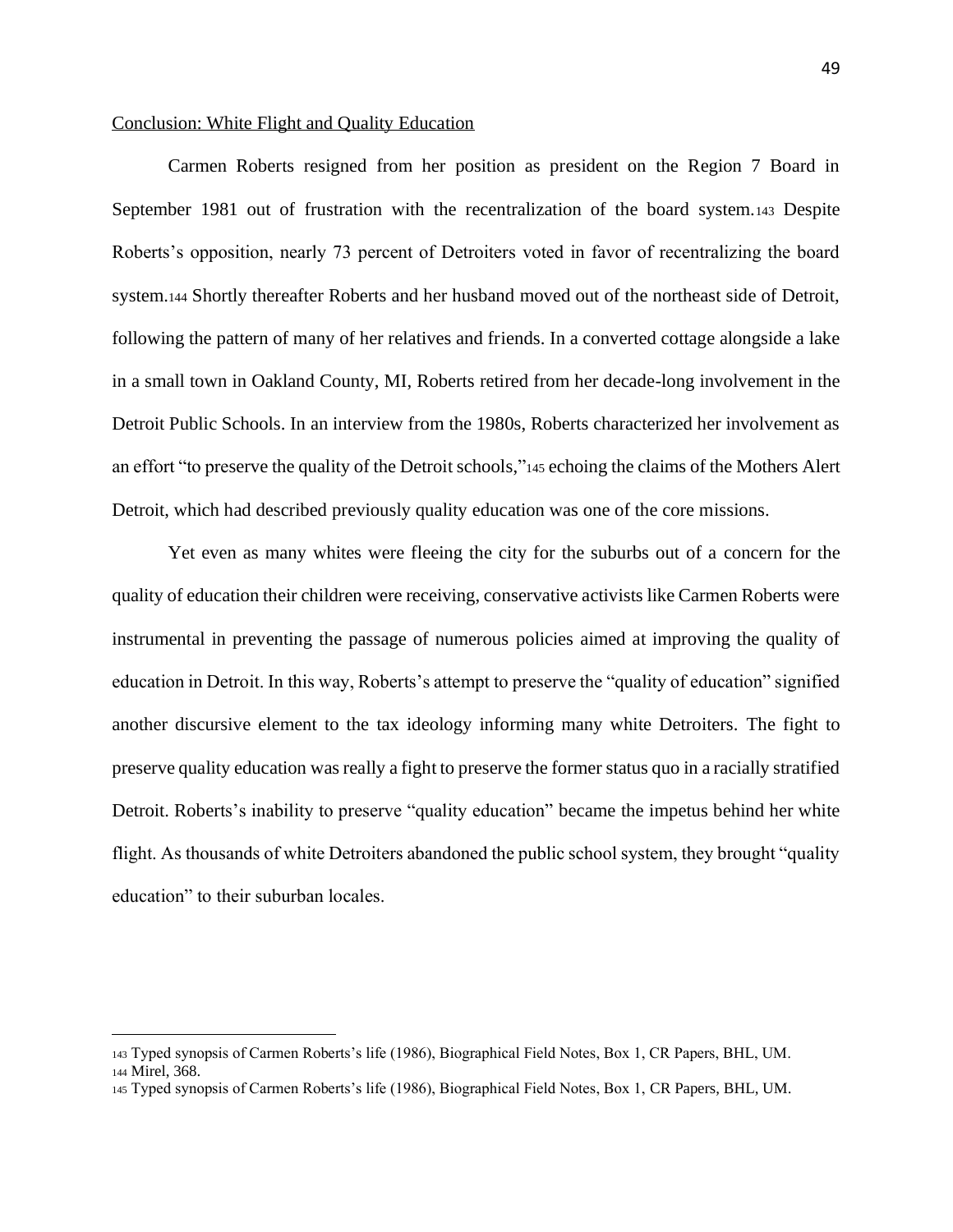Conclusion: White Flight and Quality Education

Carmen Roberts resigned from her position as president on the Region 7 Board in September 1981 out of frustration with the recentralization of the board system.[143] Despite Roberts's opposition, nearly 73 percent of Detroiters voted in favor of recentralizing the board system.[144] Shortly thereafter Roberts and her husband moved out of the northeast side of Detroit, following the pattern of many of her relatives and friends. In a converted cottage alongside a lake in a small town in Oakland County, MI, Roberts retired from her decade-long involvement in the Detroit Public Schools. In an interview from the 1980s, Roberts characterized her involvement as an effort "to preserve the quality of the Detroit schools,"[145] echoing the claims of the Mothers Alert Detroit, which had described previously quality education was one of the core missions.

Yet even as many whites were fleeing the city for the suburbs out of a concern for the quality of education their children were receiving, conservative activists like Carmen Roberts were instrumental in preventing the passage of numerous policies aimed at improving the quality of education in Detroit. In this way, Roberts's attempt to preserve the "quality of education" signified another discursive element to the tax ideology informing many white Detroiters. The fight to preserve quality education was really a fight to preserve the former status quo in a racially stratified Detroit. Roberts's inability to preserve "quality education" became the impetus behind her white flight. As thousands of white Detroiters abandoned the public school system, they brought "quality education" to their suburban locales.

---

143 Typed synopsis of Carmen Roberts's life (1986), Biographical Field Notes, Box 1, CR Papers, BHL, UM.
144 Mirel, 368.
145 Typed synopsis of Carmen Roberts's life (1986), Biographical Field Notes, Box 1, CR Papers, BHL, UM.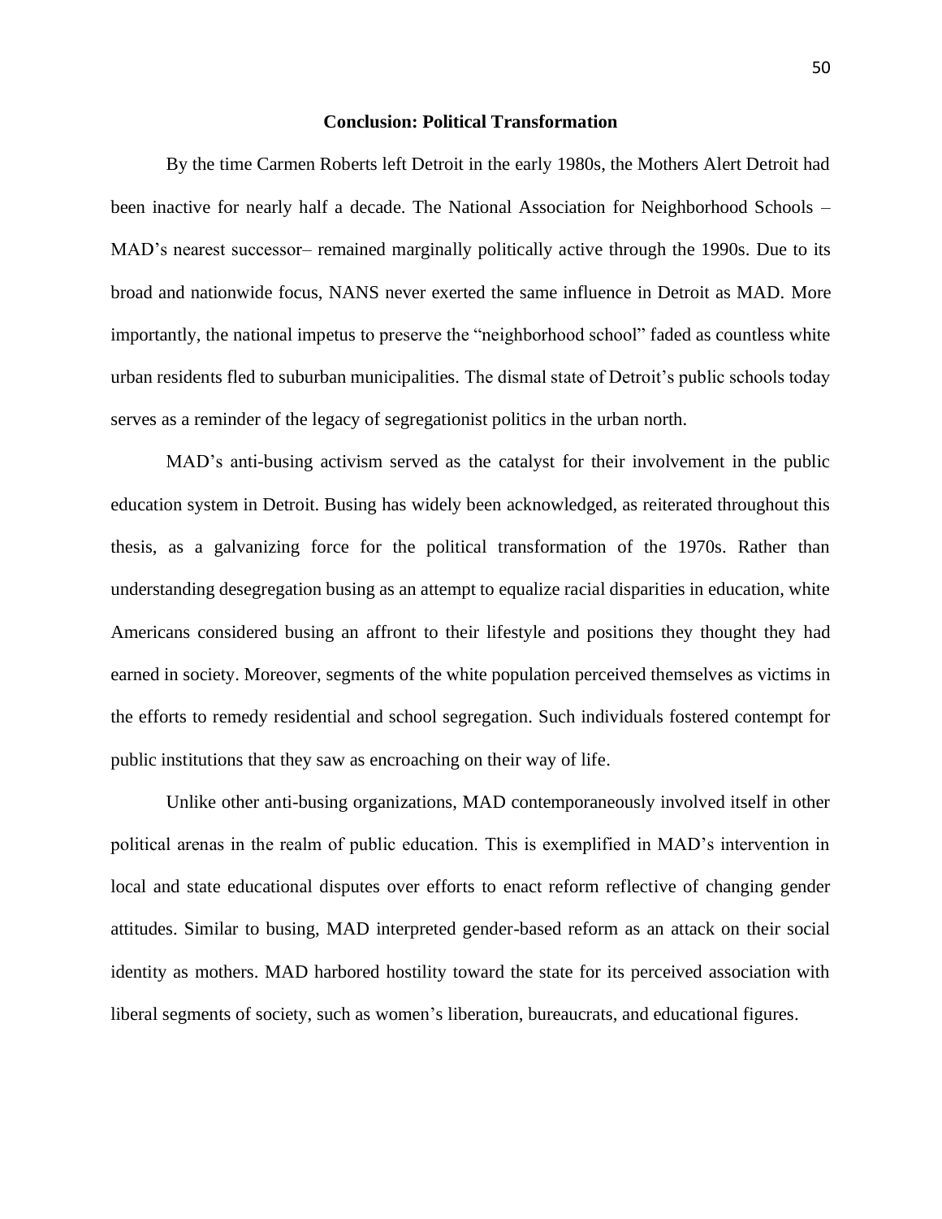## Conclusion: Political Transformation

By the time Carmen Roberts left Detroit in the early 1980s, the Mothers Alert Detroit had been inactive for nearly half a decade. The National Association for Neighborhood Schools – MAD's nearest successor– remained marginally politically active through the 1990s. Due to its broad and nationwide focus, NANS never exerted the same influence in Detroit as MAD. More importantly, the national impetus to preserve the "neighborhood school" faded as countless white urban residents fled to suburban municipalities. The dismal state of Detroit's public schools today serves as a reminder of the legacy of segregationist politics in the urban north.

MAD's anti-busing activism served as the catalyst for their involvement in the public education system in Detroit. Busing has widely been acknowledged, as reiterated throughout this thesis, as a galvanizing force for the political transformation of the 1970s. Rather than understanding desegregation busing as an attempt to equalize racial disparities in education, white Americans considered busing an affront to their lifestyle and positions they thought they had earned in society. Moreover, segments of the white population perceived themselves as victims in the efforts to remedy residential and school segregation. Such individuals fostered contempt for public institutions that they saw as encroaching on their way of life.

Unlike other anti-busing organizations, MAD contemporaneously involved itself in other political arenas in the realm of public education. This is exemplified in MAD's intervention in local and state educational disputes over efforts to enact reform reflective of changing gender attitudes. Similar to busing, MAD interpreted gender-based reform as an attack on their social identity as mothers. MAD harbored hostility toward the state for its perceived association with liberal segments of society, such as women's liberation, bureaucrats, and educational figures.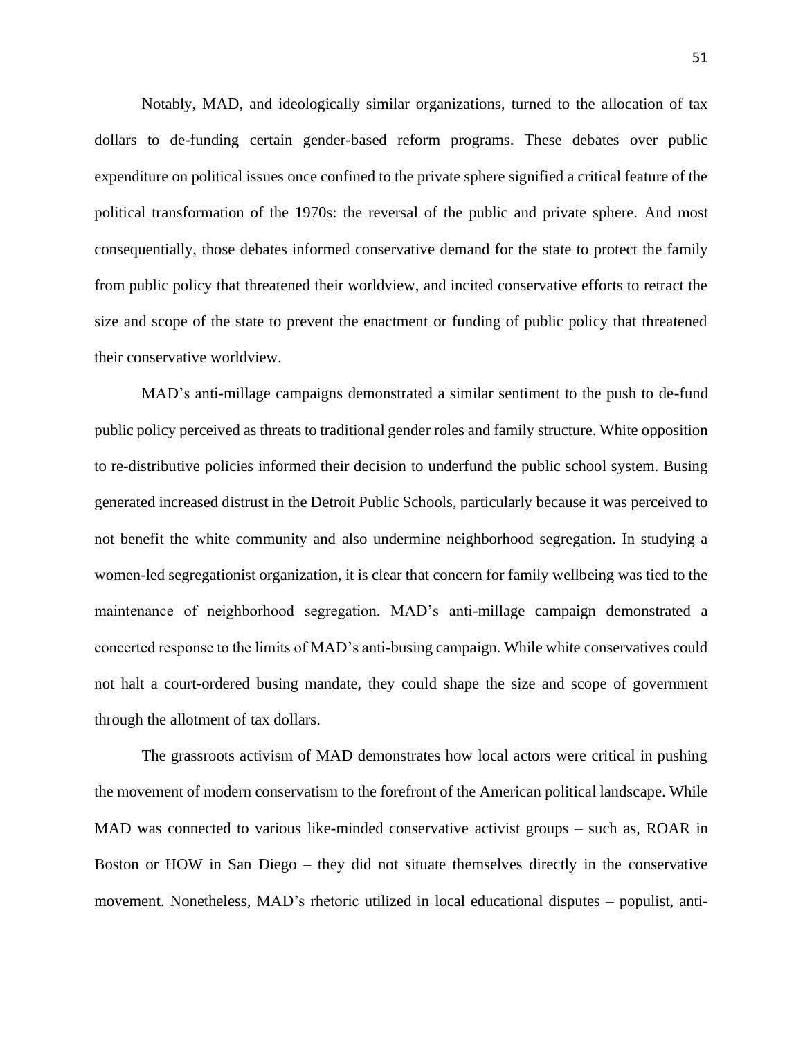Notably, MAD, and ideologically similar organizations, turned to the allocation of tax dollars to de-funding certain gender-based reform programs. These debates over public expenditure on political issues once confined to the private sphere signified a critical feature of the political transformation of the 1970s: the reversal of the public and private sphere. And most consequentially, those debates informed conservative demand for the state to protect the family from public policy that threatened their worldview, and incited conservative efforts to retract the size and scope of the state to prevent the enactment or funding of public policy that threatened their conservative worldview.

MAD's anti-millage campaigns demonstrated a similar sentiment to the push to de-fund public policy perceived as threats to traditional gender roles and family structure. White opposition to re-distributive policies informed their decision to underfund the public school system. Busing generated increased distrust in the Detroit Public Schools, particularly because it was perceived to not benefit the white community and also undermine neighborhood segregation. In studying a women-led segregationist organization, it is clear that concern for family wellbeing was tied to the maintenance of neighborhood segregation. MAD's anti-millage campaign demonstrated a concerted response to the limits of MAD's anti-busing campaign. While white conservatives could not halt a court-ordered busing mandate, they could shape the size and scope of government through the allotment of tax dollars.

The grassroots activism of MAD demonstrates how local actors were critical in pushing the movement of modern conservatism to the forefront of the American political landscape. While MAD was connected to various like-minded conservative activist groups – such as, ROAR in Boston or HOW in San Diego – they did not situate themselves directly in the conservative movement. Nonetheless, MAD's rhetoric utilized in local educational disputes – populist, anti-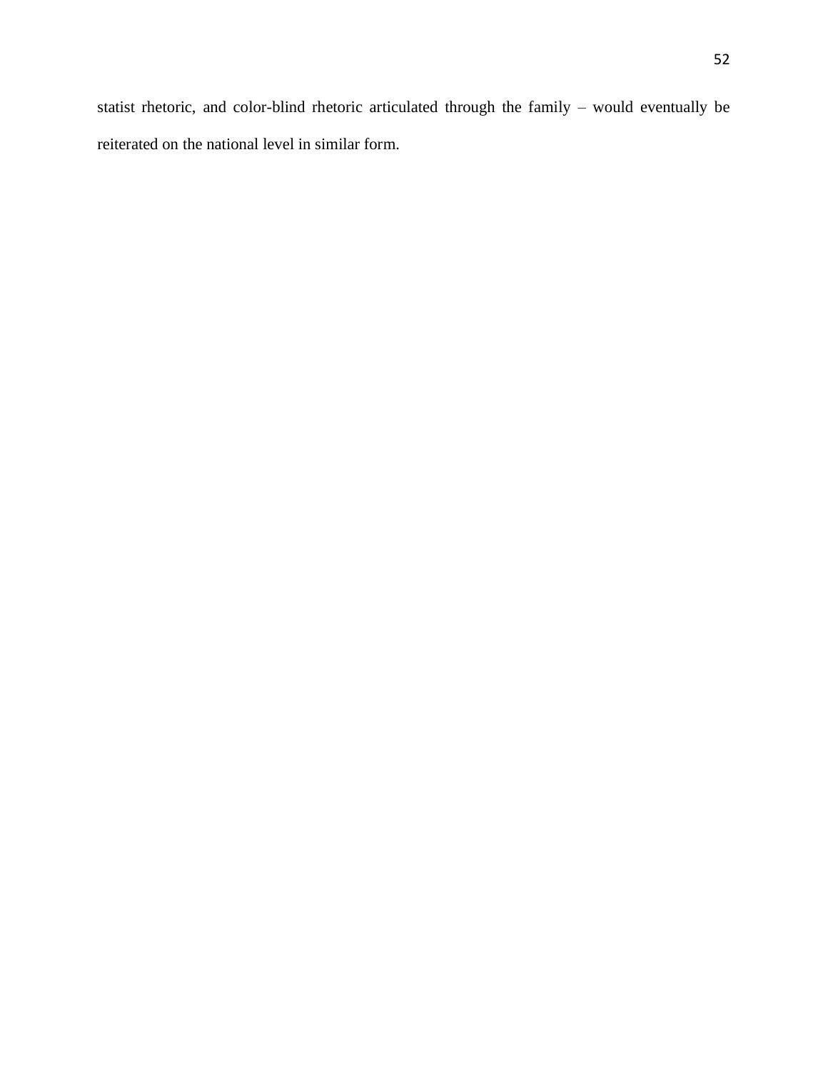statist rhetoric, and color-blind rhetoric articulated through the family – would eventually be reiterated on the national level in similar form.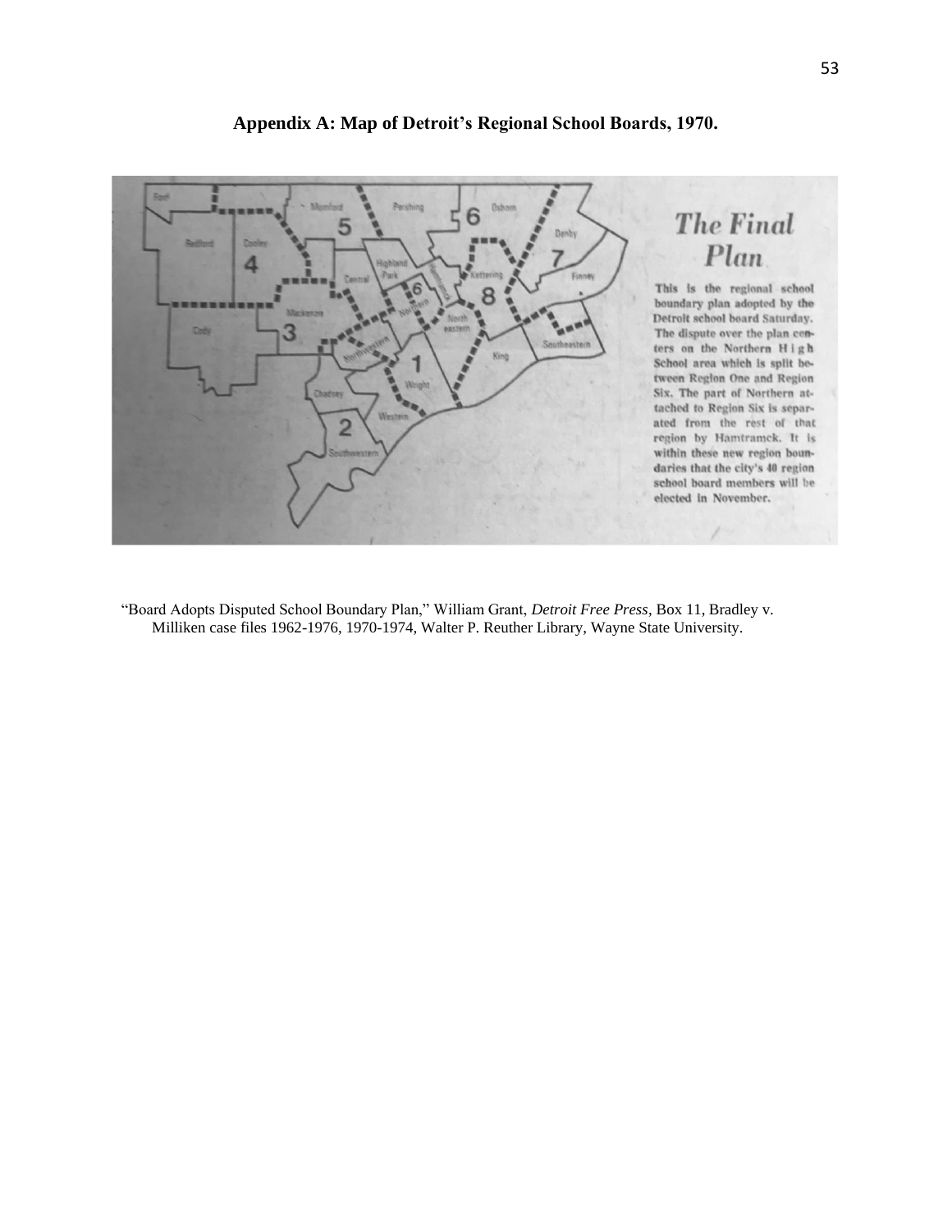## Appendix A: Map of Detroit's Regional School Boards, 1970.

Ford

Redford

Cooley

4

Mumford

5

Pershing

6

Osborn

Denby

7

Finney

Highland Park

Central

Hamtramck

Kettering

8

Cody

Mackenzie

3

6

Northern

North eastern

Northwestern

1

Wright

King

Southeastern

Chadsey

Western

2

Southwestern

**The Final Plan**

**This is the regional school boundary plan adopted by the Detroit school board Saturday. The dispute over the plan centers on the Northern High School area which is split between Region One and Region Six. The part of Northern attached to Region Six is separated from the rest of that region by Hamtramck. It is within these new region boundaries that the city's 40 region school board members will be elected in November.**

"Board Adopts Disputed School Boundary Plan," William Grant, *Detroit Free Press*, Box 11, Bradley v. Milliken case files 1962-1976, 1970-1974, Walter P. Reuther Library, Wayne State University.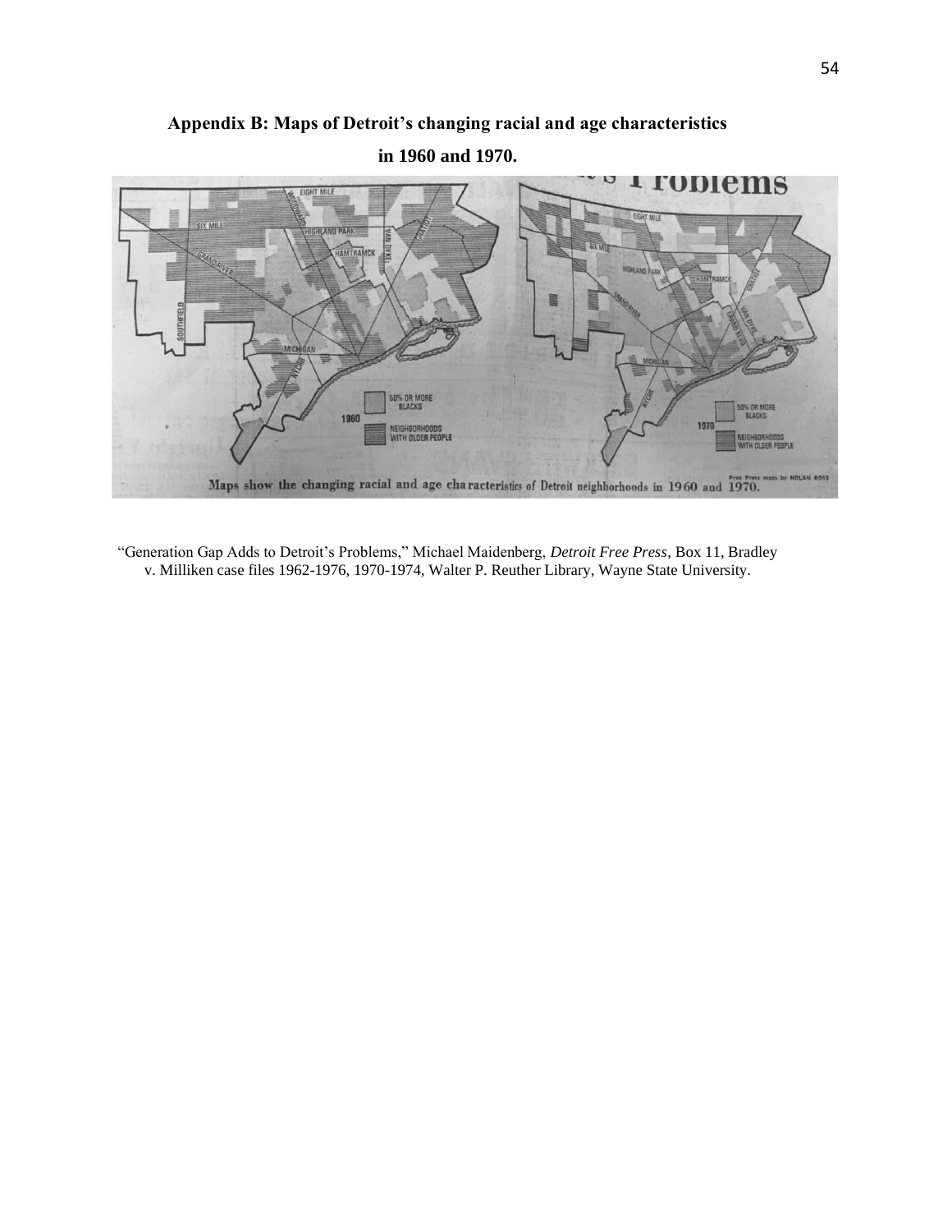**Appendix B: Maps of Detroit's changing racial and age characteristics in 1960 and 1970.**

Problems

EIGHT MILE
WOODWARD
SIX MILE
HIGHLAND PARK
VAN DYKE
GRATIOT
HAMTRAMCK
GRAND RIVER
SOUTHFIELD
MICHIGAN
MICHIGAN
50% OR MORE BLACKS
1960
NEIGHBORHOODS WITH OLDER PEOPLE

EIGHT MILE
SIX MILE
HIGHLAND PARK
HAMTRAMCK
GRATIOT
GRAND RIVER
VAN DYKE
GRAND BLVD
MICHIGAN
50% OR MORE BLACKS
1970
NEIGHBORHOODS WITH OLDER PEOPLE

Free Press maps by NOLAN ROSS

Maps show the changing racial and age characteristics of Detroit neighborhoods in 1960 and 1970.

"Generation Gap Adds to Detroit's Problems," Michael Maidenberg, *Detroit Free Press*, Box 11, Bradley v. Milliken case files 1962-1976, 1970-1974, Walter P. Reuther Library, Wayne State University.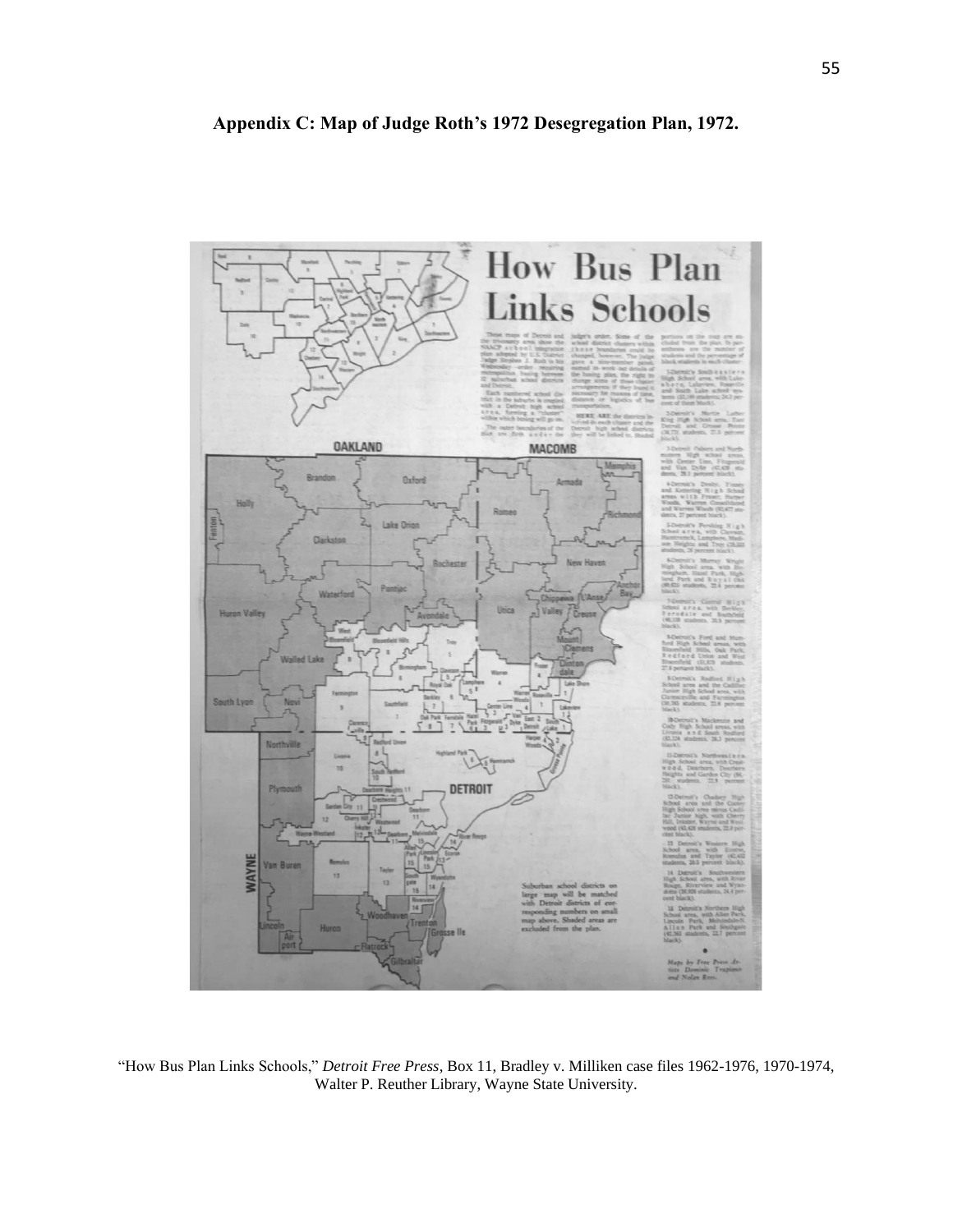**Appendix C: Map of Judge Roth's 1972 Desegregation Plan, 1972.**

"How Bus Plan Links Schools," *Detroit Free Press*, Box 11, Bradley v. Milliken case files 1962-1976, 1970-1974, Walter P. Reuther Library, Wayne State University.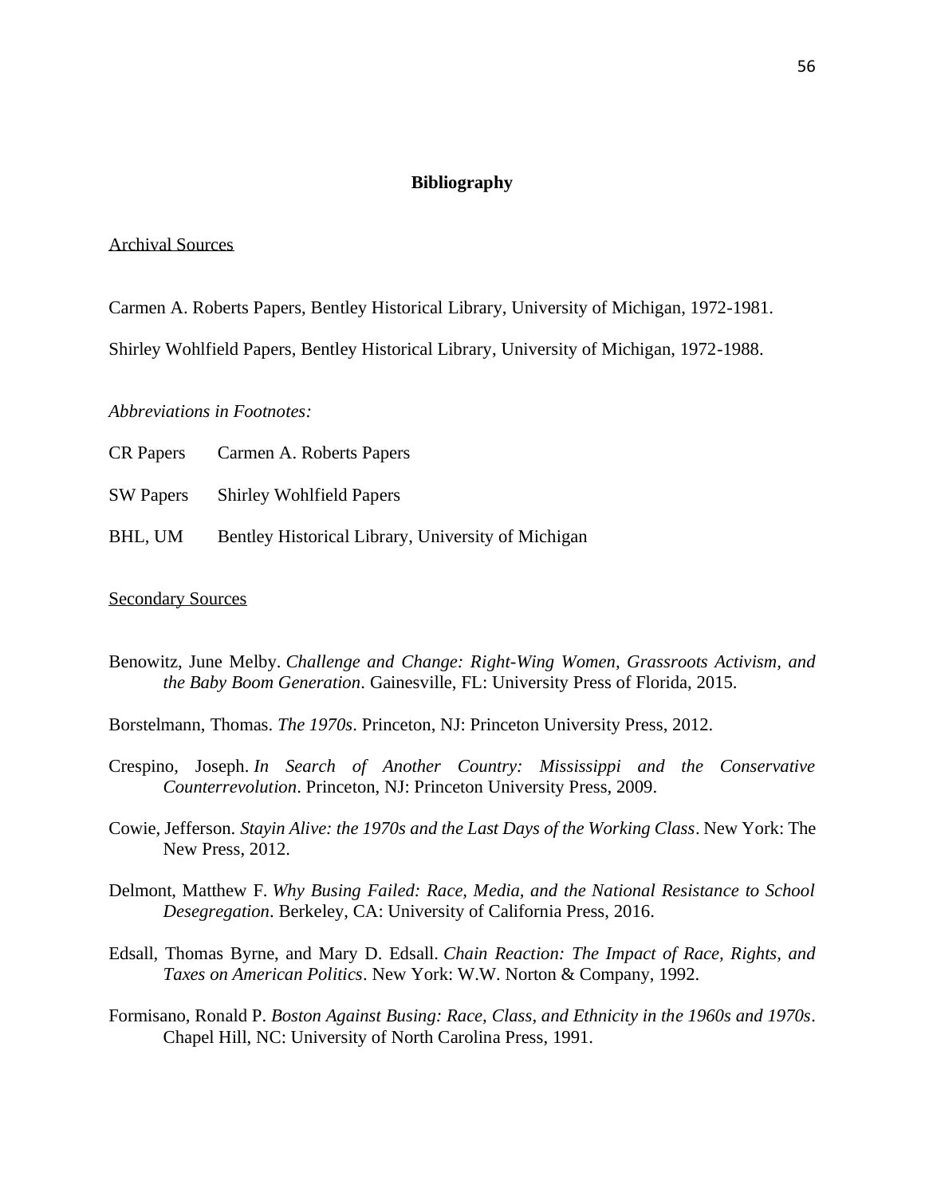# Bibliography

Archival Sources

Carmen A. Roberts Papers, Bentley Historical Library, University of Michigan, 1972-1981.

Shirley Wohlfield Papers, Bentley Historical Library, University of Michigan, 1972-1988.

*Abbreviations in Footnotes:*

| | |
|---|---|
| CR Papers | Carmen A. Roberts Papers |
| SW Papers | Shirley Wohlfield Papers |
| BHL, UM | Bentley Historical Library, University of Michigan |

Secondary Sources

Benowitz, June Melby. *Challenge and Change: Right-Wing Women, Grassroots Activism, and the Baby Boom Generation*. Gainesville, FL: University Press of Florida, 2015.

Borstelmann, Thomas. *The 1970s*. Princeton, NJ: Princeton University Press, 2012.

Crespino, Joseph. *In Search of Another Country: Mississippi and the Conservative Counterrevolution*. Princeton, NJ: Princeton University Press, 2009.

Cowie, Jefferson. *Stayin Alive: the 1970s and the Last Days of the Working Class*. New York: The New Press, 2012.

Delmont, Matthew F. *Why Busing Failed: Race, Media, and the National Resistance to School Desegregation*. Berkeley, CA: University of California Press, 2016.

Edsall, Thomas Byrne, and Mary D. Edsall. *Chain Reaction: The Impact of Race, Rights, and Taxes on American Politics*. New York: W.W. Norton & Company, 1992.

Formisano, Ronald P. *Boston Against Busing: Race, Class, and Ethnicity in the 1960s and 1970s*. Chapel Hill, NC: University of North Carolina Press, 1991.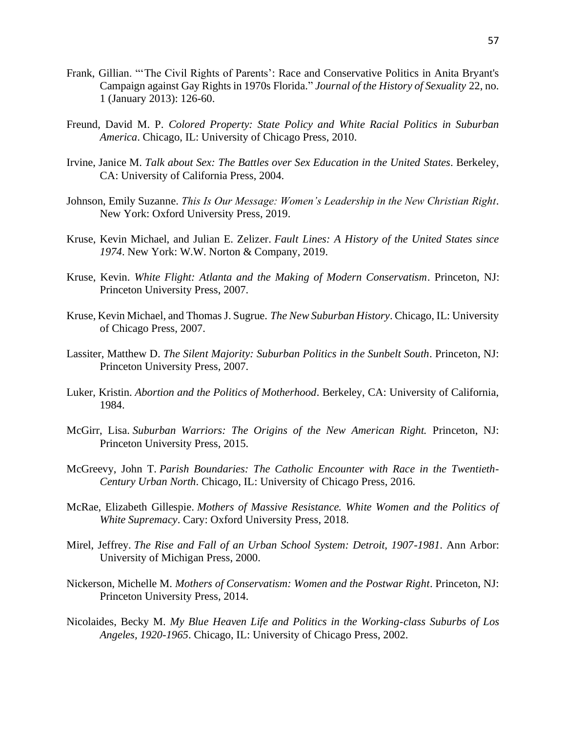Frank, Gillian. "'The Civil Rights of Parents': Race and Conservative Politics in Anita Bryant's Campaign against Gay Rights in 1970s Florida." *Journal of the History of Sexuality* 22, no. 1 (January 2013): 126-60.

Freund, David M. P. *Colored Property: State Policy and White Racial Politics in Suburban America*. Chicago, IL: University of Chicago Press, 2010.

Irvine, Janice M. *Talk about Sex: The Battles over Sex Education in the United States*. Berkeley, CA: University of California Press, 2004.

Johnson, Emily Suzanne. *This Is Our Message: Women's Leadership in the New Christian Right*. New York: Oxford University Press, 2019.

Kruse, Kevin Michael, and Julian E. Zelizer. *Fault Lines: A History of the United States since 1974*. New York: W.W. Norton & Company, 2019.

Kruse, Kevin. *White Flight: Atlanta and the Making of Modern Conservatism*. Princeton, NJ: Princeton University Press, 2007.

Kruse, Kevin Michael, and Thomas J. Sugrue. *The New Suburban History*. Chicago, IL: University of Chicago Press, 2007.

Lassiter, Matthew D. *The Silent Majority: Suburban Politics in the Sunbelt South*. Princeton, NJ: Princeton University Press, 2007.

Luker, Kristin. *Abortion and the Politics of Motherhood*. Berkeley, CA: University of California, 1984.

McGirr, Lisa. *Suburban Warriors: The Origins of the New American Right.* Princeton, NJ: Princeton University Press, 2015.

McGreevy, John T. *Parish Boundaries: The Catholic Encounter with Race in the Twentieth-Century Urban North*. Chicago, IL: University of Chicago Press, 2016.

McRae, Elizabeth Gillespie. *Mothers of Massive Resistance. White Women and the Politics of White Supremacy*. Cary: Oxford University Press, 2018.

Mirel, Jeffrey. *The Rise and Fall of an Urban School System: Detroit, 1907-1981*. Ann Arbor: University of Michigan Press, 2000.

Nickerson, Michelle M. *Mothers of Conservatism: Women and the Postwar Right*. Princeton, NJ: Princeton University Press, 2014.

Nicolaides, Becky M. *My Blue Heaven Life and Politics in the Working-class Suburbs of Los Angeles, 1920-1965*. Chicago, IL: University of Chicago Press, 2002.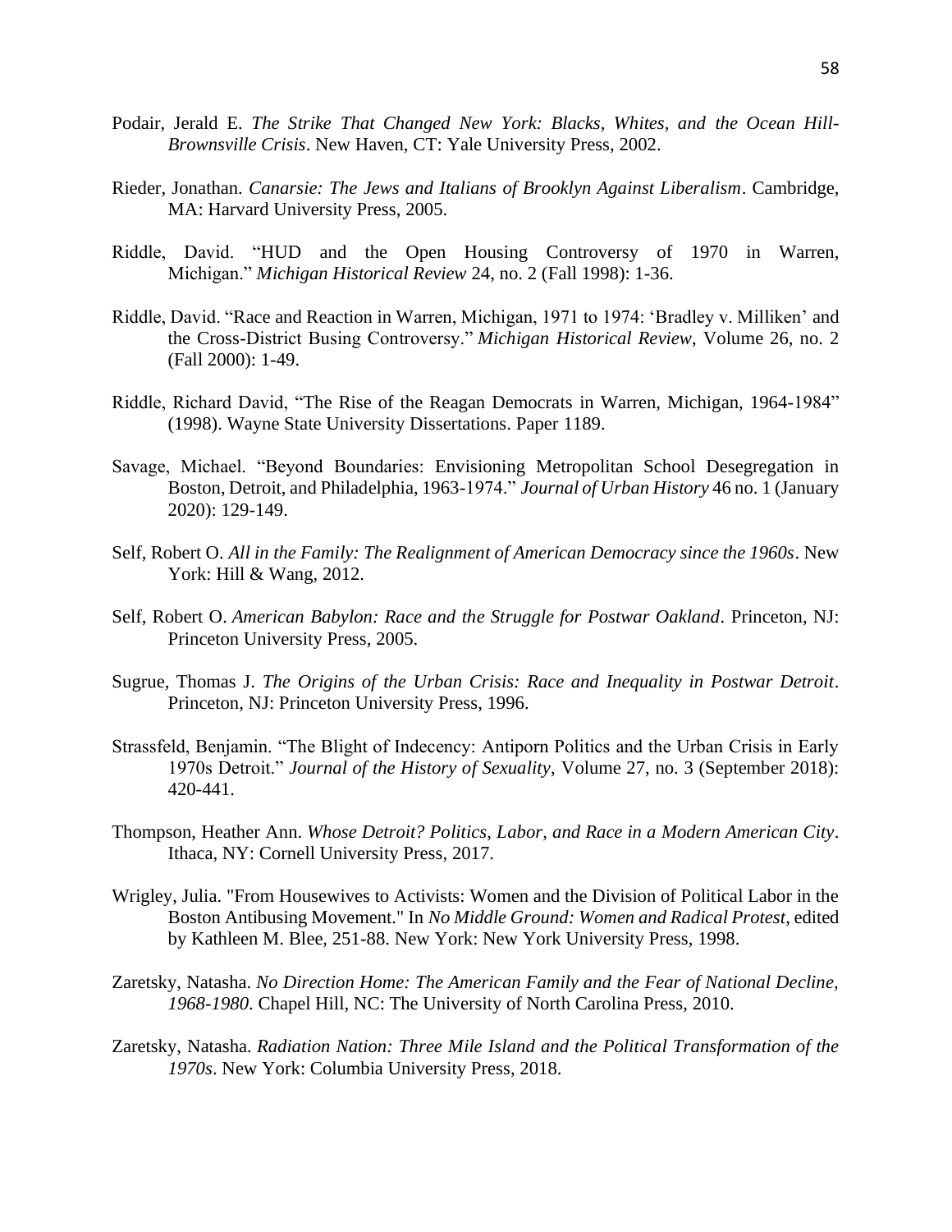Podair, Jerald E. *The Strike That Changed New York: Blacks, Whites, and the Ocean Hill-Brownsville Crisis*. New Haven, CT: Yale University Press, 2002.

Rieder, Jonathan. *Canarsie: The Jews and Italians of Brooklyn Against Liberalism*. Cambridge, MA: Harvard University Press, 2005.

Riddle, David. "HUD and the Open Housing Controversy of 1970 in Warren, Michigan." *Michigan Historical Review* 24, no. 2 (Fall 1998): 1-36.

Riddle, David. "Race and Reaction in Warren, Michigan, 1971 to 1974: 'Bradley v. Milliken' and the Cross-District Busing Controversy." *Michigan Historical Review*, Volume 26, no. 2 (Fall 2000): 1-49.

Riddle, Richard David, "The Rise of the Reagan Democrats in Warren, Michigan, 1964-1984" (1998). Wayne State University Dissertations. Paper 1189.

Savage, Michael. "Beyond Boundaries: Envisioning Metropolitan School Desegregation in Boston, Detroit, and Philadelphia, 1963-1974." *Journal of Urban History* 46 no. 1 (January 2020): 129-149.

Self, Robert O. *All in the Family: The Realignment of American Democracy since the 1960s*. New York: Hill & Wang, 2012.

Self, Robert O. *American Babylon: Race and the Struggle for Postwar Oakland*. Princeton, NJ: Princeton University Press, 2005.

Sugrue, Thomas J. *The Origins of the Urban Crisis: Race and Inequality in Postwar Detroit*. Princeton, NJ: Princeton University Press, 1996.

Strassfeld, Benjamin. "The Blight of Indecency: Antiporn Politics and the Urban Crisis in Early 1970s Detroit." *Journal of the History of Sexuality*, Volume 27, no. 3 (September 2018): 420-441.

Thompson, Heather Ann. *Whose Detroit? Politics, Labor, and Race in a Modern American City*. Ithaca, NY: Cornell University Press, 2017.

Wrigley, Julia. "From Housewives to Activists: Women and the Division of Political Labor in the Boston Antibusing Movement." In *No Middle Ground: Women and Radical Protest*, edited by Kathleen M. Blee, 251-88. New York: New York University Press, 1998.

Zaretsky, Natasha. *No Direction Home: The American Family and the Fear of National Decline, 1968-1980*. Chapel Hill, NC: The University of North Carolina Press, 2010.

Zaretsky, Natasha. *Radiation Nation: Three Mile Island and the Political Transformation of the 1970s*. New York: Columbia University Press, 2018.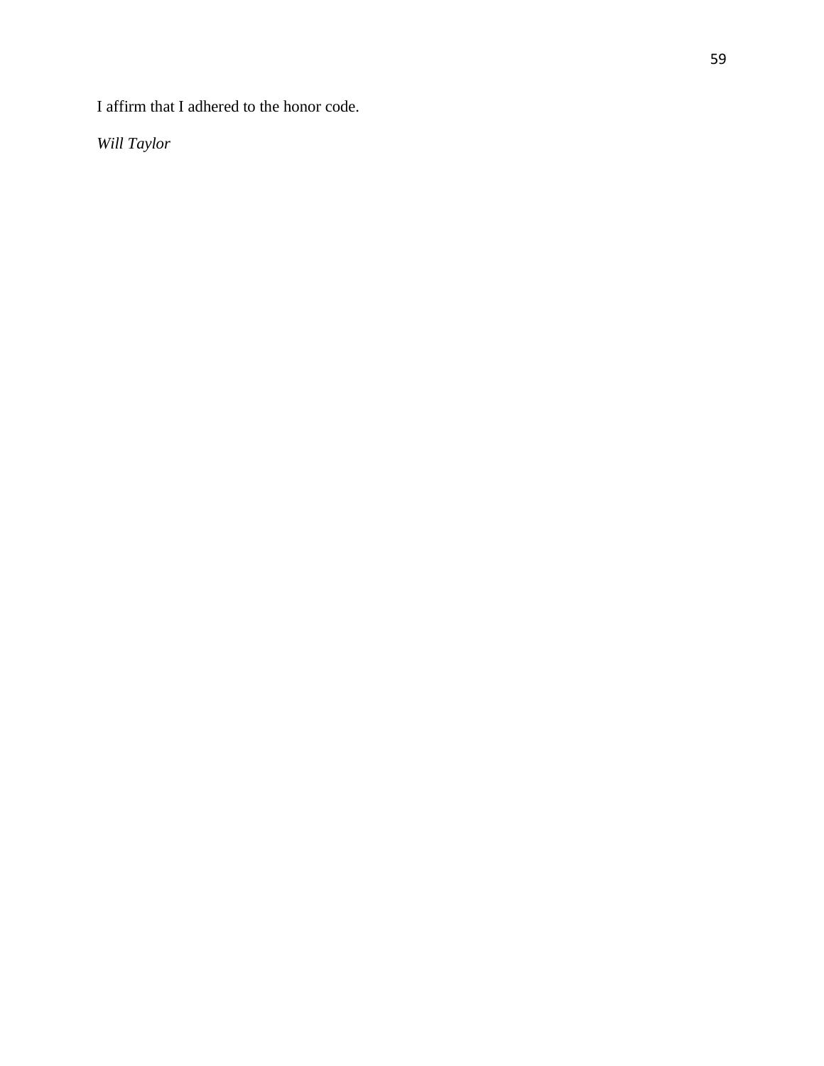I affirm that I adhered to the honor code.

*Will Taylor*